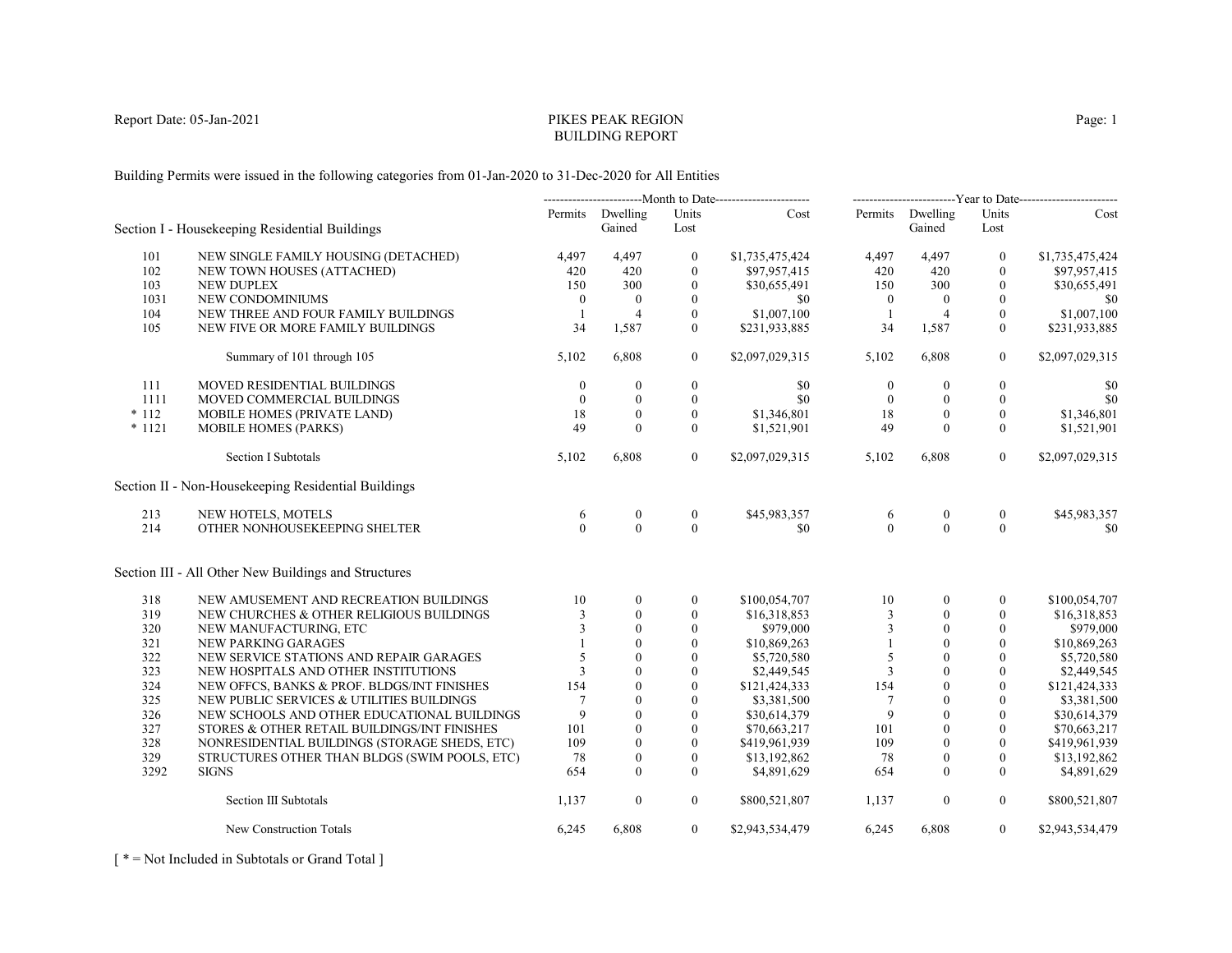Report Date: 05-Jan-2021

# PIKES PEAK REGION
## BUILDING REPORT

Building Permits were issued in the following categories from 01-Jan-2020 to 31-Dec-2020 for All Entities

| | | Month to Date | | | | Year to Date | | | |
|---|---|---|---|---|---|---|---|---|---|
| **Section I - Housekeeping Residential Buildings** | | Permits | Dwelling Gained | Units Lost | Cost | Permits | Dwelling Gained | Units Lost | Cost |
| 101 | NEW SINGLE FAMILY HOUSING (DETACHED) | 4,497 | 4,497 | 0 | $1,735,475,424 | 4,497 | 4,497 | 0 | $1,735,475,424 |
| 102 | NEW TOWN HOUSES (ATTACHED) | 420 | 420 | 0 | $97,957,415 | 420 | 420 | 0 | $97,957,415 |
| 103 | NEW DUPLEX | 150 | 300 | 0 | $30,655,491 | 150 | 300 | 0 | $30,655,491 |
| 1031 | NEW CONDOMINIUMS | 0 | 0 | 0 | $0 | 0 | 0 | 0 | $0 |
| 104 | NEW THREE AND FOUR FAMILY BUILDINGS | 1 | 4 | 0 | $1,007,100 | 1 | 4 | 0 | $1,007,100 |
| 105 | NEW FIVE OR MORE FAMILY BUILDINGS | 34 | 1,587 | 0 | $231,933,885 | 34 | 1,587 | 0 | $231,933,885 |
| | Summary of 101 through 105 | 5,102 | 6,808 | 0 | $2,097,029,315 | 5,102 | 6,808 | 0 | $2,097,029,315 |
| 111 | MOVED RESIDENTIAL BUILDINGS | 0 | 0 | 0 | $0 | 0 | 0 | 0 | $0 |
| 1111 | MOVED COMMERCIAL BUILDINGS | 0 | 0 | 0 | $0 | 0 | 0 | 0 | $0 |
| * 112 | MOBILE HOMES (PRIVATE LAND) | 18 | 0 | 0 | $1,346,801 | 18 | 0 | 0 | $1,346,801 |
| * 1121 | MOBILE HOMES (PARKS) | 49 | 0 | 0 | $1,521,901 | 49 | 0 | 0 | $1,521,901 |
| | Section I Subtotals | 5,102 | 6,808 | 0 | $2,097,029,315 | 5,102 | 6,808 | 0 | $2,097,029,315 |
| **Section II - Non-Housekeeping Residential Buildings** | | | | | | | | | |
| 213 | NEW HOTELS, MOTELS | 6 | 0 | 0 | $45,983,357 | 6 | 0 | 0 | $45,983,357 |
| 214 | OTHER NONHOUSEKEEPING SHELTER | 0 | 0 | 0 | $0 | 0 | 0 | 0 | $0 |
| **Section III - All Other New Buildings and Structures** | | | | | | | | | |
| 318 | NEW AMUSEMENT AND RECREATION BUILDINGS | 10 | 0 | 0 | $100,054,707 | 10 | 0 | 0 | $100,054,707 |
| 319 | NEW CHURCHES & OTHER RELIGIOUS BUILDINGS | 3 | 0 | 0 | $16,318,853 | 3 | 0 | 0 | $16,318,853 |
| 320 | NEW MANUFACTURING, ETC | 3 | 0 | 0 | $979,000 | 3 | 0 | 0 | $979,000 |
| 321 | NEW PARKING GARAGES | 1 | 0 | 0 | $10,869,263 | 1 | 0 | 0 | $10,869,263 |
| 322 | NEW SERVICE STATIONS AND REPAIR GARAGES | 5 | 0 | 0 | $5,720,580 | 5 | 0 | 0 | $5,720,580 |
| 323 | NEW HOSPITALS AND OTHER INSTITUTIONS | 3 | 0 | 0 | $2,449,545 | 3 | 0 | 0 | $2,449,545 |
| 324 | NEW OFFCS, BANKS & PROF. BLDGS/INT FINISHES | 154 | 0 | 0 | $121,424,333 | 154 | 0 | 0 | $121,424,333 |
| 325 | NEW PUBLIC SERVICES & UTILITIES BUILDINGS | 7 | 0 | 0 | $3,381,500 | 7 | 0 | 0 | $3,381,500 |
| 326 | NEW SCHOOLS AND OTHER EDUCATIONAL BUILDINGS | 9 | 0 | 0 | $30,614,379 | 9 | 0 | 0 | $30,614,379 |
| 327 | STORES & OTHER RETAIL BUILDINGS/INT FINISHES | 101 | 0 | 0 | $70,663,217 | 101 | 0 | 0 | $70,663,217 |
| 328 | NONRESIDENTIAL BUILDINGS (STORAGE SHEDS, ETC) | 109 | 0 | 0 | $419,961,939 | 109 | 0 | 0 | $419,961,939 |
| 329 | STRUCTURES OTHER THAN BLDGS (SWIM POOLS, ETC) | 78 | 0 | 0 | $13,192,862 | 78 | 0 | 0 | $13,192,862 |
| 3292 | SIGNS | 654 | 0 | 0 | $4,891,629 | 654 | 0 | 0 | $4,891,629 |
| | Section III Subtotals | 1,137 | 0 | 0 | $800,521,807 | 1,137 | 0 | 0 | $800,521,807 |
| | New Construction Totals | 6,245 | 6,808 | 0 | $2,943,534,479 | 6,245 | 6,808 | 0 | $2,943,534,479 |

[ * = Not Included in Subtotals or Grand Total ]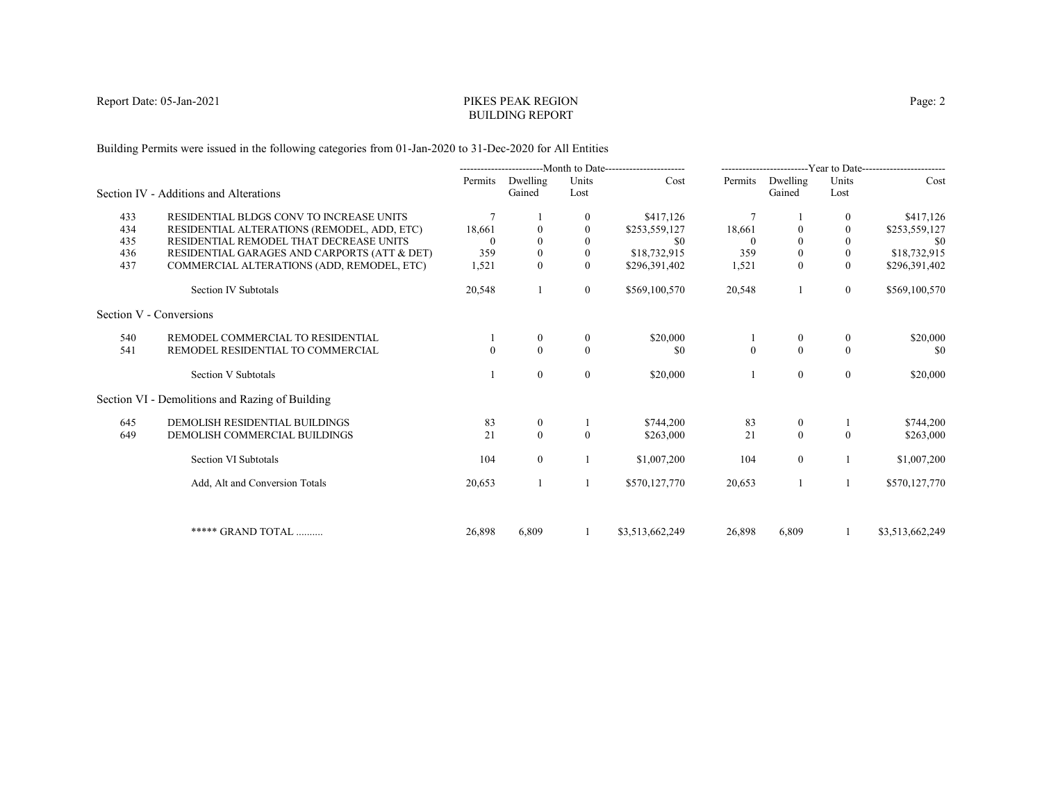# PIKES PEAK REGION
## BUILDING REPORT

Report Date: 05-Jan-2021

Building Permits were issued in the following categories from 01-Jan-2020 to 31-Dec-2020 for All Entities

| | | Month to Date | | | | Year to Date | | | |
|---|---|---|---|---|---|---|---|---|---|
| **Section IV - Additions and Alterations** | | Permits | Dwelling Gained | Units Lost | Cost | Permits | Dwelling Gained | Units Lost | Cost |
| 433 | RESIDENTIAL BLDGS CONV TO INCREASE UNITS | 7 | 1 | 0 | $417,126 | 7 | 1 | 0 | $417,126 |
| 434 | RESIDENTIAL ALTERATIONS (REMODEL, ADD, ETC) | 18,661 | 0 | 0 | $253,559,127 | 18,661 | 0 | 0 | $253,559,127 |
| 435 | RESIDENTIAL REMODEL THAT DECREASE UNITS | 0 | 0 | 0 | $0 | 0 | 0 | 0 | $0 |
| 436 | RESIDENTIAL GARAGES AND CARPORTS (ATT & DET) | 359 | 0 | 0 | $18,732,915 | 359 | 0 | 0 | $18,732,915 |
| 437 | COMMERCIAL ALTERATIONS (ADD, REMODEL, ETC) | 1,521 | 0 | 0 | $296,391,402 | 1,521 | 0 | 0 | $296,391,402 |
| | Section IV Subtotals | 20,548 | 1 | 0 | $569,100,570 | 20,548 | 1 | 0 | $569,100,570 |
| **Section V - Conversions** | | | | | | | | | |
| 540 | REMODEL COMMERCIAL TO RESIDENTIAL | 1 | 0 | 0 | $20,000 | 1 | 0 | 0 | $20,000 |
| 541 | REMODEL RESIDENTIAL TO COMMERCIAL | 0 | 0 | 0 | $0 | 0 | 0 | 0 | $0 |
| | Section V Subtotals | 1 | 0 | 0 | $20,000 | 1 | 0 | 0 | $20,000 |
| **Section VI - Demolitions and Razing of Building** | | | | | | | | | |
| 645 | DEMOLISH RESIDENTIAL BUILDINGS | 83 | 0 | 1 | $744,200 | 83 | 0 | 1 | $744,200 |
| 649 | DEMOLISH COMMERCIAL BUILDINGS | 21 | 0 | 0 | $263,000 | 21 | 0 | 0 | $263,000 |
| | Section VI Subtotals | 104 | 0 | 1 | $1,007,200 | 104 | 0 | 1 | $1,007,200 |
| | Add, Alt and Conversion Totals | 20,653 | 1 | 1 | $570,127,770 | 20,653 | 1 | 1 | $570,127,770 |
| | ***** GRAND TOTAL .......... | 26,898 | 6,809 | 1 | $3,513,662,249 | 26,898 | 6,809 | 1 | $3,513,662,249 |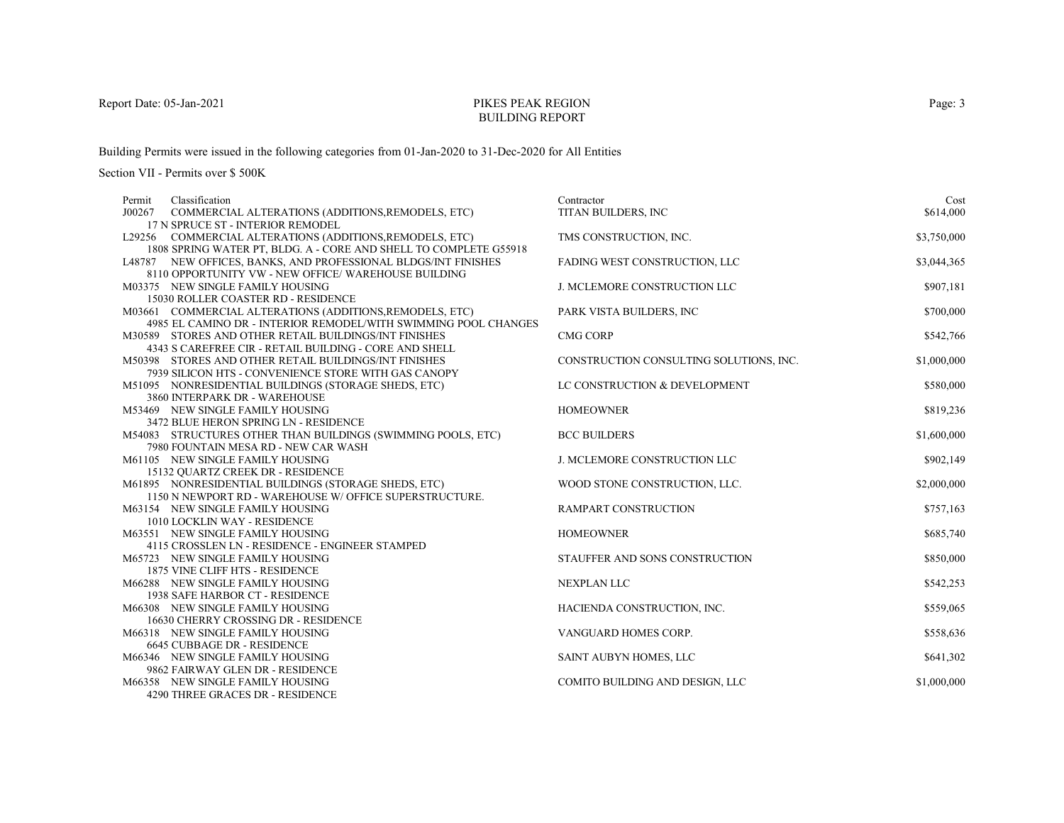Report Date: 05-Jan-2021

# PIKES PEAK REGION
## BUILDING REPORT

Building Permits were issued in the following categories from 01-Jan-2020 to 31-Dec-2020 for All Entities

Section VII - Permits over $ 500K

| Permit | Classification | Contractor | Cost |
|---|---|---|---|
| J00267 | COMMERCIAL ALTERATIONS (ADDITIONS,REMODELS, ETC)<br>17 N SPRUCE ST - INTERIOR REMODEL | TITAN BUILDERS, INC | $614,000 |
| L29256 | COMMERCIAL ALTERATIONS (ADDITIONS,REMODELS, ETC)<br>1808 SPRING WATER PT, BLDG. A - CORE AND SHELL TO COMPLETE G55918 | TMS CONSTRUCTION, INC. | $3,750,000 |
| L48787 | NEW OFFICES, BANKS, AND PROFESSIONAL BLDGS/INT FINISHES<br>8110 OPPORTUNITY VW - NEW OFFICE/ WAREHOUSE BUILDING | FADING WEST CONSTRUCTION, LLC | $3,044,365 |
| M03375 | NEW SINGLE FAMILY HOUSING<br>15030 ROLLER COASTER RD - RESIDENCE | J. MCLEMORE CONSTRUCTION LLC | $907,181 |
| M03661 | COMMERCIAL ALTERATIONS (ADDITIONS,REMODELS, ETC)<br>4985 EL CAMINO DR - INTERIOR REMODEL/WITH SWIMMING POOL CHANGES | PARK VISTA BUILDERS, INC | $700,000 |
| M30589 | STORES AND OTHER RETAIL BUILDINGS/INT FINISHES<br>4343 S CAREFREE CIR - RETAIL BUILDING - CORE AND SHELL | CMG CORP | $542,766 |
| M50398 | STORES AND OTHER RETAIL BUILDINGS/INT FINISHES<br>7939 SILICON HTS - CONVENIENCE STORE WITH GAS CANOPY | CONSTRUCTION CONSULTING SOLUTIONS, INC. | $1,000,000 |
| M51095 | NONRESIDENTIAL BUILDINGS (STORAGE SHEDS, ETC)<br>3860 INTERPARK DR - WAREHOUSE | LC CONSTRUCTION & DEVELOPMENT | $580,000 |
| M53469 | NEW SINGLE FAMILY HOUSING<br>3472 BLUE HERON SPRING LN - RESIDENCE | HOMEOWNER | $819,236 |
| M54083 | STRUCTURES OTHER THAN BUILDINGS (SWIMMING POOLS, ETC)<br>7980 FOUNTAIN MESA RD - NEW CAR WASH | BCC BUILDERS | $1,600,000 |
| M61105 | NEW SINGLE FAMILY HOUSING<br>15132 QUARTZ CREEK DR - RESIDENCE | J. MCLEMORE CONSTRUCTION LLC | $902,149 |
| M61895 | NONRESIDENTIAL BUILDINGS (STORAGE SHEDS, ETC)<br>1150 N NEWPORT RD - WAREHOUSE W/ OFFICE SUPERSTRUCTURE. | WOOD STONE CONSTRUCTION, LLC. | $2,000,000 |
| M63154 | NEW SINGLE FAMILY HOUSING<br>1010 LOCKLIN WAY - RESIDENCE | RAMPART CONSTRUCTION | $757,163 |
| M63551 | NEW SINGLE FAMILY HOUSING<br>4115 CROSSLEN LN - RESIDENCE - ENGINEER STAMPED | HOMEOWNER | $685,740 |
| M65723 | NEW SINGLE FAMILY HOUSING<br>1875 VINE CLIFF HTS - RESIDENCE | STAUFFER AND SONS CONSTRUCTION | $850,000 |
| M66288 | NEW SINGLE FAMILY HOUSING<br>1938 SAFE HARBOR CT - RESIDENCE | NEXPLAN LLC | $542,253 |
| M66308 | NEW SINGLE FAMILY HOUSING<br>16630 CHERRY CROSSING DR - RESIDENCE | HACIENDA CONSTRUCTION, INC. | $559,065 |
| M66318 | NEW SINGLE FAMILY HOUSING<br>6645 CUBBAGE DR - RESIDENCE | VANGUARD HOMES CORP. | $558,636 |
| M66346 | NEW SINGLE FAMILY HOUSING<br>9862 FAIRWAY GLEN DR - RESIDENCE | SAINT AUBYN HOMES, LLC | $641,302 |
| M66358 | NEW SINGLE FAMILY HOUSING<br>4290 THREE GRACES DR - RESIDENCE | COMITO BUILDING AND DESIGN, LLC | $1,000,000 |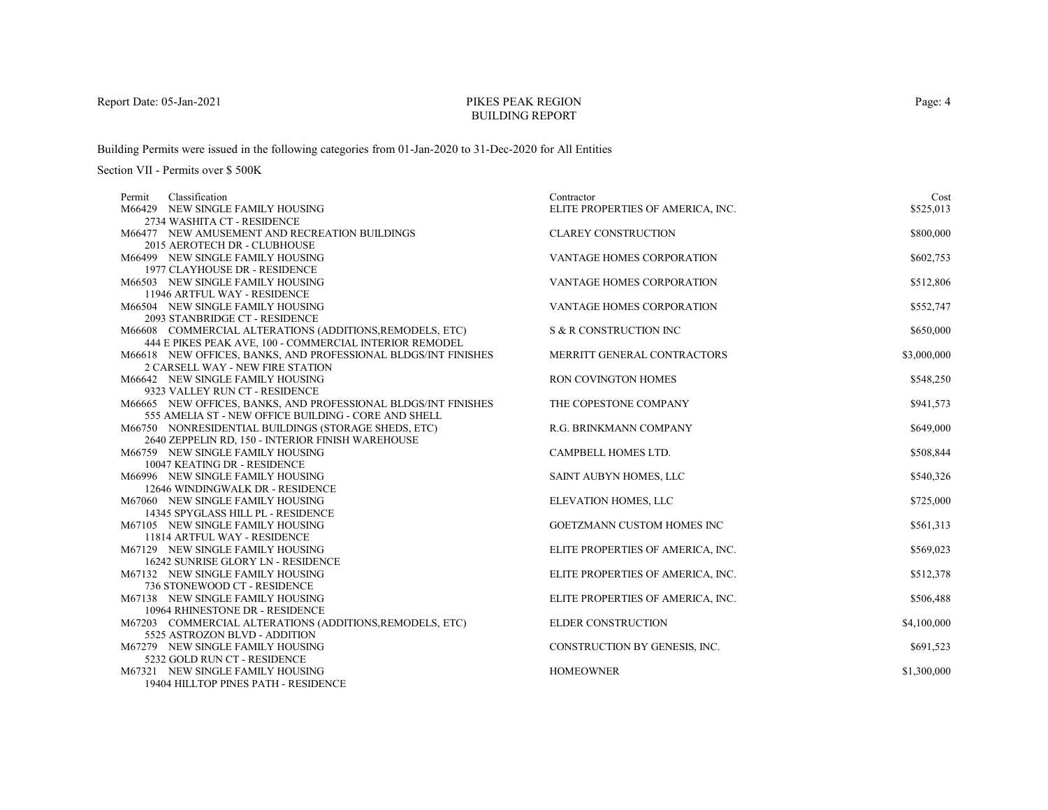PIKES PEAK REGION
BUILDING REPORT

Building Permits were issued in the following categories from 01-Jan-2020 to 31-Dec-2020 for All Entities

Section VII - Permits over $ 500K

| Permit | Classification | Contractor | Cost |
|---|---|---|---|
| M66429 | NEW SINGLE FAMILY HOUSING<br>2734 WASHITA CT - RESIDENCE | ELITE PROPERTIES OF AMERICA, INC. | $525,013 |
| M66477 | NEW AMUSEMENT AND RECREATION BUILDINGS<br>2015 AEROTECH DR - CLUBHOUSE | CLAREY CONSTRUCTION | $800,000 |
| M66499 | NEW SINGLE FAMILY HOUSING<br>1977 CLAYHOUSE DR - RESIDENCE | VANTAGE HOMES CORPORATION | $602,753 |
| M66503 | NEW SINGLE FAMILY HOUSING<br>11946 ARTFUL WAY - RESIDENCE | VANTAGE HOMES CORPORATION | $512,806 |
| M66504 | NEW SINGLE FAMILY HOUSING<br>2093 STANBRIDGE CT - RESIDENCE | VANTAGE HOMES CORPORATION | $552,747 |
| M66608 | COMMERCIAL ALTERATIONS (ADDITIONS,REMODELS, ETC)<br>444 E PIKES PEAK AVE, 100 - COMMERCIAL INTERIOR REMODEL | S & R CONSTRUCTION INC | $650,000 |
| M66618 | NEW OFFICES, BANKS, AND PROFESSIONAL BLDGS/INT FINISHES<br>2 CARSELL WAY - NEW FIRE STATION | MERRITT GENERAL CONTRACTORS | $3,000,000 |
| M66642 | NEW SINGLE FAMILY HOUSING<br>9323 VALLEY RUN CT - RESIDENCE | RON COVINGTON HOMES | $548,250 |
| M66665 | NEW OFFICES, BANKS, AND PROFESSIONAL BLDGS/INT FINISHES<br>555 AMELIA ST - NEW OFFICE BUILDING - CORE AND SHELL | THE COPESTONE COMPANY | $941,573 |
| M66750 | NONRESIDENTIAL BUILDINGS (STORAGE SHEDS, ETC)<br>2640 ZEPPELIN RD, 150 - INTERIOR FINISH WAREHOUSE | R.G. BRINKMANN COMPANY | $649,000 |
| M66759 | NEW SINGLE FAMILY HOUSING<br>10047 KEATING DR - RESIDENCE | CAMPBELL HOMES LTD. | $508,844 |
| M66996 | NEW SINGLE FAMILY HOUSING<br>12646 WINDINGWALK DR - RESIDENCE | SAINT AUBYN HOMES, LLC | $540,326 |
| M67060 | NEW SINGLE FAMILY HOUSING<br>14345 SPYGLASS HILL PL - RESIDENCE | ELEVATION HOMES, LLC | $725,000 |
| M67105 | NEW SINGLE FAMILY HOUSING<br>11814 ARTFUL WAY - RESIDENCE | GOETZMANN CUSTOM HOMES INC | $561,313 |
| M67129 | NEW SINGLE FAMILY HOUSING<br>16242 SUNRISE GLORY LN - RESIDENCE | ELITE PROPERTIES OF AMERICA, INC. | $569,023 |
| M67132 | NEW SINGLE FAMILY HOUSING<br>736 STONEWOOD CT - RESIDENCE | ELITE PROPERTIES OF AMERICA, INC. | $512,378 |
| M67138 | NEW SINGLE FAMILY HOUSING<br>10964 RHINESTONE DR - RESIDENCE | ELITE PROPERTIES OF AMERICA, INC. | $506,488 |
| M67203 | COMMERCIAL ALTERATIONS (ADDITIONS,REMODELS, ETC)<br>5525 ASTROZON BLVD - ADDITION | ELDER CONSTRUCTION | $4,100,000 |
| M67279 | NEW SINGLE FAMILY HOUSING<br>5232 GOLD RUN CT - RESIDENCE | CONSTRUCTION BY GENESIS, INC. | $691,523 |
| M67321 | NEW SINGLE FAMILY HOUSING<br>19404 HILLTOP PINES PATH - RESIDENCE | HOMEOWNER | $1,300,000 |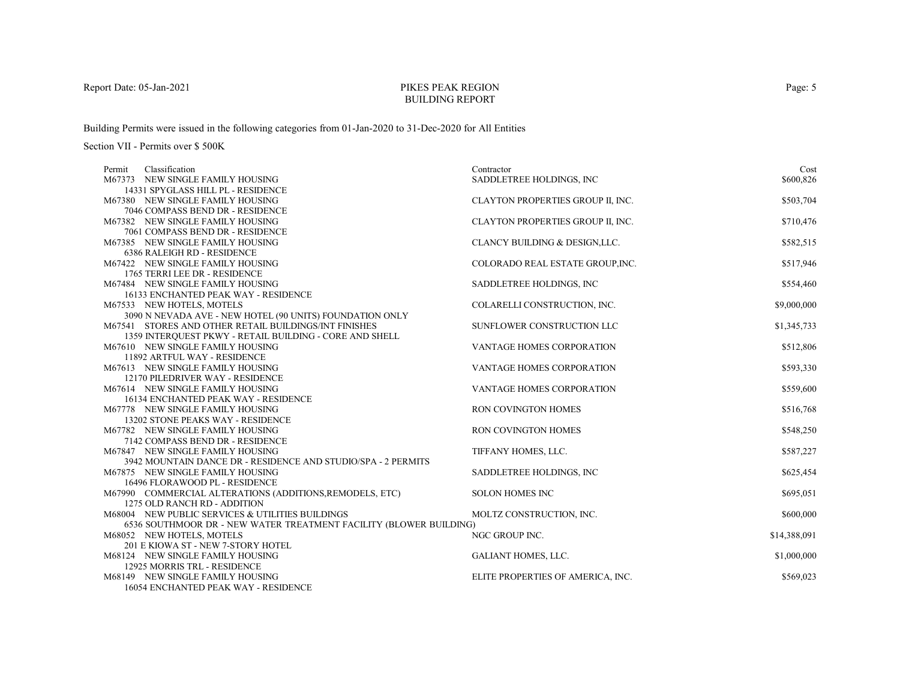# PIKES PEAK REGION
## BUILDING REPORT

Report Date: 05-Jan-2021

Building Permits were issued in the following categories from 01-Jan-2020 to 31-Dec-2020 for All Entities

Section VII - Permits over $ 500K

| Permit | Classification | Contractor | Cost |
|---|---|---|---|
| M67373 | NEW SINGLE FAMILY HOUSING<br>14331 SPYGLASS HILL PL - RESIDENCE | SADDLETREE HOLDINGS, INC | $600,826 |
| M67380 | NEW SINGLE FAMILY HOUSING<br>7046 COMPASS BEND DR - RESIDENCE | CLAYTON PROPERTIES GROUP II, INC. | $503,704 |
| M67382 | NEW SINGLE FAMILY HOUSING<br>7061 COMPASS BEND DR - RESIDENCE | CLAYTON PROPERTIES GROUP II, INC. | $710,476 |
| M67385 | NEW SINGLE FAMILY HOUSING<br>6386 RALEIGH RD - RESIDENCE | CLANCY BUILDING & DESIGN,LLC. | $582,515 |
| M67422 | NEW SINGLE FAMILY HOUSING<br>1765 TERRI LEE DR - RESIDENCE | COLORADO REAL ESTATE GROUP,INC. | $517,946 |
| M67484 | NEW SINGLE FAMILY HOUSING<br>16133 ENCHANTED PEAK WAY - RESIDENCE | SADDLETREE HOLDINGS, INC | $554,460 |
| M67533 | NEW HOTELS, MOTELS<br>3090 N NEVADA AVE - NEW HOTEL (90 UNITS) FOUNDATION ONLY | COLARELLI CONSTRUCTION, INC. | $9,000,000 |
| M67541 | STORES AND OTHER RETAIL BUILDINGS/INT FINISHES<br>1359 INTERQUEST PKWY - RETAIL BUILDING - CORE AND SHELL | SUNFLOWER CONSTRUCTION LLC | $1,345,733 |
| M67610 | NEW SINGLE FAMILY HOUSING<br>11892 ARTFUL WAY - RESIDENCE | VANTAGE HOMES CORPORATION | $512,806 |
| M67613 | NEW SINGLE FAMILY HOUSING<br>12170 PILEDRIVER WAY - RESIDENCE | VANTAGE HOMES CORPORATION | $593,330 |
| M67614 | NEW SINGLE FAMILY HOUSING<br>16134 ENCHANTED PEAK WAY - RESIDENCE | VANTAGE HOMES CORPORATION | $559,600 |
| M67778 | NEW SINGLE FAMILY HOUSING<br>13202 STONE PEAKS WAY - RESIDENCE | RON COVINGTON HOMES | $516,768 |
| M67782 | NEW SINGLE FAMILY HOUSING<br>7142 COMPASS BEND DR - RESIDENCE | RON COVINGTON HOMES | $548,250 |
| M67847 | NEW SINGLE FAMILY HOUSING<br>3942 MOUNTAIN DANCE DR - RESIDENCE AND STUDIO/SPA - 2 PERMITS | TIFFANY HOMES, LLC. | $587,227 |
| M67875 | NEW SINGLE FAMILY HOUSING<br>16496 FLORAWOOD PL - RESIDENCE | SADDLETREE HOLDINGS, INC | $625,454 |
| M67990 | COMMERCIAL ALTERATIONS (ADDITIONS,REMODELS, ETC)<br>1275 OLD RANCH RD - ADDITION | SOLON HOMES INC | $695,051 |
| M68004 | NEW PUBLIC SERVICES & UTILITIES BUILDINGS<br>6536 SOUTHMOOR DR - NEW WATER TREATMENT FACILITY (BLOWER BUILDING) | MOLTZ CONSTRUCTION, INC. | $600,000 |
| M68052 | NEW HOTELS, MOTELS<br>201 E KIOWA ST - NEW 7-STORY HOTEL | NGC GROUP INC. | $14,388,091 |
| M68124 | NEW SINGLE FAMILY HOUSING<br>12925 MORRIS TRL - RESIDENCE | GALIANT HOMES, LLC. | $1,000,000 |
| M68149 | NEW SINGLE FAMILY HOUSING<br>16054 ENCHANTED PEAK WAY - RESIDENCE | ELITE PROPERTIES OF AMERICA, INC. | $569,023 |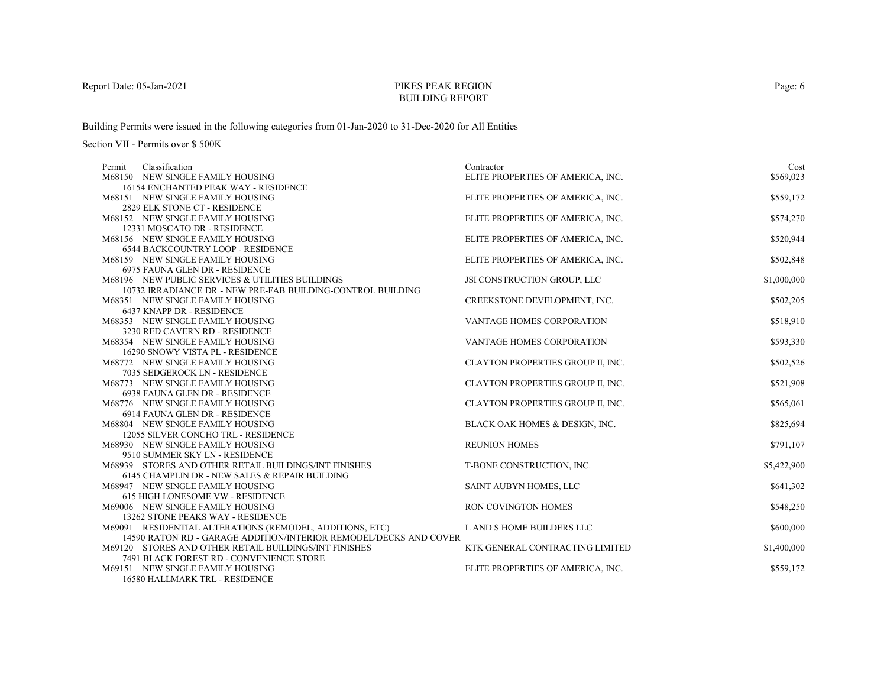Report Date: 05-Jan-2021

# PIKES PEAK REGION
## BUILDING REPORT

Building Permits were issued in the following categories from 01-Jan-2020 to 31-Dec-2020 for All Entities

Section VII - Permits over $ 500K

| Permit | Classification | Contractor | Cost |
|---|---|---|---|
| M68150 | NEW SINGLE FAMILY HOUSING<br>16154 ENCHANTED PEAK WAY - RESIDENCE | ELITE PROPERTIES OF AMERICA, INC. | $569,023 |
| M68151 | NEW SINGLE FAMILY HOUSING<br>2829 ELK STONE CT - RESIDENCE | ELITE PROPERTIES OF AMERICA, INC. | $559,172 |
| M68152 | NEW SINGLE FAMILY HOUSING<br>12331 MOSCATO DR - RESIDENCE | ELITE PROPERTIES OF AMERICA, INC. | $574,270 |
| M68156 | NEW SINGLE FAMILY HOUSING<br>6544 BACKCOUNTRY LOOP - RESIDENCE | ELITE PROPERTIES OF AMERICA, INC. | $520,944 |
| M68159 | NEW SINGLE FAMILY HOUSING<br>6975 FAUNA GLEN DR - RESIDENCE | ELITE PROPERTIES OF AMERICA, INC. | $502,848 |
| M68196 | NEW PUBLIC SERVICES & UTILITIES BUILDINGS<br>10732 IRRADIANCE DR - NEW PRE-FAB BUILDING-CONTROL BUILDING | JSI CONSTRUCTION GROUP, LLC | $1,000,000 |
| M68351 | NEW SINGLE FAMILY HOUSING<br>6437 KNAPP DR - RESIDENCE | CREEKSTONE DEVELOPMENT, INC. | $502,205 |
| M68353 | NEW SINGLE FAMILY HOUSING<br>3230 RED CAVERN RD - RESIDENCE | VANTAGE HOMES CORPORATION | $518,910 |
| M68354 | NEW SINGLE FAMILY HOUSING<br>16290 SNOWY VISTA PL - RESIDENCE | VANTAGE HOMES CORPORATION | $593,330 |
| M68772 | NEW SINGLE FAMILY HOUSING<br>7035 SEDGEROCK LN - RESIDENCE | CLAYTON PROPERTIES GROUP II, INC. | $502,526 |
| M68773 | NEW SINGLE FAMILY HOUSING<br>6938 FAUNA GLEN DR - RESIDENCE | CLAYTON PROPERTIES GROUP II, INC. | $521,908 |
| M68776 | NEW SINGLE FAMILY HOUSING<br>6914 FAUNA GLEN DR - RESIDENCE | CLAYTON PROPERTIES GROUP II, INC. | $565,061 |
| M68804 | NEW SINGLE FAMILY HOUSING<br>12055 SILVER CONCHO TRL - RESIDENCE | BLACK OAK HOMES & DESIGN, INC. | $825,694 |
| M68930 | NEW SINGLE FAMILY HOUSING<br>9510 SUMMER SKY LN - RESIDENCE | REUNION HOMES | $791,107 |
| M68939 | STORES AND OTHER RETAIL BUILDINGS/INT FINISHES<br>6145 CHAMPLIN DR - NEW SALES & REPAIR BUILDING | T-BONE CONSTRUCTION, INC. | $5,422,900 |
| M68947 | NEW SINGLE FAMILY HOUSING<br>615 HIGH LONESOME VW - RESIDENCE | SAINT AUBYN HOMES, LLC | $641,302 |
| M69006 | NEW SINGLE FAMILY HOUSING<br>13262 STONE PEAKS WAY - RESIDENCE | RON COVINGTON HOMES | $548,250 |
| M69091 | RESIDENTIAL ALTERATIONS (REMODEL, ADDITIONS, ETC)<br>14590 RATON RD - GARAGE ADDITION/INTERIOR REMODEL/DECKS AND COVER | L AND S HOME BUILDERS LLC | $600,000 |
| M69120 | STORES AND OTHER RETAIL BUILDINGS/INT FINISHES<br>7491 BLACK FOREST RD - CONVENIENCE STORE | KTK GENERAL CONTRACTING LIMITED | $1,400,000 |
| M69151 | NEW SINGLE FAMILY HOUSING<br>16580 HALLMARK TRL - RESIDENCE | ELITE PROPERTIES OF AMERICA, INC. | $559,172 |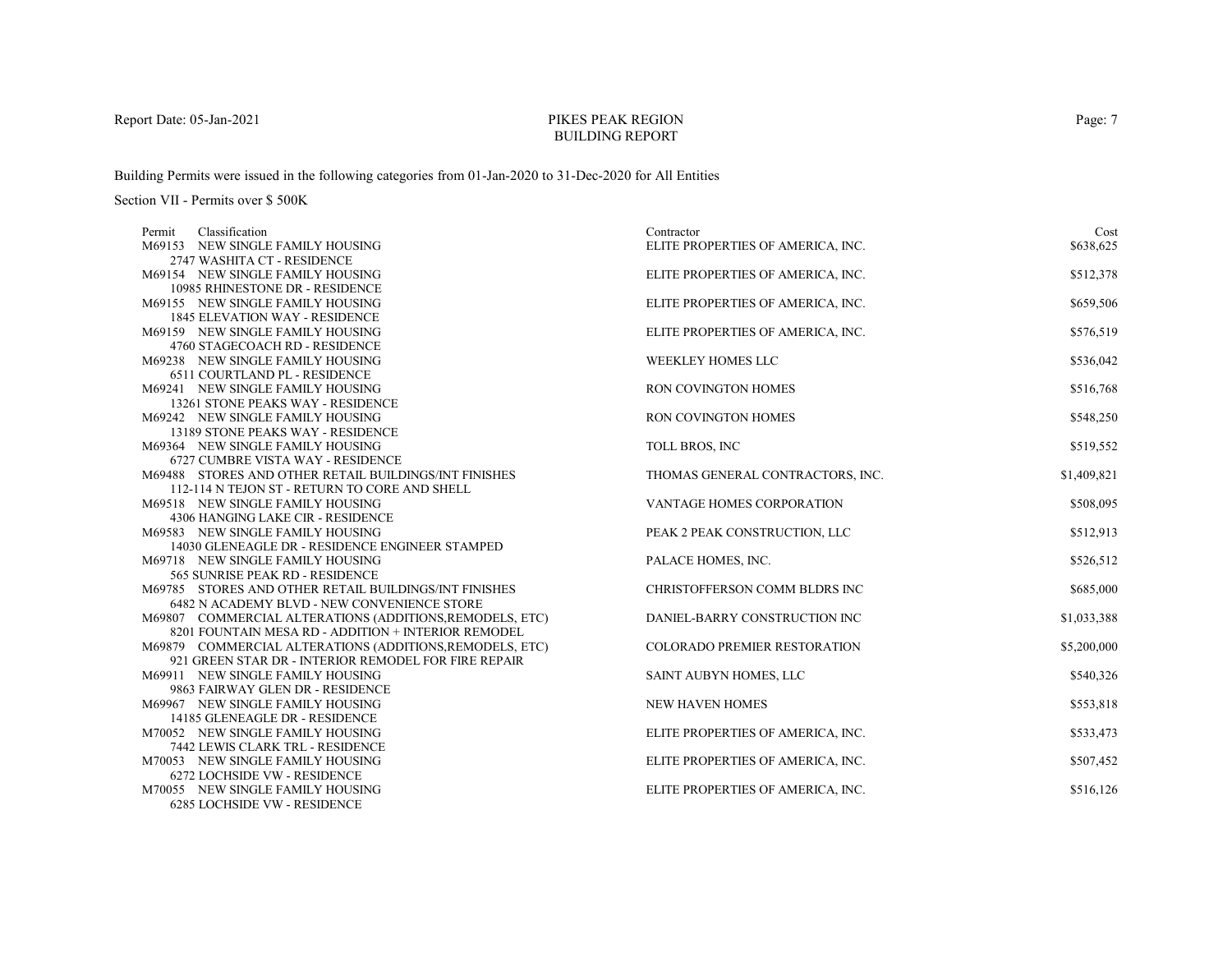# PIKES PEAK REGION
## BUILDING REPORT

Report Date: 05-Jan-2021

Building Permits were issued in the following categories from 01-Jan-2020 to 31-Dec-2020 for All Entities

Section VII - Permits over $ 500K

| Permit | Classification | Contractor | Cost |
|---|---|---|---|
| M69153 | NEW SINGLE FAMILY HOUSING<br>2747 WASHITA CT - RESIDENCE | ELITE PROPERTIES OF AMERICA, INC. | $638,625 |
| M69154 | NEW SINGLE FAMILY HOUSING<br>10985 RHINESTONE DR - RESIDENCE | ELITE PROPERTIES OF AMERICA, INC. | $512,378 |
| M69155 | NEW SINGLE FAMILY HOUSING<br>1845 ELEVATION WAY - RESIDENCE | ELITE PROPERTIES OF AMERICA, INC. | $659,506 |
| M69159 | NEW SINGLE FAMILY HOUSING<br>4760 STAGECOACH RD - RESIDENCE | ELITE PROPERTIES OF AMERICA, INC. | $576,519 |
| M69238 | NEW SINGLE FAMILY HOUSING<br>6511 COURTLAND PL - RESIDENCE | WEEKLEY HOMES LLC | $536,042 |
| M69241 | NEW SINGLE FAMILY HOUSING<br>13261 STONE PEAKS WAY - RESIDENCE | RON COVINGTON HOMES | $516,768 |
| M69242 | NEW SINGLE FAMILY HOUSING<br>13189 STONE PEAKS WAY - RESIDENCE | RON COVINGTON HOMES | $548,250 |
| M69364 | NEW SINGLE FAMILY HOUSING<br>6727 CUMBRE VISTA WAY - RESIDENCE | TOLL BROS, INC | $519,552 |
| M69488 | STORES AND OTHER RETAIL BUILDINGS/INT FINISHES<br>112-114 N TEJON ST - RETURN TO CORE AND SHELL | THOMAS GENERAL CONTRACTORS, INC. | $1,409,821 |
| M69518 | NEW SINGLE FAMILY HOUSING<br>4306 HANGING LAKE CIR - RESIDENCE | VANTAGE HOMES CORPORATION | $508,095 |
| M69583 | NEW SINGLE FAMILY HOUSING<br>14030 GLENEAGLE DR - RESIDENCE ENGINEER STAMPED | PEAK 2 PEAK CONSTRUCTION, LLC | $512,913 |
| M69718 | NEW SINGLE FAMILY HOUSING<br>565 SUNRISE PEAK RD - RESIDENCE | PALACE HOMES, INC. | $526,512 |
| M69785 | STORES AND OTHER RETAIL BUILDINGS/INT FINISHES<br>6482 N ACADEMY BLVD - NEW CONVENIENCE STORE | CHRISTOFFERSON COMM BLDRS INC | $685,000 |
| M69807 | COMMERCIAL ALTERATIONS (ADDITIONS,REMODELS, ETC)<br>8201 FOUNTAIN MESA RD - ADDITION + INTERIOR REMODEL | DANIEL-BARRY CONSTRUCTION INC | $1,033,388 |
| M69879 | COMMERCIAL ALTERATIONS (ADDITIONS,REMODELS, ETC)<br>921 GREEN STAR DR - INTERIOR REMODEL FOR FIRE REPAIR | COLORADO PREMIER RESTORATION | $5,200,000 |
| M69911 | NEW SINGLE FAMILY HOUSING<br>9863 FAIRWAY GLEN DR - RESIDENCE | SAINT AUBYN HOMES, LLC | $540,326 |
| M69967 | NEW SINGLE FAMILY HOUSING<br>14185 GLENEAGLE DR - RESIDENCE | NEW HAVEN HOMES | $553,818 |
| M70052 | NEW SINGLE FAMILY HOUSING<br>7442 LEWIS CLARK TRL - RESIDENCE | ELITE PROPERTIES OF AMERICA, INC. | $533,473 |
| M70053 | NEW SINGLE FAMILY HOUSING<br>6272 LOCHSIDE VW - RESIDENCE | ELITE PROPERTIES OF AMERICA, INC. | $507,452 |
| M70055 | NEW SINGLE FAMILY HOUSING<br>6285 LOCHSIDE VW - RESIDENCE | ELITE PROPERTIES OF AMERICA, INC. | $516,126 |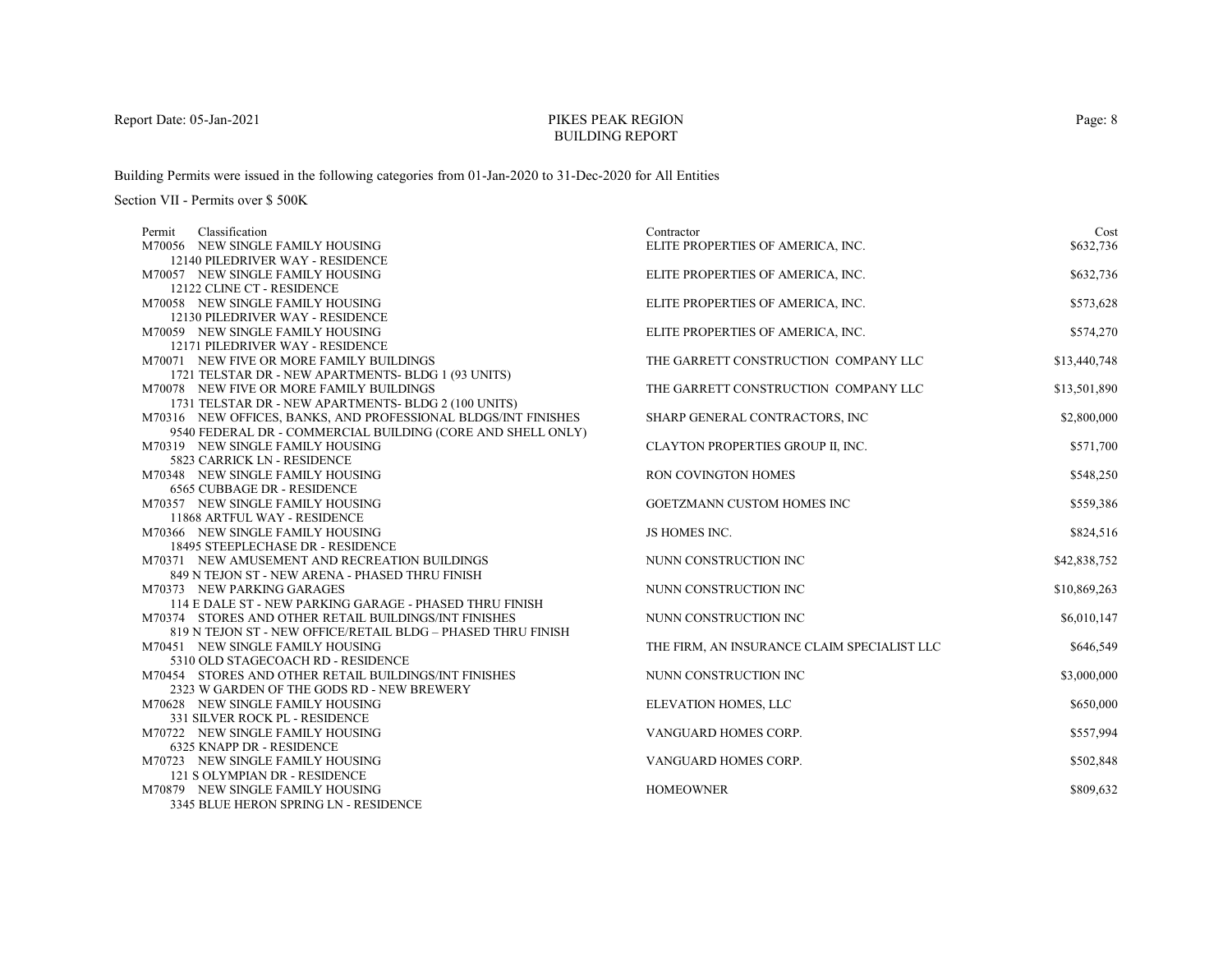PIKES PEAK REGION
BUILDING REPORT

Report Date: 05-Jan-2021

Building Permits were issued in the following categories from 01-Jan-2020 to 31-Dec-2020 for All Entities

Section VII - Permits over $ 500K

| Permit | Classification | Contractor | Cost |
|---|---|---|---|
| M70056 | NEW SINGLE FAMILY HOUSING<br>12140 PILEDRIVER WAY - RESIDENCE | ELITE PROPERTIES OF AMERICA, INC. | $632,736 |
| M70057 | NEW SINGLE FAMILY HOUSING<br>12122 CLINE CT - RESIDENCE | ELITE PROPERTIES OF AMERICA, INC. | $632,736 |
| M70058 | NEW SINGLE FAMILY HOUSING<br>12130 PILEDRIVER WAY - RESIDENCE | ELITE PROPERTIES OF AMERICA, INC. | $573,628 |
| M70059 | NEW SINGLE FAMILY HOUSING<br>12171 PILEDRIVER WAY - RESIDENCE | ELITE PROPERTIES OF AMERICA, INC. | $574,270 |
| M70071 | NEW FIVE OR MORE FAMILY BUILDINGS<br>1721 TELSTAR DR - NEW APARTMENTS- BLDG 1 (93 UNITS) | THE GARRETT CONSTRUCTION COMPANY LLC | $13,440,748 |
| M70078 | NEW FIVE OR MORE FAMILY BUILDINGS<br>1731 TELSTAR DR - NEW APARTMENTS- BLDG 2 (100 UNITS) | THE GARRETT CONSTRUCTION COMPANY LLC | $13,501,890 |
| M70316 | NEW OFFICES, BANKS, AND PROFESSIONAL BLDGS/INT FINISHES<br>9540 FEDERAL DR - COMMERCIAL BUILDING (CORE AND SHELL ONLY) | SHARP GENERAL CONTRACTORS, INC | $2,800,000 |
| M70319 | NEW SINGLE FAMILY HOUSING<br>5823 CARRICK LN - RESIDENCE | CLAYTON PROPERTIES GROUP II, INC. | $571,700 |
| M70348 | NEW SINGLE FAMILY HOUSING<br>6565 CUBBAGE DR - RESIDENCE | RON COVINGTON HOMES | $548,250 |
| M70357 | NEW SINGLE FAMILY HOUSING<br>11868 ARTFUL WAY - RESIDENCE | GOETZMANN CUSTOM HOMES INC | $559,386 |
| M70366 | NEW SINGLE FAMILY HOUSING<br>18495 STEEPLECHASE DR - RESIDENCE | JS HOMES INC. | $824,516 |
| M70371 | NEW AMUSEMENT AND RECREATION BUILDINGS<br>849 N TEJON ST - NEW ARENA - PHASED THRU FINISH | NUNN CONSTRUCTION INC | $42,838,752 |
| M70373 | NEW PARKING GARAGES<br>114 E DALE ST - NEW PARKING GARAGE - PHASED THRU FINISH | NUNN CONSTRUCTION INC | $10,869,263 |
| M70374 | STORES AND OTHER RETAIL BUILDINGS/INT FINISHES<br>819 N TEJON ST - NEW OFFICE/RETAIL BLDG – PHASED THRU FINISH | NUNN CONSTRUCTION INC | $6,010,147 |
| M70451 | NEW SINGLE FAMILY HOUSING<br>5310 OLD STAGECOACH RD - RESIDENCE | THE FIRM, AN INSURANCE CLAIM SPECIALIST LLC | $646,549 |
| M70454 | STORES AND OTHER RETAIL BUILDINGS/INT FINISHES<br>2323 W GARDEN OF THE GODS RD - NEW BREWERY | NUNN CONSTRUCTION INC | $3,000,000 |
| M70628 | NEW SINGLE FAMILY HOUSING<br>331 SILVER ROCK PL - RESIDENCE | ELEVATION HOMES, LLC | $650,000 |
| M70722 | NEW SINGLE FAMILY HOUSING<br>6325 KNAPP DR - RESIDENCE | VANGUARD HOMES CORP. | $557,994 |
| M70723 | NEW SINGLE FAMILY HOUSING<br>121 S OLYMPIAN DR - RESIDENCE | VANGUARD HOMES CORP. | $502,848 |
| M70879 | NEW SINGLE FAMILY HOUSING<br>3345 BLUE HERON SPRING LN - RESIDENCE | HOMEOWNER | $809,632 |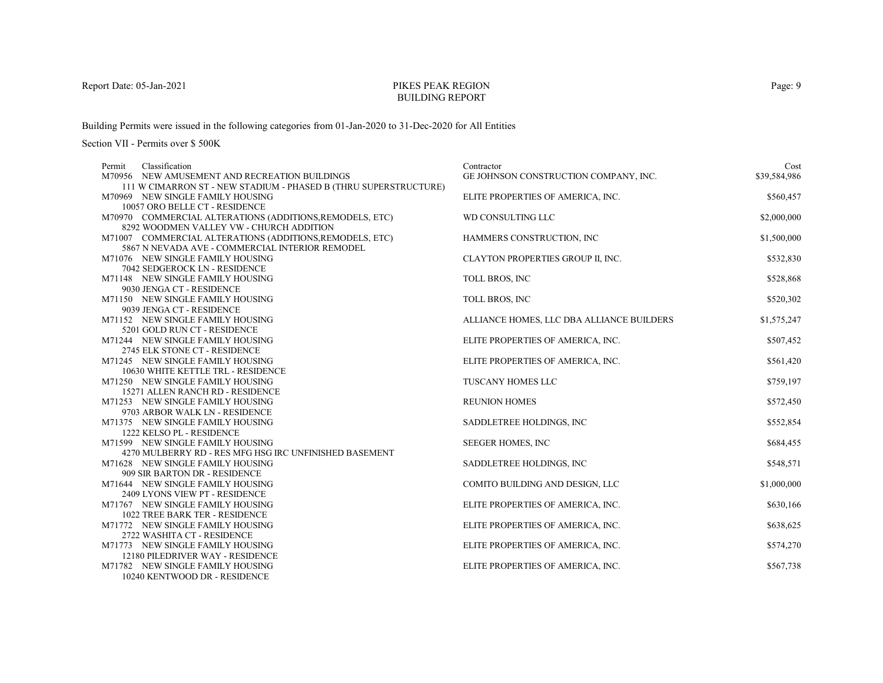# PIKES PEAK REGION
## BUILDING REPORT

Report Date: 05-Jan-2021

Building Permits were issued in the following categories from 01-Jan-2020 to 31-Dec-2020 for All Entities

Section VII - Permits over $ 500K

| Permit | Classification | Contractor | Cost |
|---|---|---|---|
| M70956 | NEW AMUSEMENT AND RECREATION BUILDINGS<br>111 W CIMARRON ST - NEW STADIUM - PHASED B (THRU SUPERSTRUCTURE) | GE JOHNSON CONSTRUCTION COMPANY, INC. | $39,584,986 |
| M70969 | NEW SINGLE FAMILY HOUSING<br>10057 ORO BELLE CT - RESIDENCE | ELITE PROPERTIES OF AMERICA, INC. | $560,457 |
| M70970 | COMMERCIAL ALTERATIONS (ADDITIONS,REMODELS, ETC)<br>8292 WOODMEN VALLEY VW - CHURCH ADDITION | WD CONSULTING LLC | $2,000,000 |
| M71007 | COMMERCIAL ALTERATIONS (ADDITIONS,REMODELS, ETC)<br>5867 N NEVADA AVE - COMMERCIAL INTERIOR REMODEL | HAMMERS CONSTRUCTION, INC | $1,500,000 |
| M71076 | NEW SINGLE FAMILY HOUSING<br>7042 SEDGEROCK LN - RESIDENCE | CLAYTON PROPERTIES GROUP II, INC. | $532,830 |
| M71148 | NEW SINGLE FAMILY HOUSING<br>9030 JENGA CT - RESIDENCE | TOLL BROS, INC | $528,868 |
| M71150 | NEW SINGLE FAMILY HOUSING<br>9039 JENGA CT - RESIDENCE | TOLL BROS, INC | $520,302 |
| M71152 | NEW SINGLE FAMILY HOUSING<br>5201 GOLD RUN CT - RESIDENCE | ALLIANCE HOMES, LLC DBA ALLIANCE BUILDERS | $1,575,247 |
| M71244 | NEW SINGLE FAMILY HOUSING<br>2745 ELK STONE CT - RESIDENCE | ELITE PROPERTIES OF AMERICA, INC. | $507,452 |
| M71245 | NEW SINGLE FAMILY HOUSING<br>10630 WHITE KETTLE TRL - RESIDENCE | ELITE PROPERTIES OF AMERICA, INC. | $561,420 |
| M71250 | NEW SINGLE FAMILY HOUSING<br>15271 ALLEN RANCH RD - RESIDENCE | TUSCANY HOMES LLC | $759,197 |
| M71253 | NEW SINGLE FAMILY HOUSING<br>9703 ARBOR WALK LN - RESIDENCE | REUNION HOMES | $572,450 |
| M71375 | NEW SINGLE FAMILY HOUSING<br>1222 KELSO PL - RESIDENCE | SADDLETREE HOLDINGS, INC | $552,854 |
| M71599 | NEW SINGLE FAMILY HOUSING<br>4270 MULBERRY RD - RES MFG HSG IRC UNFINISHED BASEMENT | SEEGER HOMES, INC | $684,455 |
| M71628 | NEW SINGLE FAMILY HOUSING<br>909 SIR BARTON DR - RESIDENCE | SADDLETREE HOLDINGS, INC | $548,571 |
| M71644 | NEW SINGLE FAMILY HOUSING<br>2409 LYONS VIEW PT - RESIDENCE | COMITO BUILDING AND DESIGN, LLC | $1,000,000 |
| M71767 | NEW SINGLE FAMILY HOUSING<br>1022 TREE BARK TER - RESIDENCE | ELITE PROPERTIES OF AMERICA, INC. | $630,166 |
| M71772 | NEW SINGLE FAMILY HOUSING<br>2722 WASHITA CT - RESIDENCE | ELITE PROPERTIES OF AMERICA, INC. | $638,625 |
| M71773 | NEW SINGLE FAMILY HOUSING<br>12180 PILEDRIVER WAY - RESIDENCE | ELITE PROPERTIES OF AMERICA, INC. | $574,270 |
| M71782 | NEW SINGLE FAMILY HOUSING<br>10240 KENTWOOD DR - RESIDENCE | ELITE PROPERTIES OF AMERICA, INC. | $567,738 |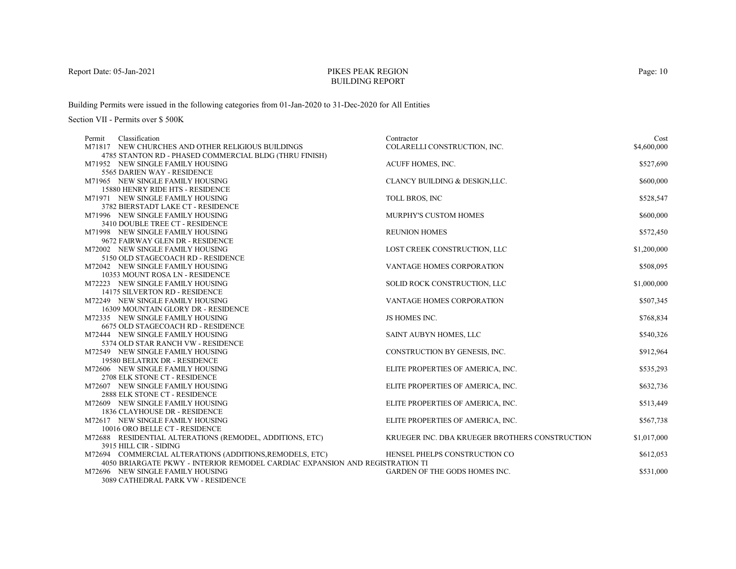PIKES PEAK REGION
BUILDING REPORT

Building Permits were issued in the following categories from 01-Jan-2020 to 31-Dec-2020 for All Entities

Section VII - Permits over $ 500K

| Permit | Classification | Contractor | Cost |
|---|---|---|---|
| M71817 | NEW CHURCHES AND OTHER RELIGIOUS BUILDINGS<br>4785 STANTON RD - PHASED COMMERCIAL BLDG (THRU FINISH) | COLARELLI CONSTRUCTION, INC. | $4,600,000 |
| M71952 | NEW SINGLE FAMILY HOUSING<br>5565 DARIEN WAY - RESIDENCE | ACUFF HOMES, INC. | $527,690 |
| M71965 | NEW SINGLE FAMILY HOUSING<br>15880 HENRY RIDE HTS - RESIDENCE | CLANCY BUILDING & DESIGN,LLC. | $600,000 |
| M71971 | NEW SINGLE FAMILY HOUSING<br>3782 BIERSTADT LAKE CT - RESIDENCE | TOLL BROS, INC | $528,547 |
| M71996 | NEW SINGLE FAMILY HOUSING<br>3410 DOUBLE TREE CT - RESIDENCE | MURPHY'S CUSTOM HOMES | $600,000 |
| M71998 | NEW SINGLE FAMILY HOUSING<br>9672 FAIRWAY GLEN DR - RESIDENCE | REUNION HOMES | $572,450 |
| M72002 | NEW SINGLE FAMILY HOUSING<br>5150 OLD STAGECOACH RD - RESIDENCE | LOST CREEK CONSTRUCTION, LLC | $1,200,000 |
| M72042 | NEW SINGLE FAMILY HOUSING<br>10353 MOUNT ROSA LN - RESIDENCE | VANTAGE HOMES CORPORATION | $508,095 |
| M72223 | NEW SINGLE FAMILY HOUSING<br>14175 SILVERTON RD - RESIDENCE | SOLID ROCK CONSTRUCTION, LLC | $1,000,000 |
| M72249 | NEW SINGLE FAMILY HOUSING<br>16309 MOUNTAIN GLORY DR - RESIDENCE | VANTAGE HOMES CORPORATION | $507,345 |
| M72335 | NEW SINGLE FAMILY HOUSING<br>6675 OLD STAGECOACH RD - RESIDENCE | JS HOMES INC. | $768,834 |
| M72444 | NEW SINGLE FAMILY HOUSING<br>5374 OLD STAR RANCH VW - RESIDENCE | SAINT AUBYN HOMES, LLC | $540,326 |
| M72549 | NEW SINGLE FAMILY HOUSING<br>19580 BELATRIX DR - RESIDENCE | CONSTRUCTION BY GENESIS, INC. | $912,964 |
| M72606 | NEW SINGLE FAMILY HOUSING<br>2708 ELK STONE CT - RESIDENCE | ELITE PROPERTIES OF AMERICA, INC. | $535,293 |
| M72607 | NEW SINGLE FAMILY HOUSING<br>2888 ELK STONE CT - RESIDENCE | ELITE PROPERTIES OF AMERICA, INC. | $632,736 |
| M72609 | NEW SINGLE FAMILY HOUSING<br>1836 CLAYHOUSE DR - RESIDENCE | ELITE PROPERTIES OF AMERICA, INC. | $513,449 |
| M72617 | NEW SINGLE FAMILY HOUSING<br>10016 ORO BELLE CT - RESIDENCE | ELITE PROPERTIES OF AMERICA, INC. | $567,738 |
| M72688 | RESIDENTIAL ALTERATIONS (REMODEL, ADDITIONS, ETC)<br>3915 HILL CIR - SIDING | KRUEGER INC. DBA KRUEGER BROTHERS CONSTRUCTION | $1,017,000 |
| M72694 | COMMERCIAL ALTERATIONS (ADDITIONS,REMODELS, ETC)<br>4050 BRIARGATE PKWY - INTERIOR REMODEL CARDIAC EXPANSION AND REGISTRATION TI | HENSEL PHELPS CONSTRUCTION CO | $612,053 |
| M72696 | NEW SINGLE FAMILY HOUSING<br>3089 CATHEDRAL PARK VW - RESIDENCE | GARDEN OF THE GODS HOMES INC. | $531,000 |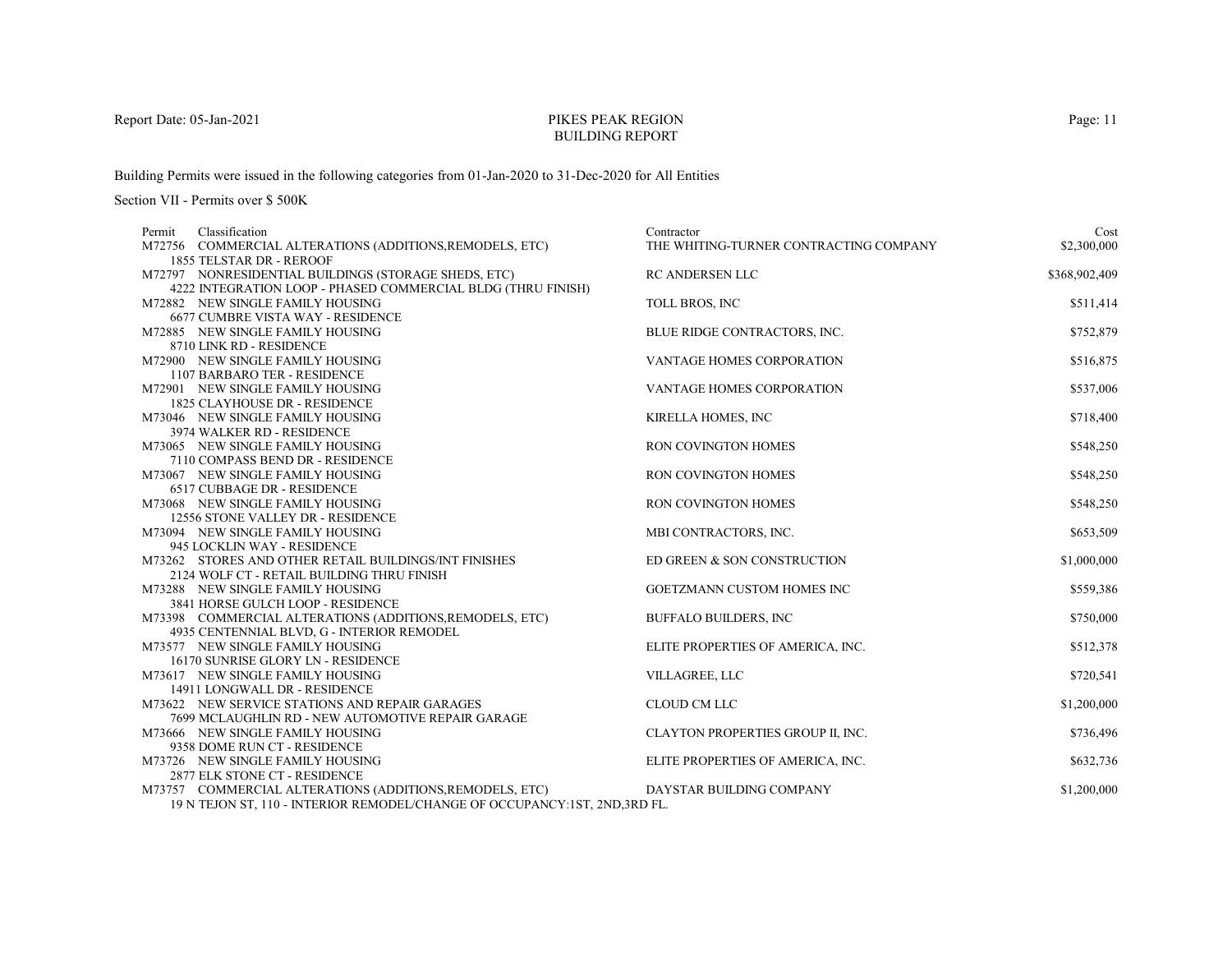Report Date: 05-Jan-2021

# PIKES PEAK REGION
## BUILDING REPORT

Building Permits were issued in the following categories from 01-Jan-2020 to 31-Dec-2020 for All Entities

Section VII - Permits over $ 500K

| Permit | Classification | Contractor | Cost |
|---|---|---|---|
| M72756 | COMMERCIAL ALTERATIONS (ADDITIONS,REMODELS, ETC)<br>1855 TELSTAR DR - REROOF | THE WHITING-TURNER CONTRACTING COMPANY | $2,300,000 |
| M72797 | NONRESIDENTIAL BUILDINGS (STORAGE SHEDS, ETC)<br>4222 INTEGRATION LOOP - PHASED COMMERCIAL BLDG (THRU FINISH) | RC ANDERSEN LLC | $368,902,409 |
| M72882 | NEW SINGLE FAMILY HOUSING<br>6677 CUMBRE VISTA WAY - RESIDENCE | TOLL BROS, INC | $511,414 |
| M72885 | NEW SINGLE FAMILY HOUSING<br>8710 LINK RD - RESIDENCE | BLUE RIDGE CONTRACTORS, INC. | $752,879 |
| M72900 | NEW SINGLE FAMILY HOUSING<br>1107 BARBARO TER - RESIDENCE | VANTAGE HOMES CORPORATION | $516,875 |
| M72901 | NEW SINGLE FAMILY HOUSING<br>1825 CLAYHOUSE DR - RESIDENCE | VANTAGE HOMES CORPORATION | $537,006 |
| M73046 | NEW SINGLE FAMILY HOUSING<br>3974 WALKER RD - RESIDENCE | KIRELLA HOMES, INC | $718,400 |
| M73065 | NEW SINGLE FAMILY HOUSING<br>7110 COMPASS BEND DR - RESIDENCE | RON COVINGTON HOMES | $548,250 |
| M73067 | NEW SINGLE FAMILY HOUSING<br>6517 CUBBAGE DR - RESIDENCE | RON COVINGTON HOMES | $548,250 |
| M73068 | NEW SINGLE FAMILY HOUSING<br>12556 STONE VALLEY DR - RESIDENCE | RON COVINGTON HOMES | $548,250 |
| M73094 | NEW SINGLE FAMILY HOUSING<br>945 LOCKLIN WAY - RESIDENCE | MBI CONTRACTORS, INC. | $653,509 |
| M73262 | STORES AND OTHER RETAIL BUILDINGS/INT FINISHES<br>2124 WOLF CT - RETAIL BUILDING THRU FINISH | ED GREEN & SON CONSTRUCTION | $1,000,000 |
| M73288 | NEW SINGLE FAMILY HOUSING<br>3841 HORSE GULCH LOOP - RESIDENCE | GOETZMANN CUSTOM HOMES INC | $559,386 |
| M73398 | COMMERCIAL ALTERATIONS (ADDITIONS,REMODELS, ETC)<br>4935 CENTENNIAL BLVD, G - INTERIOR REMODEL | BUFFALO BUILDERS, INC | $750,000 |
| M73577 | NEW SINGLE FAMILY HOUSING<br>16170 SUNRISE GLORY LN - RESIDENCE | ELITE PROPERTIES OF AMERICA, INC. | $512,378 |
| M73617 | NEW SINGLE FAMILY HOUSING<br>14911 LONGWALL DR - RESIDENCE | VILLAGREE, LLC | $720,541 |
| M73622 | NEW SERVICE STATIONS AND REPAIR GARAGES<br>7699 MCLAUGHLIN RD - NEW AUTOMOTIVE REPAIR GARAGE | CLOUD CM LLC | $1,200,000 |
| M73666 | NEW SINGLE FAMILY HOUSING<br>9358 DOME RUN CT - RESIDENCE | CLAYTON PROPERTIES GROUP II, INC. | $736,496 |
| M73726 | NEW SINGLE FAMILY HOUSING<br>2877 ELK STONE CT - RESIDENCE | ELITE PROPERTIES OF AMERICA, INC. | $632,736 |
| M73757 | COMMERCIAL ALTERATIONS (ADDITIONS,REMODELS, ETC)<br>19 N TEJON ST, 110 - INTERIOR REMODEL/CHANGE OF OCCUPANCY:1ST, 2ND,3RD FL. | DAYSTAR BUILDING COMPANY | $1,200,000 |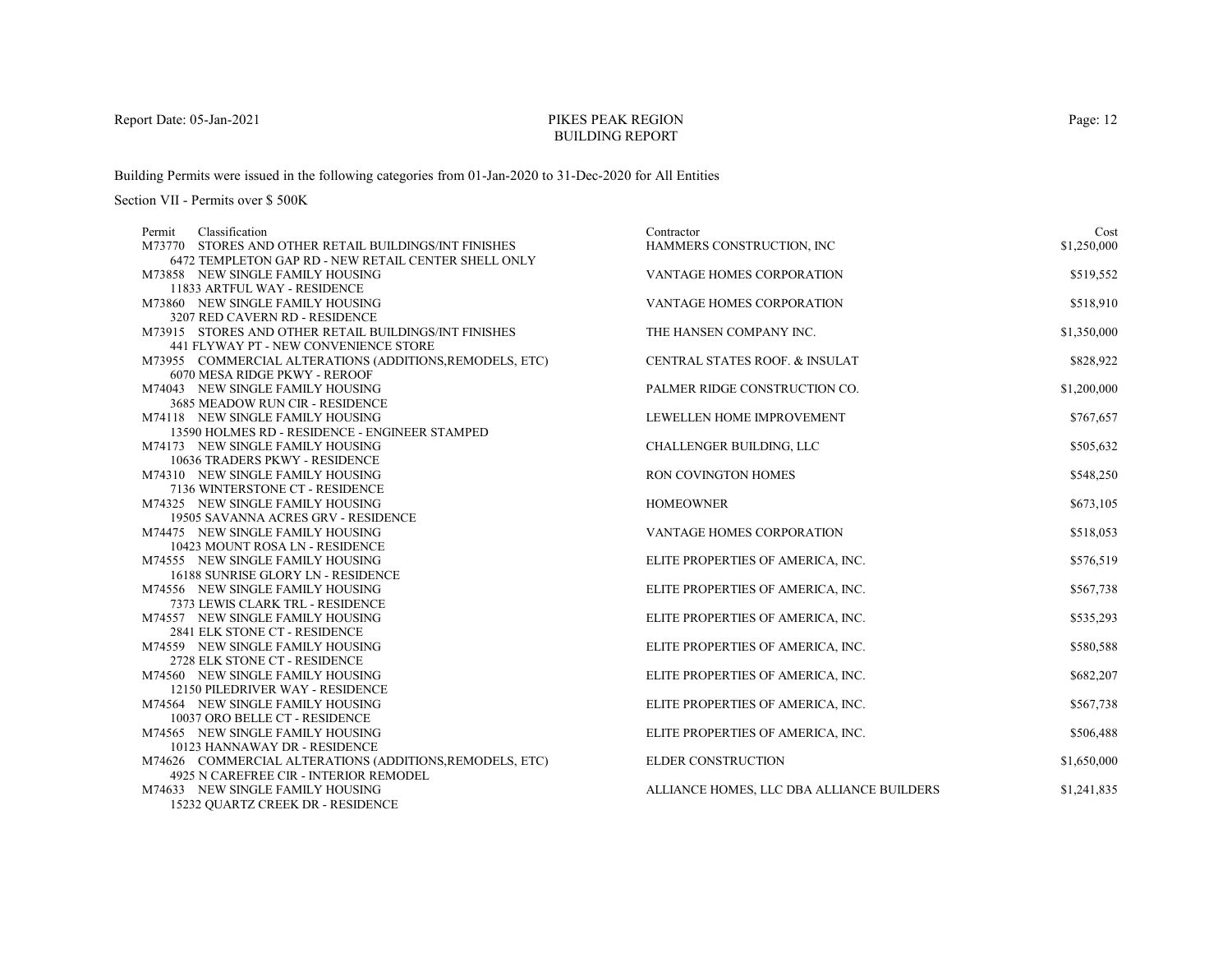# PIKES PEAK REGION
## BUILDING REPORT

Report Date: 05-Jan-2021

Building Permits were issued in the following categories from 01-Jan-2020 to 31-Dec-2020 for All Entities

Section VII - Permits over $ 500K

| Permit | Classification | Contractor | Cost |
|---|---|---|---|
| M73770 | STORES AND OTHER RETAIL BUILDINGS/INT FINISHES<br>6472 TEMPLETON GAP RD - NEW RETAIL CENTER SHELL ONLY | HAMMERS CONSTRUCTION, INC | $1,250,000 |
| M73858 | NEW SINGLE FAMILY HOUSING<br>11833 ARTFUL WAY - RESIDENCE | VANTAGE HOMES CORPORATION | $519,552 |
| M73860 | NEW SINGLE FAMILY HOUSING<br>3207 RED CAVERN RD - RESIDENCE | VANTAGE HOMES CORPORATION | $518,910 |
| M73915 | STORES AND OTHER RETAIL BUILDINGS/INT FINISHES<br>441 FLYWAY PT - NEW CONVENIENCE STORE | THE HANSEN COMPANY INC. | $1,350,000 |
| M73955 | COMMERCIAL ALTERATIONS (ADDITIONS,REMODELS, ETC)<br>6070 MESA RIDGE PKWY - REROOF | CENTRAL STATES ROOF. & INSULAT | $828,922 |
| M74043 | NEW SINGLE FAMILY HOUSING<br>3685 MEADOW RUN CIR - RESIDENCE | PALMER RIDGE CONSTRUCTION CO. | $1,200,000 |
| M74118 | NEW SINGLE FAMILY HOUSING<br>13590 HOLMES RD - RESIDENCE - ENGINEER STAMPED | LEWELLEN HOME IMPROVEMENT | $767,657 |
| M74173 | NEW SINGLE FAMILY HOUSING<br>10636 TRADERS PKWY - RESIDENCE | CHALLENGER BUILDING, LLC | $505,632 |
| M74310 | NEW SINGLE FAMILY HOUSING<br>7136 WINTERSTONE CT - RESIDENCE | RON COVINGTON HOMES | $548,250 |
| M74325 | NEW SINGLE FAMILY HOUSING<br>19505 SAVANNA ACRES GRV - RESIDENCE | HOMEOWNER | $673,105 |
| M74475 | NEW SINGLE FAMILY HOUSING<br>10423 MOUNT ROSA LN - RESIDENCE | VANTAGE HOMES CORPORATION | $518,053 |
| M74555 | NEW SINGLE FAMILY HOUSING<br>16188 SUNRISE GLORY LN - RESIDENCE | ELITE PROPERTIES OF AMERICA, INC. | $576,519 |
| M74556 | NEW SINGLE FAMILY HOUSING<br>7373 LEWIS CLARK TRL - RESIDENCE | ELITE PROPERTIES OF AMERICA, INC. | $567,738 |
| M74557 | NEW SINGLE FAMILY HOUSING<br>2841 ELK STONE CT - RESIDENCE | ELITE PROPERTIES OF AMERICA, INC. | $535,293 |
| M74559 | NEW SINGLE FAMILY HOUSING<br>2728 ELK STONE CT - RESIDENCE | ELITE PROPERTIES OF AMERICA, INC. | $580,588 |
| M74560 | NEW SINGLE FAMILY HOUSING<br>12150 PILEDRIVER WAY - RESIDENCE | ELITE PROPERTIES OF AMERICA, INC. | $682,207 |
| M74564 | NEW SINGLE FAMILY HOUSING<br>10037 ORO BELLE CT - RESIDENCE | ELITE PROPERTIES OF AMERICA, INC. | $567,738 |
| M74565 | NEW SINGLE FAMILY HOUSING<br>10123 HANNAWAY DR - RESIDENCE | ELITE PROPERTIES OF AMERICA, INC. | $506,488 |
| M74626 | COMMERCIAL ALTERATIONS (ADDITIONS,REMODELS, ETC)<br>4925 N CAREFREE CIR - INTERIOR REMODEL | ELDER CONSTRUCTION | $1,650,000 |
| M74633 | NEW SINGLE FAMILY HOUSING<br>15232 QUARTZ CREEK DR - RESIDENCE | ALLIANCE HOMES, LLC DBA ALLIANCE BUILDERS | $1,241,835 |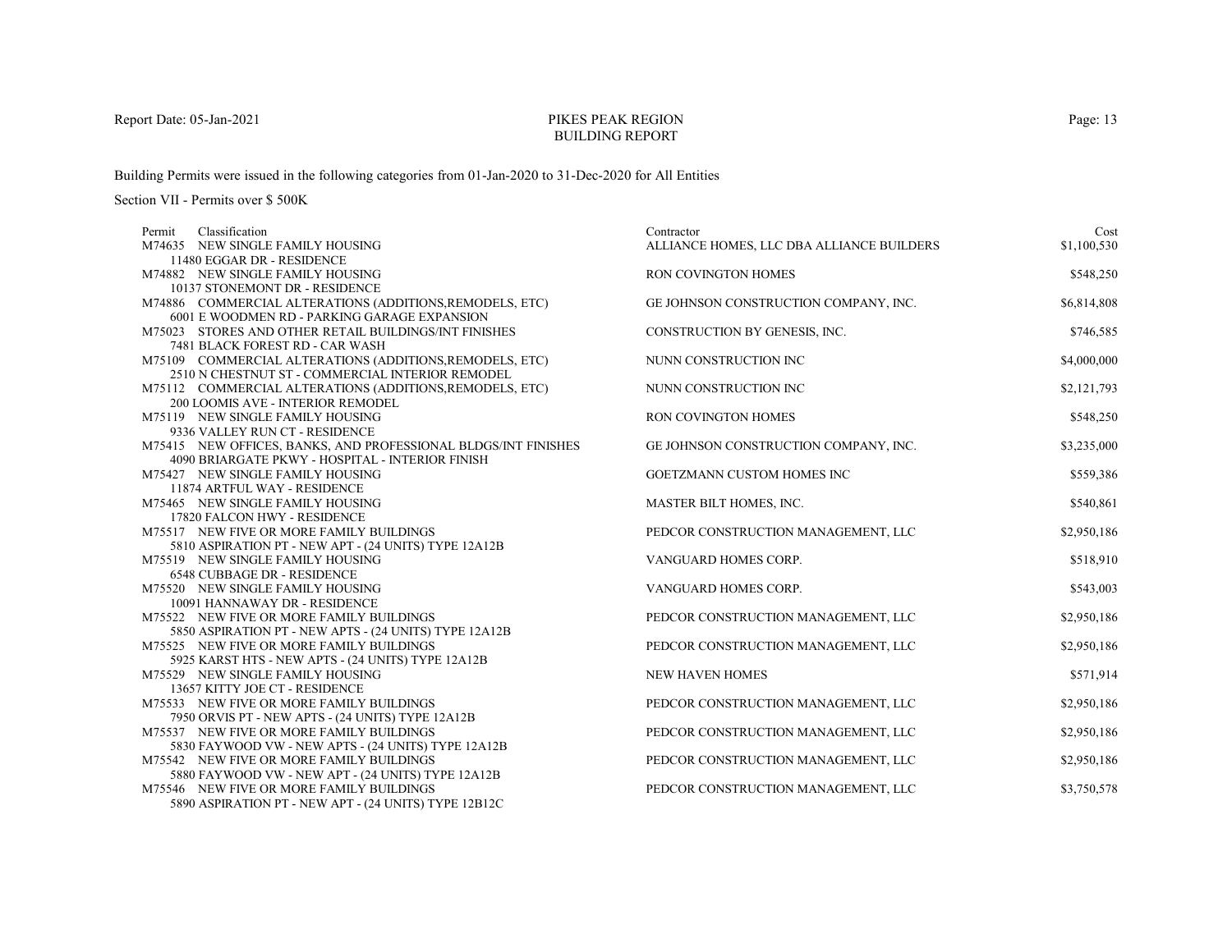Building Permits were issued in the following categories from 01-Jan-2020 to 31-Dec-2020 for All Entities

Section VII - Permits over $ 500K

| Permit | Classification | Contractor | Cost |
|---|---|---|---|
| M74635 | NEW SINGLE FAMILY HOUSING<br>11480 EGGAR DR - RESIDENCE | ALLIANCE HOMES, LLC DBA ALLIANCE BUILDERS | $1,100,530 |
| M74882 | NEW SINGLE FAMILY HOUSING<br>10137 STONEMONT DR - RESIDENCE | RON COVINGTON HOMES | $548,250 |
| M74886 | COMMERCIAL ALTERATIONS (ADDITIONS,REMODELS, ETC)<br>6001 E WOODMEN RD - PARKING GARAGE EXPANSION | GE JOHNSON CONSTRUCTION COMPANY, INC. | $6,814,808 |
| M75023 | STORES AND OTHER RETAIL BUILDINGS/INT FINISHES<br>7481 BLACK FOREST RD - CAR WASH | CONSTRUCTION BY GENESIS, INC. | $746,585 |
| M75109 | COMMERCIAL ALTERATIONS (ADDITIONS,REMODELS, ETC)<br>2510 N CHESTNUT ST - COMMERCIAL INTERIOR REMODEL | NUNN CONSTRUCTION INC | $4,000,000 |
| M75112 | COMMERCIAL ALTERATIONS (ADDITIONS,REMODELS, ETC)<br>200 LOOMIS AVE - INTERIOR REMODEL | NUNN CONSTRUCTION INC | $2,121,793 |
| M75119 | NEW SINGLE FAMILY HOUSING<br>9336 VALLEY RUN CT - RESIDENCE | RON COVINGTON HOMES | $548,250 |
| M75415 | NEW OFFICES, BANKS, AND PROFESSIONAL BLDGS/INT FINISHES<br>4090 BRIARGATE PKWY - HOSPITAL - INTERIOR FINISH | GE JOHNSON CONSTRUCTION COMPANY, INC. | $3,235,000 |
| M75427 | NEW SINGLE FAMILY HOUSING<br>11874 ARTFUL WAY - RESIDENCE | GOETZMANN CUSTOM HOMES INC | $559,386 |
| M75465 | NEW SINGLE FAMILY HOUSING<br>17820 FALCON HWY - RESIDENCE | MASTER BILT HOMES, INC. | $540,861 |
| M75517 | NEW FIVE OR MORE FAMILY BUILDINGS<br>5810 ASPIRATION PT - NEW APT - (24 UNITS) TYPE 12A12B | PEDCOR CONSTRUCTION MANAGEMENT, LLC | $2,950,186 |
| M75519 | NEW SINGLE FAMILY HOUSING<br>6548 CUBBAGE DR - RESIDENCE | VANGUARD HOMES CORP. | $518,910 |
| M75520 | NEW SINGLE FAMILY HOUSING<br>10091 HANNAWAY DR - RESIDENCE | VANGUARD HOMES CORP. | $543,003 |
| M75522 | NEW FIVE OR MORE FAMILY BUILDINGS<br>5850 ASPIRATION PT - NEW APTS - (24 UNITS) TYPE 12A12B | PEDCOR CONSTRUCTION MANAGEMENT, LLC | $2,950,186 |
| M75525 | NEW FIVE OR MORE FAMILY BUILDINGS<br>5925 KARST HTS - NEW APTS - (24 UNITS) TYPE 12A12B | PEDCOR CONSTRUCTION MANAGEMENT, LLC | $2,950,186 |
| M75529 | NEW SINGLE FAMILY HOUSING<br>13657 KITTY JOE CT - RESIDENCE | NEW HAVEN HOMES | $571,914 |
| M75533 | NEW FIVE OR MORE FAMILY BUILDINGS<br>7950 ORVIS PT - NEW APTS - (24 UNITS) TYPE 12A12B | PEDCOR CONSTRUCTION MANAGEMENT, LLC | $2,950,186 |
| M75537 | NEW FIVE OR MORE FAMILY BUILDINGS<br>5830 FAYWOOD VW - NEW APTS - (24 UNITS) TYPE 12A12B | PEDCOR CONSTRUCTION MANAGEMENT, LLC | $2,950,186 |
| M75542 | NEW FIVE OR MORE FAMILY BUILDINGS<br>5880 FAYWOOD VW - NEW APT - (24 UNITS) TYPE 12A12B | PEDCOR CONSTRUCTION MANAGEMENT, LLC | $2,950,186 |
| M75546 | NEW FIVE OR MORE FAMILY BUILDINGS<br>5890 ASPIRATION PT - NEW APT - (24 UNITS) TYPE 12B12C | PEDCOR CONSTRUCTION MANAGEMENT, LLC | $3,750,578 |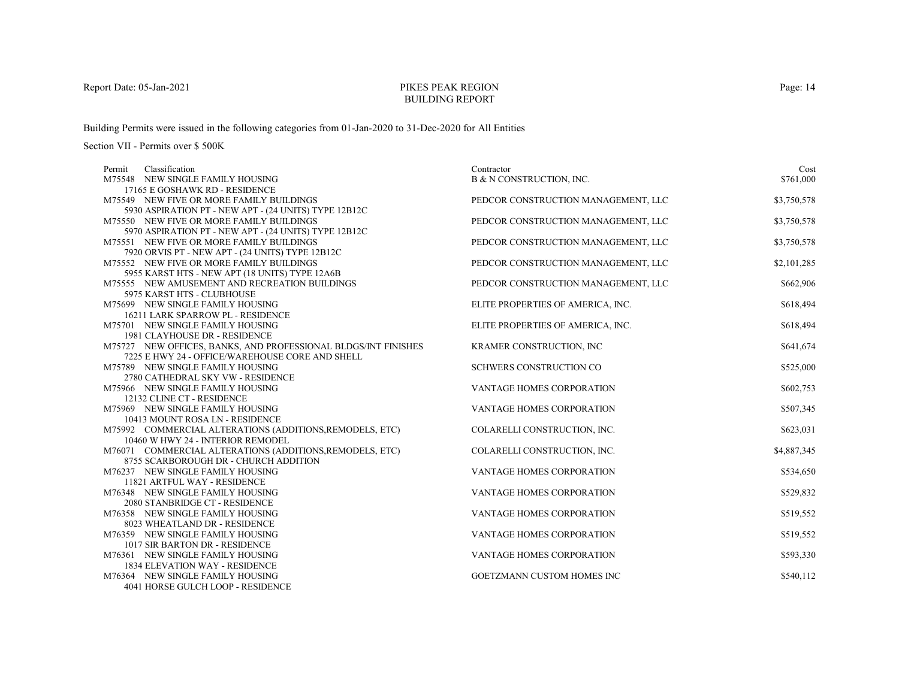Building Permits were issued in the following categories from 01-Jan-2020 to 31-Dec-2020 for All Entities

Section VII - Permits over $ 500K

| Permit | Classification | Contractor | Cost |
|---|---|---|---|
| M75548 | NEW SINGLE FAMILY HOUSING<br>17165 E GOSHAWK RD - RESIDENCE | B & N CONSTRUCTION, INC. | $761,000 |
| M75549 | NEW FIVE OR MORE FAMILY BUILDINGS<br>5930 ASPIRATION PT - NEW APT - (24 UNITS) TYPE 12B12C | PEDCOR CONSTRUCTION MANAGEMENT, LLC | $3,750,578 |
| M75550 | NEW FIVE OR MORE FAMILY BUILDINGS<br>5970 ASPIRATION PT - NEW APT - (24 UNITS) TYPE 12B12C | PEDCOR CONSTRUCTION MANAGEMENT, LLC | $3,750,578 |
| M75551 | NEW FIVE OR MORE FAMILY BUILDINGS<br>7920 ORVIS PT - NEW APT - (24 UNITS) TYPE 12B12C | PEDCOR CONSTRUCTION MANAGEMENT, LLC | $3,750,578 |
| M75552 | NEW FIVE OR MORE FAMILY BUILDINGS<br>5955 KARST HTS - NEW APT (18 UNITS) TYPE 12A6B | PEDCOR CONSTRUCTION MANAGEMENT, LLC | $2,101,285 |
| M75555 | NEW AMUSEMENT AND RECREATION BUILDINGS<br>5975 KARST HTS - CLUBHOUSE | PEDCOR CONSTRUCTION MANAGEMENT, LLC | $662,906 |
| M75699 | NEW SINGLE FAMILY HOUSING<br>16211 LARK SPARROW PL - RESIDENCE | ELITE PROPERTIES OF AMERICA, INC. | $618,494 |
| M75701 | NEW SINGLE FAMILY HOUSING<br>1981 CLAYHOUSE DR - RESIDENCE | ELITE PROPERTIES OF AMERICA, INC. | $618,494 |
| M75727 | NEW OFFICES, BANKS, AND PROFESSIONAL BLDGS/INT FINISHES<br>7225 E HWY 24 - OFFICE/WAREHOUSE CORE AND SHELL | KRAMER CONSTRUCTION, INC | $641,674 |
| M75789 | NEW SINGLE FAMILY HOUSING<br>2780 CATHEDRAL SKY VW - RESIDENCE | SCHWERS CONSTRUCTION CO | $525,000 |
| M75966 | NEW SINGLE FAMILY HOUSING<br>12132 CLINE CT - RESIDENCE | VANTAGE HOMES CORPORATION | $602,753 |
| M75969 | NEW SINGLE FAMILY HOUSING<br>10413 MOUNT ROSA LN - RESIDENCE | VANTAGE HOMES CORPORATION | $507,345 |
| M75992 | COMMERCIAL ALTERATIONS (ADDITIONS,REMODELS, ETC)<br>10460 W HWY 24 - INTERIOR REMODEL | COLARELLI CONSTRUCTION, INC. | $623,031 |
| M76071 | COMMERCIAL ALTERATIONS (ADDITIONS,REMODELS, ETC)<br>8755 SCARBOROUGH DR - CHURCH ADDITION | COLARELLI CONSTRUCTION, INC. | $4,887,345 |
| M76237 | NEW SINGLE FAMILY HOUSING<br>11821 ARTFUL WAY - RESIDENCE | VANTAGE HOMES CORPORATION | $534,650 |
| M76348 | NEW SINGLE FAMILY HOUSING<br>2080 STANBRIDGE CT - RESIDENCE | VANTAGE HOMES CORPORATION | $529,832 |
| M76358 | NEW SINGLE FAMILY HOUSING<br>8023 WHEATLAND DR - RESIDENCE | VANTAGE HOMES CORPORATION | $519,552 |
| M76359 | NEW SINGLE FAMILY HOUSING<br>1017 SIR BARTON DR - RESIDENCE | VANTAGE HOMES CORPORATION | $519,552 |
| M76361 | NEW SINGLE FAMILY HOUSING<br>1834 ELEVATION WAY - RESIDENCE | VANTAGE HOMES CORPORATION | $593,330 |
| M76364 | NEW SINGLE FAMILY HOUSING<br>4041 HORSE GULCH LOOP - RESIDENCE | GOETZMANN CUSTOM HOMES INC | $540,112 |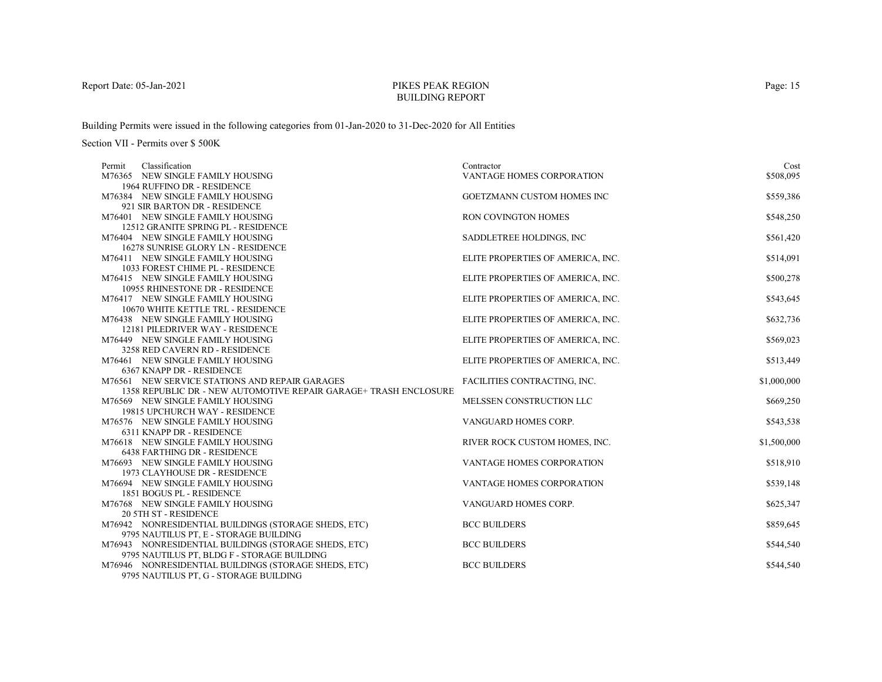Report Date: 05-Jan-2021

# PIKES PEAK REGION
## BUILDING REPORT

Building Permits were issued in the following categories from 01-Jan-2020 to 31-Dec-2020 for All Entities

Section VII - Permits over $ 500K

| Permit | Classification | Contractor | Cost |
|---|---|---|---|
| M76365 | NEW SINGLE FAMILY HOUSING<br>1964 RUFFINO DR - RESIDENCE | VANTAGE HOMES CORPORATION | $508,095 |
| M76384 | NEW SINGLE FAMILY HOUSING<br>921 SIR BARTON DR - RESIDENCE | GOETZMANN CUSTOM HOMES INC | $559,386 |
| M76401 | NEW SINGLE FAMILY HOUSING<br>12512 GRANITE SPRING PL - RESIDENCE | RON COVINGTON HOMES | $548,250 |
| M76404 | NEW SINGLE FAMILY HOUSING<br>16278 SUNRISE GLORY LN - RESIDENCE | SADDLETREE HOLDINGS, INC | $561,420 |
| M76411 | NEW SINGLE FAMILY HOUSING<br>1033 FOREST CHIME PL - RESIDENCE | ELITE PROPERTIES OF AMERICA, INC. | $514,091 |
| M76415 | NEW SINGLE FAMILY HOUSING<br>10955 RHINESTONE DR - RESIDENCE | ELITE PROPERTIES OF AMERICA, INC. | $500,278 |
| M76417 | NEW SINGLE FAMILY HOUSING<br>10670 WHITE KETTLE TRL - RESIDENCE | ELITE PROPERTIES OF AMERICA, INC. | $543,645 |
| M76438 | NEW SINGLE FAMILY HOUSING<br>12181 PILEDRIVER WAY - RESIDENCE | ELITE PROPERTIES OF AMERICA, INC. | $632,736 |
| M76449 | NEW SINGLE FAMILY HOUSING<br>3258 RED CAVERN RD - RESIDENCE | ELITE PROPERTIES OF AMERICA, INC. | $569,023 |
| M76461 | NEW SINGLE FAMILY HOUSING<br>6367 KNAPP DR - RESIDENCE | ELITE PROPERTIES OF AMERICA, INC. | $513,449 |
| M76561 | NEW SERVICE STATIONS AND REPAIR GARAGES<br>1358 REPUBLIC DR - NEW AUTOMOTIVE REPAIR GARAGE+ TRASH ENCLOSURE | FACILITIES CONTRACTING, INC. | $1,000,000 |
| M76569 | NEW SINGLE FAMILY HOUSING<br>19815 UPCHURCH WAY - RESIDENCE | MELSSEN CONSTRUCTION LLC | $669,250 |
| M76576 | NEW SINGLE FAMILY HOUSING<br>6311 KNAPP DR - RESIDENCE | VANGUARD HOMES CORP. | $543,538 |
| M76618 | NEW SINGLE FAMILY HOUSING<br>6438 FARTHING DR - RESIDENCE | RIVER ROCK CUSTOM HOMES, INC. | $1,500,000 |
| M76693 | NEW SINGLE FAMILY HOUSING<br>1973 CLAYHOUSE DR - RESIDENCE | VANTAGE HOMES CORPORATION | $518,910 |
| M76694 | NEW SINGLE FAMILY HOUSING<br>1851 BOGUS PL - RESIDENCE | VANTAGE HOMES CORPORATION | $539,148 |
| M76768 | NEW SINGLE FAMILY HOUSING<br>20 5TH ST - RESIDENCE | VANGUARD HOMES CORP. | $625,347 |
| M76942 | NONRESIDENTIAL BUILDINGS (STORAGE SHEDS, ETC)<br>9795 NAUTILUS PT, E - STORAGE BUILDING | BCC BUILDERS | $859,645 |
| M76943 | NONRESIDENTIAL BUILDINGS (STORAGE SHEDS, ETC)<br>9795 NAUTILUS PT, BLDG F - STORAGE BUILDING | BCC BUILDERS | $544,540 |
| M76946 | NONRESIDENTIAL BUILDINGS (STORAGE SHEDS, ETC)<br>9795 NAUTILUS PT, G - STORAGE BUILDING | BCC BUILDERS | $544,540 |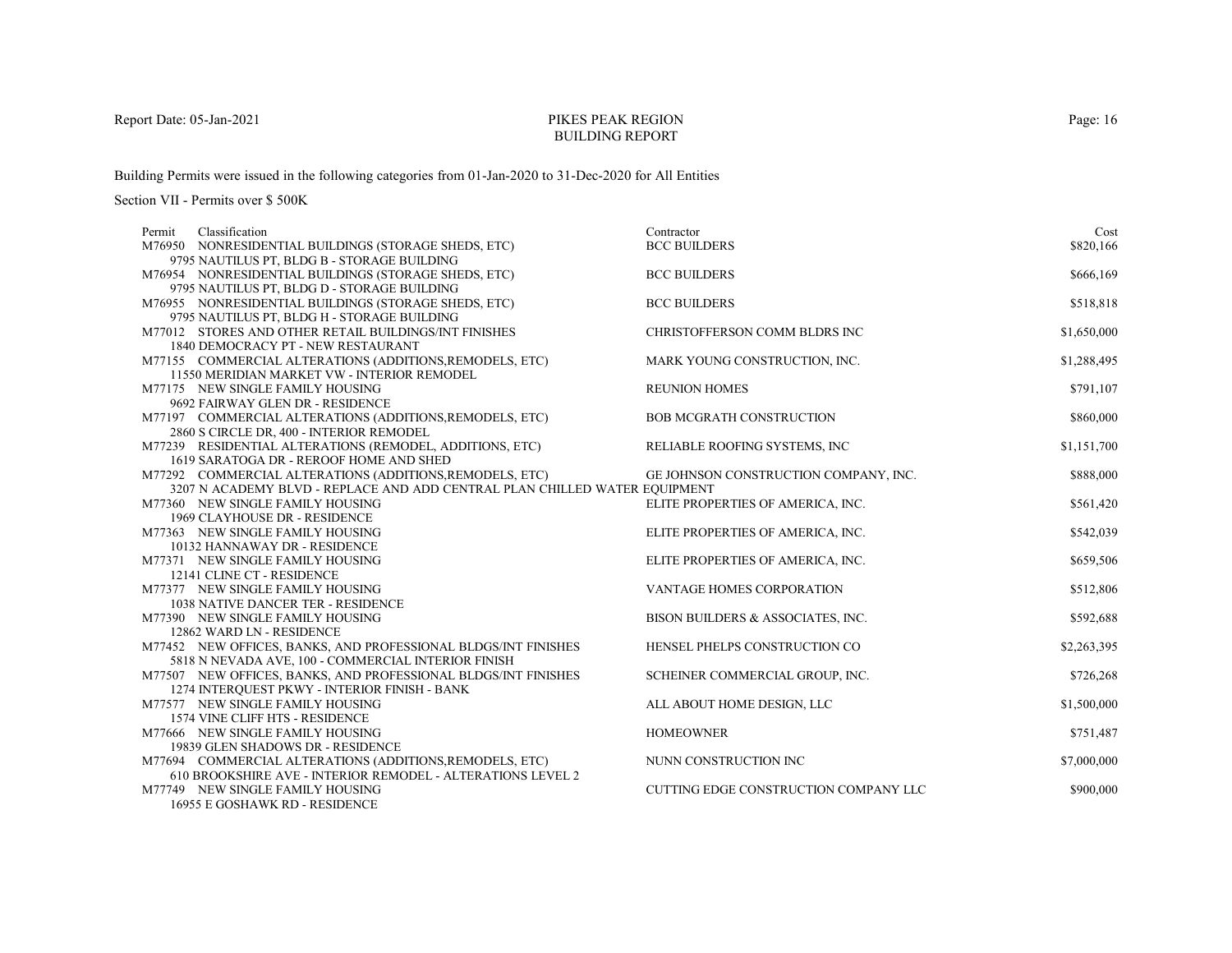Report Date: 05-Jan-2021

# PIKES PEAK REGION
## BUILDING REPORT

Building Permits were issued in the following categories from 01-Jan-2020 to 31-Dec-2020 for All Entities

Section VII - Permits over $ 500K

| Permit | Classification | Contractor | Cost |
|---|---|---|---|
| M76950 | NONRESIDENTIAL BUILDINGS (STORAGE SHEDS, ETC)<br>9795 NAUTILUS PT, BLDG B - STORAGE BUILDING | BCC BUILDERS | $820,166 |
| M76954 | NONRESIDENTIAL BUILDINGS (STORAGE SHEDS, ETC)<br>9795 NAUTILUS PT, BLDG D - STORAGE BUILDING | BCC BUILDERS | $666,169 |
| M76955 | NONRESIDENTIAL BUILDINGS (STORAGE SHEDS, ETC)<br>9795 NAUTILUS PT, BLDG H - STORAGE BUILDING | BCC BUILDERS | $518,818 |
| M77012 | STORES AND OTHER RETAIL BUILDINGS/INT FINISHES<br>1840 DEMOCRACY PT - NEW RESTAURANT | CHRISTOFFERSON COMM BLDRS INC | $1,650,000 |
| M77155 | COMMERCIAL ALTERATIONS (ADDITIONS,REMODELS, ETC)<br>11550 MERIDIAN MARKET VW - INTERIOR REMODEL | MARK YOUNG CONSTRUCTION, INC. | $1,288,495 |
| M77175 | NEW SINGLE FAMILY HOUSING<br>9692 FAIRWAY GLEN DR - RESIDENCE | REUNION HOMES | $791,107 |
| M77197 | COMMERCIAL ALTERATIONS (ADDITIONS,REMODELS, ETC)<br>2860 S CIRCLE DR, 400 - INTERIOR REMODEL | BOB MCGRATH CONSTRUCTION | $860,000 |
| M77239 | RESIDENTIAL ALTERATIONS (REMODEL, ADDITIONS, ETC)<br>1619 SARATOGA DR - REROOF HOME AND SHED | RELIABLE ROOFING SYSTEMS, INC | $1,151,700 |
| M77292 | COMMERCIAL ALTERATIONS (ADDITIONS,REMODELS, ETC)<br>3207 N ACADEMY BLVD - REPLACE AND ADD CENTRAL PLAN CHILLED WATER EQUIPMENT | GE JOHNSON CONSTRUCTION COMPANY, INC. | $888,000 |
| M77360 | NEW SINGLE FAMILY HOUSING<br>1969 CLAYHOUSE DR - RESIDENCE | ELITE PROPERTIES OF AMERICA, INC. | $561,420 |
| M77363 | NEW SINGLE FAMILY HOUSING<br>10132 HANNAWAY DR - RESIDENCE | ELITE PROPERTIES OF AMERICA, INC. | $542,039 |
| M77371 | NEW SINGLE FAMILY HOUSING<br>12141 CLINE CT - RESIDENCE | ELITE PROPERTIES OF AMERICA, INC. | $659,506 |
| M77377 | NEW SINGLE FAMILY HOUSING<br>1038 NATIVE DANCER TER - RESIDENCE | VANTAGE HOMES CORPORATION | $512,806 |
| M77390 | NEW SINGLE FAMILY HOUSING<br>12862 WARD LN - RESIDENCE | BISON BUILDERS & ASSOCIATES, INC. | $592,688 |
| M77452 | NEW OFFICES, BANKS, AND PROFESSIONAL BLDGS/INT FINISHES<br>5818 N NEVADA AVE, 100 - COMMERCIAL INTERIOR FINISH | HENSEL PHELPS CONSTRUCTION CO | $2,263,395 |
| M77507 | NEW OFFICES, BANKS, AND PROFESSIONAL BLDGS/INT FINISHES<br>1274 INTERQUEST PKWY - INTERIOR FINISH - BANK | SCHEINER COMMERCIAL GROUP, INC. | $726,268 |
| M77577 | NEW SINGLE FAMILY HOUSING<br>1574 VINE CLIFF HTS - RESIDENCE | ALL ABOUT HOME DESIGN, LLC | $1,500,000 |
| M77666 | NEW SINGLE FAMILY HOUSING<br>19839 GLEN SHADOWS DR - RESIDENCE | HOMEOWNER | $751,487 |
| M77694 | COMMERCIAL ALTERATIONS (ADDITIONS,REMODELS, ETC)<br>610 BROOKSHIRE AVE - INTERIOR REMODEL - ALTERATIONS LEVEL 2 | NUNN CONSTRUCTION INC | $7,000,000 |
| M77749 | NEW SINGLE FAMILY HOUSING<br>16955 E GOSHAWK RD - RESIDENCE | CUTTING EDGE CONSTRUCTION COMPANY LLC | $900,000 |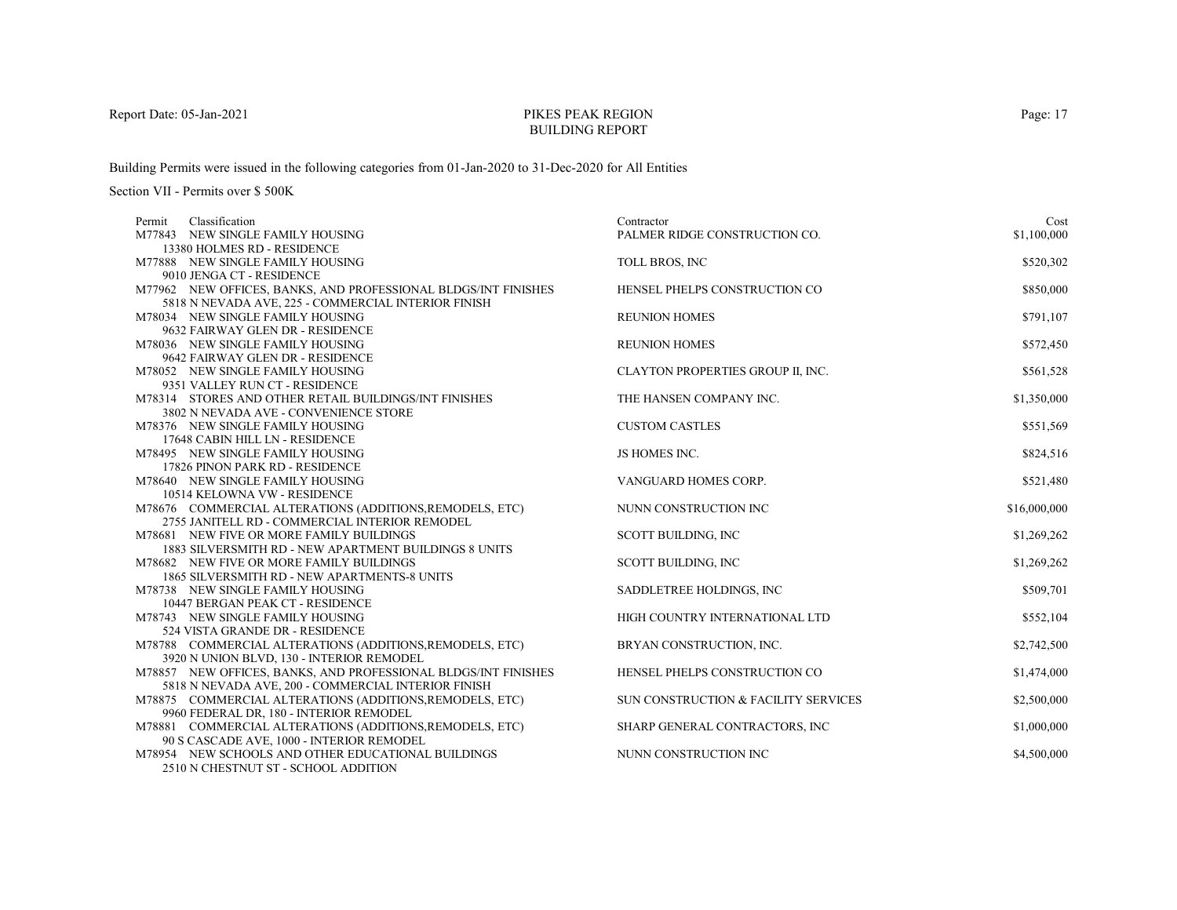# PIKES PEAK REGION
## BUILDING REPORT

Report Date: 05-Jan-2021

Building Permits were issued in the following categories from 01-Jan-2020 to 31-Dec-2020 for All Entities

Section VII - Permits over $ 500K

| Permit | Classification | Contractor | Cost |
|---|---|---|---|
| M77843 | NEW SINGLE FAMILY HOUSING<br>13380 HOLMES RD - RESIDENCE | PALMER RIDGE CONSTRUCTION CO. | $1,100,000 |
| M77888 | NEW SINGLE FAMILY HOUSING<br>9010 JENGA CT - RESIDENCE | TOLL BROS, INC | $520,302 |
| M77962 | NEW OFFICES, BANKS, AND PROFESSIONAL BLDGS/INT FINISHES<br>5818 N NEVADA AVE, 225 - COMMERCIAL INTERIOR FINISH | HENSEL PHELPS CONSTRUCTION CO | $850,000 |
| M78034 | NEW SINGLE FAMILY HOUSING<br>9632 FAIRWAY GLEN DR - RESIDENCE | REUNION HOMES | $791,107 |
| M78036 | NEW SINGLE FAMILY HOUSING<br>9642 FAIRWAY GLEN DR - RESIDENCE | REUNION HOMES | $572,450 |
| M78052 | NEW SINGLE FAMILY HOUSING<br>9351 VALLEY RUN CT - RESIDENCE | CLAYTON PROPERTIES GROUP II, INC. | $561,528 |
| M78314 | STORES AND OTHER RETAIL BUILDINGS/INT FINISHES<br>3802 N NEVADA AVE - CONVENIENCE STORE | THE HANSEN COMPANY INC. | $1,350,000 |
| M78376 | NEW SINGLE FAMILY HOUSING<br>17648 CABIN HILL LN - RESIDENCE | CUSTOM CASTLES | $551,569 |
| M78495 | NEW SINGLE FAMILY HOUSING<br>17826 PINON PARK RD - RESIDENCE | JS HOMES INC. | $824,516 |
| M78640 | NEW SINGLE FAMILY HOUSING<br>10514 KELOWNA VW - RESIDENCE | VANGUARD HOMES CORP. | $521,480 |
| M78676 | COMMERCIAL ALTERATIONS (ADDITIONS,REMODELS, ETC)<br>2755 JANITELL RD - COMMERCIAL INTERIOR REMODEL | NUNN CONSTRUCTION INC | $16,000,000 |
| M78681 | NEW FIVE OR MORE FAMILY BUILDINGS<br>1883 SILVERSMITH RD - NEW APARTMENT BUILDINGS 8 UNITS | SCOTT BUILDING, INC | $1,269,262 |
| M78682 | NEW FIVE OR MORE FAMILY BUILDINGS<br>1865 SILVERSMITH RD - NEW APARTMENTS-8 UNITS | SCOTT BUILDING, INC | $1,269,262 |
| M78738 | NEW SINGLE FAMILY HOUSING<br>10447 BERGAN PEAK CT - RESIDENCE | SADDLETREE HOLDINGS, INC | $509,701 |
| M78743 | NEW SINGLE FAMILY HOUSING<br>524 VISTA GRANDE DR - RESIDENCE | HIGH COUNTRY INTERNATIONAL LTD | $552,104 |
| M78788 | COMMERCIAL ALTERATIONS (ADDITIONS,REMODELS, ETC)<br>3920 N UNION BLVD, 130 - INTERIOR REMODEL | BRYAN CONSTRUCTION, INC. | $2,742,500 |
| M78857 | NEW OFFICES, BANKS, AND PROFESSIONAL BLDGS/INT FINISHES<br>5818 N NEVADA AVE, 200 - COMMERCIAL INTERIOR FINISH | HENSEL PHELPS CONSTRUCTION CO | $1,474,000 |
| M78875 | COMMERCIAL ALTERATIONS (ADDITIONS,REMODELS, ETC)<br>9960 FEDERAL DR, 180 - INTERIOR REMODEL | SUN CONSTRUCTION & FACILITY SERVICES | $2,500,000 |
| M78881 | COMMERCIAL ALTERATIONS (ADDITIONS,REMODELS, ETC)<br>90 S CASCADE AVE, 1000 - INTERIOR REMODEL | SHARP GENERAL CONTRACTORS, INC | $1,000,000 |
| M78954 | NEW SCHOOLS AND OTHER EDUCATIONAL BUILDINGS<br>2510 N CHESTNUT ST - SCHOOL ADDITION | NUNN CONSTRUCTION INC | $4,500,000 |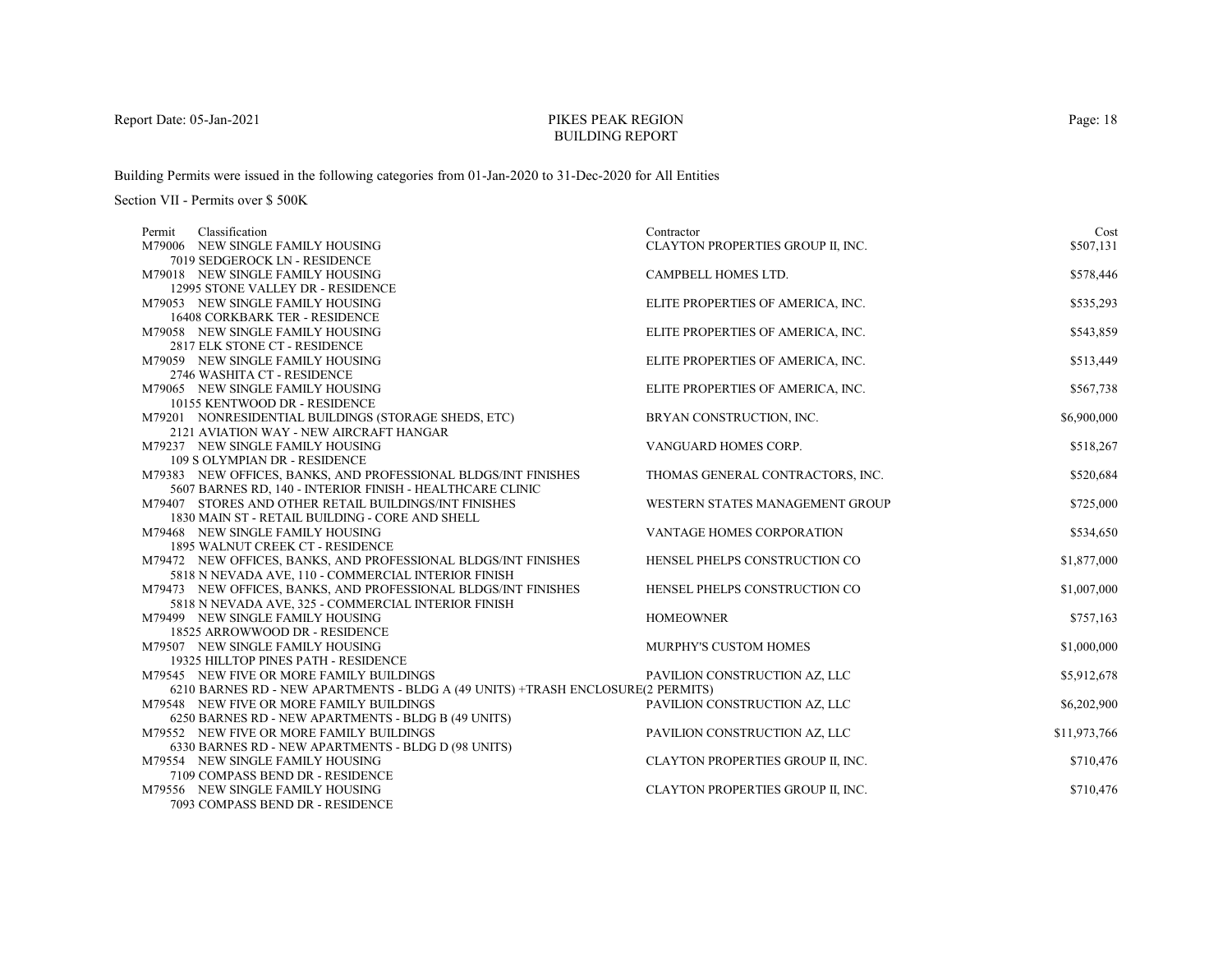PIKES PEAK REGION
BUILDING REPORT

Report Date: 05-Jan-2021

Building Permits were issued in the following categories from 01-Jan-2020 to 31-Dec-2020 for All Entities

Section VII - Permits over $ 500K

| Permit | Classification | Contractor | Cost |
|---|---|---|---|
| M79006 | NEW SINGLE FAMILY HOUSING<br>7019 SEDGEROCK LN - RESIDENCE | CLAYTON PROPERTIES GROUP II, INC. | $507,131 |
| M79018 | NEW SINGLE FAMILY HOUSING<br>12995 STONE VALLEY DR - RESIDENCE | CAMPBELL HOMES LTD. | $578,446 |
| M79053 | NEW SINGLE FAMILY HOUSING<br>16408 CORKBARK TER - RESIDENCE | ELITE PROPERTIES OF AMERICA, INC. | $535,293 |
| M79058 | NEW SINGLE FAMILY HOUSING<br>2817 ELK STONE CT - RESIDENCE | ELITE PROPERTIES OF AMERICA, INC. | $543,859 |
| M79059 | NEW SINGLE FAMILY HOUSING<br>2746 WASHITA CT - RESIDENCE | ELITE PROPERTIES OF AMERICA, INC. | $513,449 |
| M79065 | NEW SINGLE FAMILY HOUSING<br>10155 KENTWOOD DR - RESIDENCE | ELITE PROPERTIES OF AMERICA, INC. | $567,738 |
| M79201 | NONRESIDENTIAL BUILDINGS (STORAGE SHEDS, ETC)<br>2121 AVIATION WAY - NEW AIRCRAFT HANGAR | BRYAN CONSTRUCTION, INC. | $6,900,000 |
| M79237 | NEW SINGLE FAMILY HOUSING<br>109 S OLYMPIAN DR - RESIDENCE | VANGUARD HOMES CORP. | $518,267 |
| M79383 | NEW OFFICES, BANKS, AND PROFESSIONAL BLDGS/INT FINISHES<br>5607 BARNES RD, 140 - INTERIOR FINISH - HEALTHCARE CLINIC | THOMAS GENERAL CONTRACTORS, INC. | $520,684 |
| M79407 | STORES AND OTHER RETAIL BUILDINGS/INT FINISHES<br>1830 MAIN ST - RETAIL BUILDING - CORE AND SHELL | WESTERN STATES MANAGEMENT GROUP | $725,000 |
| M79468 | NEW SINGLE FAMILY HOUSING<br>1895 WALNUT CREEK CT - RESIDENCE | VANTAGE HOMES CORPORATION | $534,650 |
| M79472 | NEW OFFICES, BANKS, AND PROFESSIONAL BLDGS/INT FINISHES<br>5818 N NEVADA AVE, 110 - COMMERCIAL INTERIOR FINISH | HENSEL PHELPS CONSTRUCTION CO | $1,877,000 |
| M79473 | NEW OFFICES, BANKS, AND PROFESSIONAL BLDGS/INT FINISHES<br>5818 N NEVADA AVE, 325 - COMMERCIAL INTERIOR FINISH | HENSEL PHELPS CONSTRUCTION CO | $1,007,000 |
| M79499 | NEW SINGLE FAMILY HOUSING<br>18525 ARROWWOOD DR - RESIDENCE | HOMEOWNER | $757,163 |
| M79507 | NEW SINGLE FAMILY HOUSING<br>19325 HILLTOP PINES PATH - RESIDENCE | MURPHY'S CUSTOM HOMES | $1,000,000 |
| M79545 | NEW FIVE OR MORE FAMILY BUILDINGS<br>6210 BARNES RD - NEW APARTMENTS - BLDG A (49 UNITS) +TRASH ENCLOSURE(2 PERMITS) | PAVILION CONSTRUCTION AZ, LLC | $5,912,678 |
| M79548 | NEW FIVE OR MORE FAMILY BUILDINGS<br>6250 BARNES RD - NEW APARTMENTS - BLDG B (49 UNITS) | PAVILION CONSTRUCTION AZ, LLC | $6,202,900 |
| M79552 | NEW FIVE OR MORE FAMILY BUILDINGS<br>6330 BARNES RD - NEW APARTMENTS - BLDG D (98 UNITS) | PAVILION CONSTRUCTION AZ, LLC | $11,973,766 |
| M79554 | NEW SINGLE FAMILY HOUSING<br>7109 COMPASS BEND DR - RESIDENCE | CLAYTON PROPERTIES GROUP II, INC. | $710,476 |
| M79556 | NEW SINGLE FAMILY HOUSING<br>7093 COMPASS BEND DR - RESIDENCE | CLAYTON PROPERTIES GROUP II, INC. | $710,476 |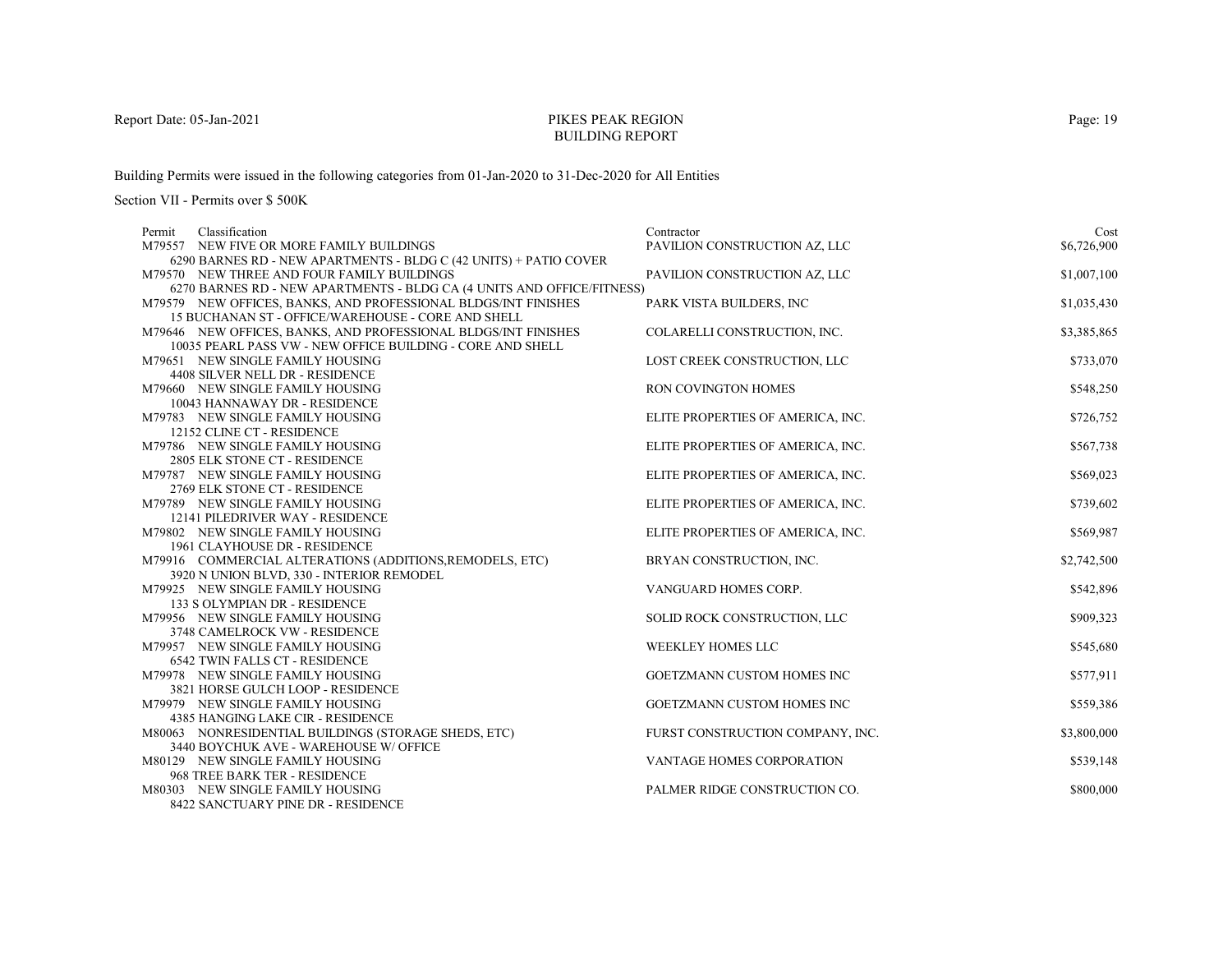PIKES PEAK REGION
BUILDING REPORT

Report Date: 05-Jan-2021

Building Permits were issued in the following categories from 01-Jan-2020 to 31-Dec-2020 for All Entities

Section VII - Permits over $ 500K

| Permit | Classification | Contractor | Cost |
|---|---|---|---|
| M79557 | NEW FIVE OR MORE FAMILY BUILDINGS<br>6290 BARNES RD - NEW APARTMENTS - BLDG C (42 UNITS) + PATIO COVER | PAVILION CONSTRUCTION AZ, LLC | $6,726,900 |
| M79570 | NEW THREE AND FOUR FAMILY BUILDINGS<br>6270 BARNES RD - NEW APARTMENTS - BLDG CA (4 UNITS AND OFFICE/FITNESS) | PAVILION CONSTRUCTION AZ, LLC | $1,007,100 |
| M79579 | NEW OFFICES, BANKS, AND PROFESSIONAL BLDGS/INT FINISHES<br>15 BUCHANAN ST - OFFICE/WAREHOUSE - CORE AND SHELL | PARK VISTA BUILDERS, INC | $1,035,430 |
| M79646 | NEW OFFICES, BANKS, AND PROFESSIONAL BLDGS/INT FINISHES<br>10035 PEARL PASS VW - NEW OFFICE BUILDING - CORE AND SHELL | COLARELLI CONSTRUCTION, INC. | $3,385,865 |
| M79651 | NEW SINGLE FAMILY HOUSING<br>4408 SILVER NELL DR - RESIDENCE | LOST CREEK CONSTRUCTION, LLC | $733,070 |
| M79660 | NEW SINGLE FAMILY HOUSING<br>10043 HANNAWAY DR - RESIDENCE | RON COVINGTON HOMES | $548,250 |
| M79783 | NEW SINGLE FAMILY HOUSING<br>12152 CLINE CT - RESIDENCE | ELITE PROPERTIES OF AMERICA, INC. | $726,752 |
| M79786 | NEW SINGLE FAMILY HOUSING<br>2805 ELK STONE CT - RESIDENCE | ELITE PROPERTIES OF AMERICA, INC. | $567,738 |
| M79787 | NEW SINGLE FAMILY HOUSING<br>2769 ELK STONE CT - RESIDENCE | ELITE PROPERTIES OF AMERICA, INC. | $569,023 |
| M79789 | NEW SINGLE FAMILY HOUSING<br>12141 PILEDRIVER WAY - RESIDENCE | ELITE PROPERTIES OF AMERICA, INC. | $739,602 |
| M79802 | NEW SINGLE FAMILY HOUSING<br>1961 CLAYHOUSE DR - RESIDENCE | ELITE PROPERTIES OF AMERICA, INC. | $569,987 |
| M79916 | COMMERCIAL ALTERATIONS (ADDITIONS,REMODELS, ETC)<br>3920 N UNION BLVD, 330 - INTERIOR REMODEL | BRYAN CONSTRUCTION, INC. | $2,742,500 |
| M79925 | NEW SINGLE FAMILY HOUSING<br>133 S OLYMPIAN DR - RESIDENCE | VANGUARD HOMES CORP. | $542,896 |
| M79956 | NEW SINGLE FAMILY HOUSING<br>3748 CAMELROCK VW - RESIDENCE | SOLID ROCK CONSTRUCTION, LLC | $909,323 |
| M79957 | NEW SINGLE FAMILY HOUSING<br>6542 TWIN FALLS CT - RESIDENCE | WEEKLEY HOMES LLC | $545,680 |
| M79978 | NEW SINGLE FAMILY HOUSING<br>3821 HORSE GULCH LOOP - RESIDENCE | GOETZMANN CUSTOM HOMES INC | $577,911 |
| M79979 | NEW SINGLE FAMILY HOUSING<br>4385 HANGING LAKE CIR - RESIDENCE | GOETZMANN CUSTOM HOMES INC | $559,386 |
| M80063 | NONRESIDENTIAL BUILDINGS (STORAGE SHEDS, ETC)<br>3440 BOYCHUK AVE - WAREHOUSE W/ OFFICE | FURST CONSTRUCTION COMPANY, INC. | $3,800,000 |
| M80129 | NEW SINGLE FAMILY HOUSING<br>968 TREE BARK TER - RESIDENCE | VANTAGE HOMES CORPORATION | $539,148 |
| M80303 | NEW SINGLE FAMILY HOUSING<br>8422 SANCTUARY PINE DR - RESIDENCE | PALMER RIDGE CONSTRUCTION CO. | $800,000 |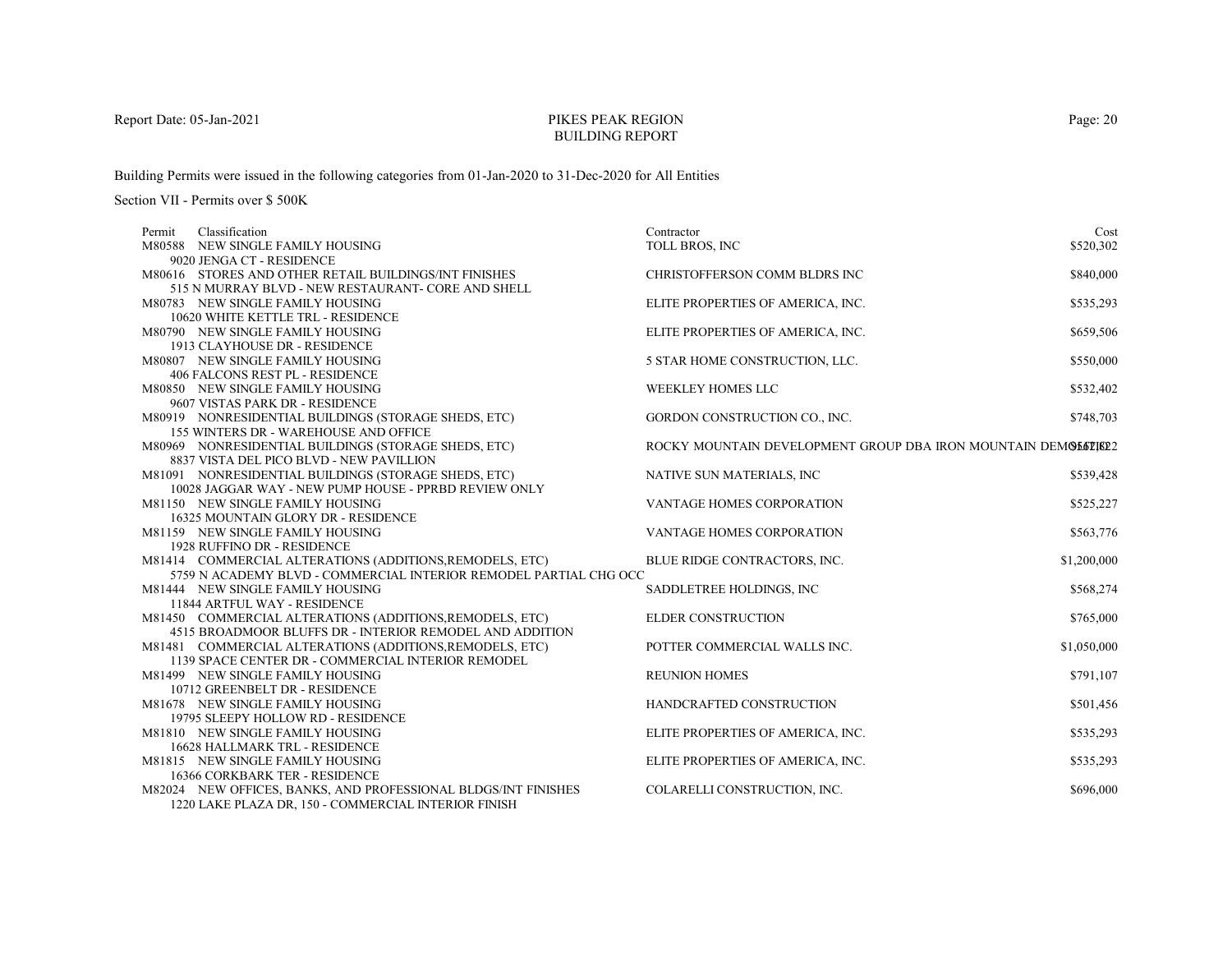# PIKES PEAK REGION
## BUILDING REPORT

Building Permits were issued in the following categories from 01-Jan-2020 to 31-Dec-2020 for All Entities

Section VII - Permits over $ 500K

| Permit | Classification | Contractor | Cost |
|---|---|---|---|
| M80588 | NEW SINGLE FAMILY HOUSING<br>9020 JENGA CT - RESIDENCE | TOLL BROS, INC | $520,302 |
| M80616 | STORES AND OTHER RETAIL BUILDINGS/INT FINISHES<br>515 N MURRAY BLVD - NEW RESTAURANT- CORE AND SHELL | CHRISTOFFERSON COMM BLDRS INC | $840,000 |
| M80783 | NEW SINGLE FAMILY HOUSING<br>10620 WHITE KETTLE TRL - RESIDENCE | ELITE PROPERTIES OF AMERICA, INC. | $535,293 |
| M80790 | NEW SINGLE FAMILY HOUSING<br>1913 CLAYHOUSE DR - RESIDENCE | ELITE PROPERTIES OF AMERICA, INC. | $659,506 |
| M80807 | NEW SINGLE FAMILY HOUSING<br>406 FALCONS REST PL - RESIDENCE | 5 STAR HOME CONSTRUCTION, LLC. | $550,000 |
| M80850 | NEW SINGLE FAMILY HOUSING<br>9607 VISTAS PARK DR - RESIDENCE | WEEKLEY HOMES LLC | $532,402 |
| M80919 | NONRESIDENTIAL BUILDINGS (STORAGE SHEDS, ETC)<br>155 WINTERS DR - WAREHOUSE AND OFFICE | GORDON CONSTRUCTION CO., INC. | $748,703 |
| M80969 | NONRESIDENTIAL BUILDINGS (STORAGE SHEDS, ETC)<br>8837 VISTA DEL PICO BLVD - NEW PAVILLION | ROCKY MOUNTAIN DEVELOPMENT GROUP DBA IRON MOUNTAIN DEMOLITION | $567,822 |
| M81091 | NONRESIDENTIAL BUILDINGS (STORAGE SHEDS, ETC)<br>10028 JAGGAR WAY - NEW PUMP HOUSE - PPRBD REVIEW ONLY | NATIVE SUN MATERIALS, INC | $539,428 |
| M81150 | NEW SINGLE FAMILY HOUSING<br>16325 MOUNTAIN GLORY DR - RESIDENCE | VANTAGE HOMES CORPORATION | $525,227 |
| M81159 | NEW SINGLE FAMILY HOUSING<br>1928 RUFFINO DR - RESIDENCE | VANTAGE HOMES CORPORATION | $563,776 |
| M81414 | COMMERCIAL ALTERATIONS (ADDITIONS,REMODELS, ETC)<br>5759 N ACADEMY BLVD - COMMERCIAL INTERIOR REMODEL PARTIAL CHG OCC | BLUE RIDGE CONTRACTORS, INC. | $1,200,000 |
| M81444 | NEW SINGLE FAMILY HOUSING<br>11844 ARTFUL WAY - RESIDENCE | SADDLETREE HOLDINGS, INC | $568,274 |
| M81450 | COMMERCIAL ALTERATIONS (ADDITIONS,REMODELS, ETC)<br>4515 BROADMOOR BLUFFS DR - INTERIOR REMODEL AND ADDITION | ELDER CONSTRUCTION | $765,000 |
| M81481 | COMMERCIAL ALTERATIONS (ADDITIONS,REMODELS, ETC)<br>1139 SPACE CENTER DR - COMMERCIAL INTERIOR REMODEL | POTTER COMMERCIAL WALLS INC. | $1,050,000 |
| M81499 | NEW SINGLE FAMILY HOUSING<br>10712 GREENBELT DR - RESIDENCE | REUNION HOMES | $791,107 |
| M81678 | NEW SINGLE FAMILY HOUSING<br>19795 SLEEPY HOLLOW RD - RESIDENCE | HANDCRAFTED CONSTRUCTION | $501,456 |
| M81810 | NEW SINGLE FAMILY HOUSING<br>16628 HALLMARK TRL - RESIDENCE | ELITE PROPERTIES OF AMERICA, INC. | $535,293 |
| M81815 | NEW SINGLE FAMILY HOUSING<br>16366 CORKBARK TER - RESIDENCE | ELITE PROPERTIES OF AMERICA, INC. | $535,293 |
| M82024 | NEW OFFICES, BANKS, AND PROFESSIONAL BLDGS/INT FINISHES<br>1220 LAKE PLAZA DR, 150 - COMMERCIAL INTERIOR FINISH | COLARELLI CONSTRUCTION, INC. | $696,000 |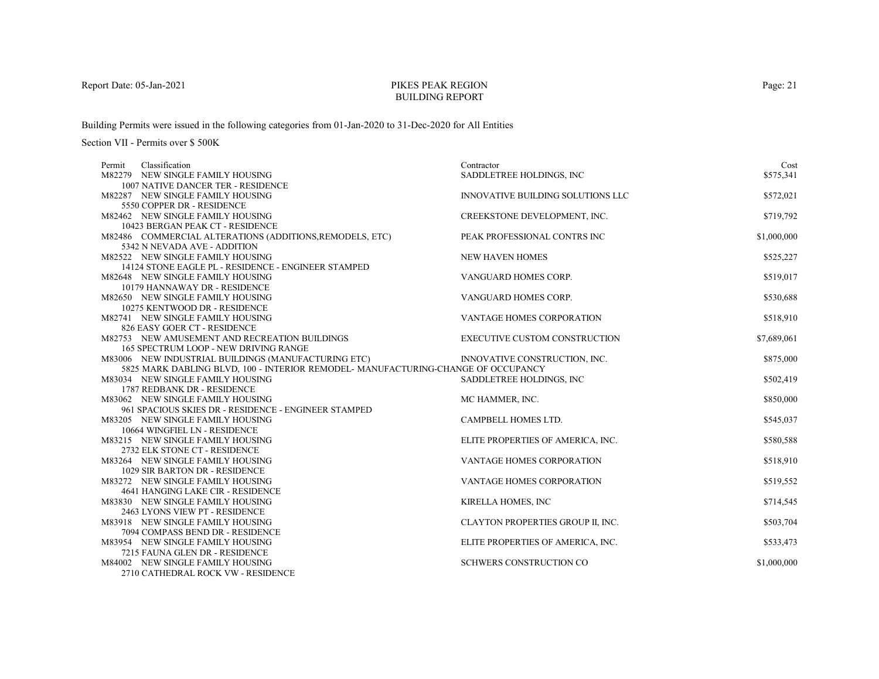Report Date: 05-Jan-2021

# PIKES PEAK REGION
## BUILDING REPORT

Building Permits were issued in the following categories from 01-Jan-2020 to 31-Dec-2020 for All Entities

Section VII - Permits over $ 500K

| Permit | Classification | Contractor | Cost |
|---|---|---|---|
| M82279 | NEW SINGLE FAMILY HOUSING<br>1007 NATIVE DANCER TER - RESIDENCE | SADDLETREE HOLDINGS, INC | $575,341 |
| M82287 | NEW SINGLE FAMILY HOUSING<br>5550 COPPER DR - RESIDENCE | INNOVATIVE BUILDING SOLUTIONS LLC | $572,021 |
| M82462 | NEW SINGLE FAMILY HOUSING<br>10423 BERGAN PEAK CT - RESIDENCE | CREEKSTONE DEVELOPMENT, INC. | $719,792 |
| M82486 | COMMERCIAL ALTERATIONS (ADDITIONS,REMODELS, ETC)<br>5342 N NEVADA AVE - ADDITION | PEAK PROFESSIONAL CONTRS INC | $1,000,000 |
| M82522 | NEW SINGLE FAMILY HOUSING<br>14124 STONE EAGLE PL - RESIDENCE - ENGINEER STAMPED | NEW HAVEN HOMES | $525,227 |
| M82648 | NEW SINGLE FAMILY HOUSING<br>10179 HANNAWAY DR - RESIDENCE | VANGUARD HOMES CORP. | $519,017 |
| M82650 | NEW SINGLE FAMILY HOUSING<br>10275 KENTWOOD DR - RESIDENCE | VANGUARD HOMES CORP. | $530,688 |
| M82741 | NEW SINGLE FAMILY HOUSING<br>826 EASY GOER CT - RESIDENCE | VANTAGE HOMES CORPORATION | $518,910 |
| M82753 | NEW AMUSEMENT AND RECREATION BUILDINGS<br>165 SPECTRUM LOOP - NEW DRIVING RANGE | EXECUTIVE CUSTOM CONSTRUCTION | $7,689,061 |
| M83006 | NEW INDUSTRIAL BUILDINGS (MANUFACTURING ETC)<br>5825 MARK DABLING BLVD, 100 - INTERIOR REMODEL- MANUFACTURING-CHANGE OF OCCUPANCY | INNOVATIVE CONSTRUCTION, INC. | $875,000 |
| M83034 | NEW SINGLE FAMILY HOUSING<br>1787 REDBANK DR - RESIDENCE | SADDLETREE HOLDINGS, INC | $502,419 |
| M83062 | NEW SINGLE FAMILY HOUSING<br>961 SPACIOUS SKIES DR - RESIDENCE - ENGINEER STAMPED | MC HAMMER, INC. | $850,000 |
| M83205 | NEW SINGLE FAMILY HOUSING<br>10664 WINGFIEL LN - RESIDENCE | CAMPBELL HOMES LTD. | $545,037 |
| M83215 | NEW SINGLE FAMILY HOUSING<br>2732 ELK STONE CT - RESIDENCE | ELITE PROPERTIES OF AMERICA, INC. | $580,588 |
| M83264 | NEW SINGLE FAMILY HOUSING<br>1029 SIR BARTON DR - RESIDENCE | VANTAGE HOMES CORPORATION | $518,910 |
| M83272 | NEW SINGLE FAMILY HOUSING<br>4641 HANGING LAKE CIR - RESIDENCE | VANTAGE HOMES CORPORATION | $519,552 |
| M83830 | NEW SINGLE FAMILY HOUSING<br>2463 LYONS VIEW PT - RESIDENCE | KIRELLA HOMES, INC | $714,545 |
| M83918 | NEW SINGLE FAMILY HOUSING<br>7094 COMPASS BEND DR - RESIDENCE | CLAYTON PROPERTIES GROUP II, INC. | $503,704 |
| M83954 | NEW SINGLE FAMILY HOUSING<br>7215 FAUNA GLEN DR - RESIDENCE | ELITE PROPERTIES OF AMERICA, INC. | $533,473 |
| M84002 | NEW SINGLE FAMILY HOUSING<br>2710 CATHEDRAL ROCK VW - RESIDENCE | SCHWERS CONSTRUCTION CO | $1,000,000 |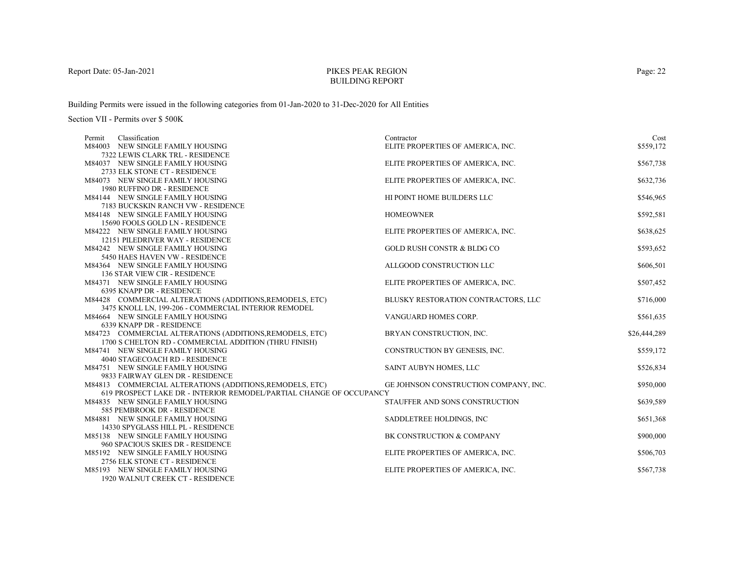Report Date: 05-Jan-2021

# PIKES PEAK REGION
## BUILDING REPORT

Building Permits were issued in the following categories from 01-Jan-2020 to 31-Dec-2020 for All Entities

Section VII - Permits over $ 500K

| Permit | Classification | Contractor | Cost |
|---|---|---|---|
| M84003 | NEW SINGLE FAMILY HOUSING<br>7322 LEWIS CLARK TRL - RESIDENCE | ELITE PROPERTIES OF AMERICA, INC. | $559,172 |
| M84037 | NEW SINGLE FAMILY HOUSING<br>2733 ELK STONE CT - RESIDENCE | ELITE PROPERTIES OF AMERICA, INC. | $567,738 |
| M84073 | NEW SINGLE FAMILY HOUSING<br>1980 RUFFINO DR - RESIDENCE | ELITE PROPERTIES OF AMERICA, INC. | $632,736 |
| M84144 | NEW SINGLE FAMILY HOUSING<br>7183 BUCKSKIN RANCH VW - RESIDENCE | HI POINT HOME BUILDERS LLC | $546,965 |
| M84148 | NEW SINGLE FAMILY HOUSING<br>15690 FOOLS GOLD LN - RESIDENCE | HOMEOWNER | $592,581 |
| M84222 | NEW SINGLE FAMILY HOUSING<br>12151 PILEDRIVER WAY - RESIDENCE | ELITE PROPERTIES OF AMERICA, INC. | $638,625 |
| M84242 | NEW SINGLE FAMILY HOUSING<br>5450 HAES HAVEN VW - RESIDENCE | GOLD RUSH CONSTR & BLDG CO | $593,652 |
| M84364 | NEW SINGLE FAMILY HOUSING<br>136 STAR VIEW CIR - RESIDENCE | ALLGOOD CONSTRUCTION LLC | $606,501 |
| M84371 | NEW SINGLE FAMILY HOUSING<br>6395 KNAPP DR - RESIDENCE | ELITE PROPERTIES OF AMERICA, INC. | $507,452 |
| M84428 | COMMERCIAL ALTERATIONS (ADDITIONS,REMODELS, ETC)<br>3475 KNOLL LN, 199-206 - COMMERCIAL INTERIOR REMODEL | BLUSKY RESTORATION CONTRACTORS, LLC | $716,000 |
| M84664 | NEW SINGLE FAMILY HOUSING<br>6339 KNAPP DR - RESIDENCE | VANGUARD HOMES CORP. | $561,635 |
| M84723 | COMMERCIAL ALTERATIONS (ADDITIONS,REMODELS, ETC)<br>1700 S CHELTON RD - COMMERCIAL ADDITION (THRU FINISH) | BRYAN CONSTRUCTION, INC. | $26,444,289 |
| M84741 | NEW SINGLE FAMILY HOUSING<br>4040 STAGECOACH RD - RESIDENCE | CONSTRUCTION BY GENESIS, INC. | $559,172 |
| M84751 | NEW SINGLE FAMILY HOUSING<br>9833 FAIRWAY GLEN DR - RESIDENCE | SAINT AUBYN HOMES, LLC | $526,834 |
| M84813 | COMMERCIAL ALTERATIONS (ADDITIONS,REMODELS, ETC)<br>619 PROSPECT LAKE DR - INTERIOR REMODEL/PARTIAL CHANGE OF OCCUPANCY | GE JOHNSON CONSTRUCTION COMPANY, INC. | $950,000 |
| M84835 | NEW SINGLE FAMILY HOUSING<br>585 PEMBROOK DR - RESIDENCE | STAUFFER AND SONS CONSTRUCTION | $639,589 |
| M84881 | NEW SINGLE FAMILY HOUSING<br>14330 SPYGLASS HILL PL - RESIDENCE | SADDLETREE HOLDINGS, INC | $651,368 |
| M85138 | NEW SINGLE FAMILY HOUSING<br>960 SPACIOUS SKIES DR - RESIDENCE | BK CONSTRUCTION & COMPANY | $900,000 |
| M85192 | NEW SINGLE FAMILY HOUSING<br>2756 ELK STONE CT - RESIDENCE | ELITE PROPERTIES OF AMERICA, INC. | $506,703 |
| M85193 | NEW SINGLE FAMILY HOUSING<br>1920 WALNUT CREEK CT - RESIDENCE | ELITE PROPERTIES OF AMERICA, INC. | $567,738 |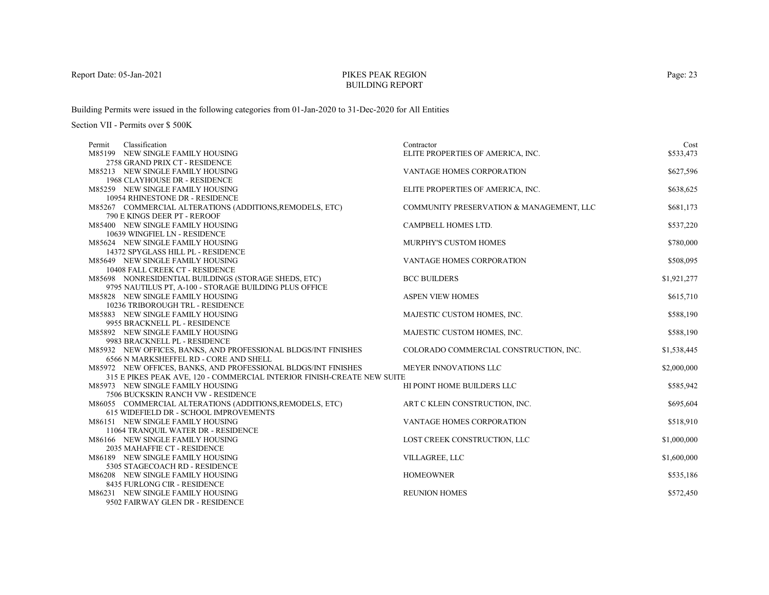Building Permits were issued in the following categories from 01-Jan-2020 to 31-Dec-2020 for All Entities

Section VII - Permits over $ 500K

| Permit | Classification | Contractor | Cost |
|---|---|---|---|
| M85199 | NEW SINGLE FAMILY HOUSING<br>2758 GRAND PRIX CT - RESIDENCE | ELITE PROPERTIES OF AMERICA, INC. | $533,473 |
| M85213 | NEW SINGLE FAMILY HOUSING<br>1968 CLAYHOUSE DR - RESIDENCE | VANTAGE HOMES CORPORATION | $627,596 |
| M85259 | NEW SINGLE FAMILY HOUSING<br>10954 RHINESTONE DR - RESIDENCE | ELITE PROPERTIES OF AMERICA, INC. | $638,625 |
| M85267 | COMMERCIAL ALTERATIONS (ADDITIONS,REMODELS, ETC)<br>790 E KINGS DEER PT - REROOF | COMMUNITY PRESERVATION & MANAGEMENT, LLC | $681,173 |
| M85400 | NEW SINGLE FAMILY HOUSING<br>10639 WINGFIEL LN - RESIDENCE | CAMPBELL HOMES LTD. | $537,220 |
| M85624 | NEW SINGLE FAMILY HOUSING<br>14372 SPYGLASS HILL PL - RESIDENCE | MURPHY'S CUSTOM HOMES | $780,000 |
| M85649 | NEW SINGLE FAMILY HOUSING<br>10408 FALL CREEK CT - RESIDENCE | VANTAGE HOMES CORPORATION | $508,095 |
| M85698 | NONRESIDENTIAL BUILDINGS (STORAGE SHEDS, ETC)<br>9795 NAUTILUS PT, A-100 - STORAGE BUILDING PLUS OFFICE | BCC BUILDERS | $1,921,277 |
| M85828 | NEW SINGLE FAMILY HOUSING<br>10236 TRIBOROUGH TRL - RESIDENCE | ASPEN VIEW HOMES | $615,710 |
| M85883 | NEW SINGLE FAMILY HOUSING<br>9955 BRACKNELL PL - RESIDENCE | MAJESTIC CUSTOM HOMES, INC. | $588,190 |
| M85892 | NEW SINGLE FAMILY HOUSING<br>9983 BRACKNELL PL - RESIDENCE | MAJESTIC CUSTOM HOMES, INC. | $588,190 |
| M85932 | NEW OFFICES, BANKS, AND PROFESSIONAL BLDGS/INT FINISHES<br>6566 N MARKSHEFFEL RD - CORE AND SHELL | COLORADO COMMERCIAL CONSTRUCTION, INC. | $1,538,445 |
| M85972 | NEW OFFICES, BANKS, AND PROFESSIONAL BLDGS/INT FINISHES<br>315 E PIKES PEAK AVE, 120 - COMMERCIAL INTERIOR FINISH-CREATE NEW SUITE | MEYER INNOVATIONS LLC | $2,000,000 |
| M85973 | NEW SINGLE FAMILY HOUSING<br>7506 BUCKSKIN RANCH VW - RESIDENCE | HI POINT HOME BUILDERS LLC | $585,942 |
| M86055 | COMMERCIAL ALTERATIONS (ADDITIONS,REMODELS, ETC)<br>615 WIDEFIELD DR - SCHOOL IMPROVEMENTS | ART C KLEIN CONSTRUCTION, INC. | $695,604 |
| M86151 | NEW SINGLE FAMILY HOUSING<br>11064 TRANQUIL WATER DR - RESIDENCE | VANTAGE HOMES CORPORATION | $518,910 |
| M86166 | NEW SINGLE FAMILY HOUSING<br>2035 MAHAFFIE CT - RESIDENCE | LOST CREEK CONSTRUCTION, LLC | $1,000,000 |
| M86189 | NEW SINGLE FAMILY HOUSING<br>5305 STAGECOACH RD - RESIDENCE | VILLAGREE, LLC | $1,600,000 |
| M86208 | NEW SINGLE FAMILY HOUSING<br>8435 FURLONG CIR - RESIDENCE | HOMEOWNER | $535,186 |
| M86231 | NEW SINGLE FAMILY HOUSING<br>9502 FAIRWAY GLEN DR - RESIDENCE | REUNION HOMES | $572,450 |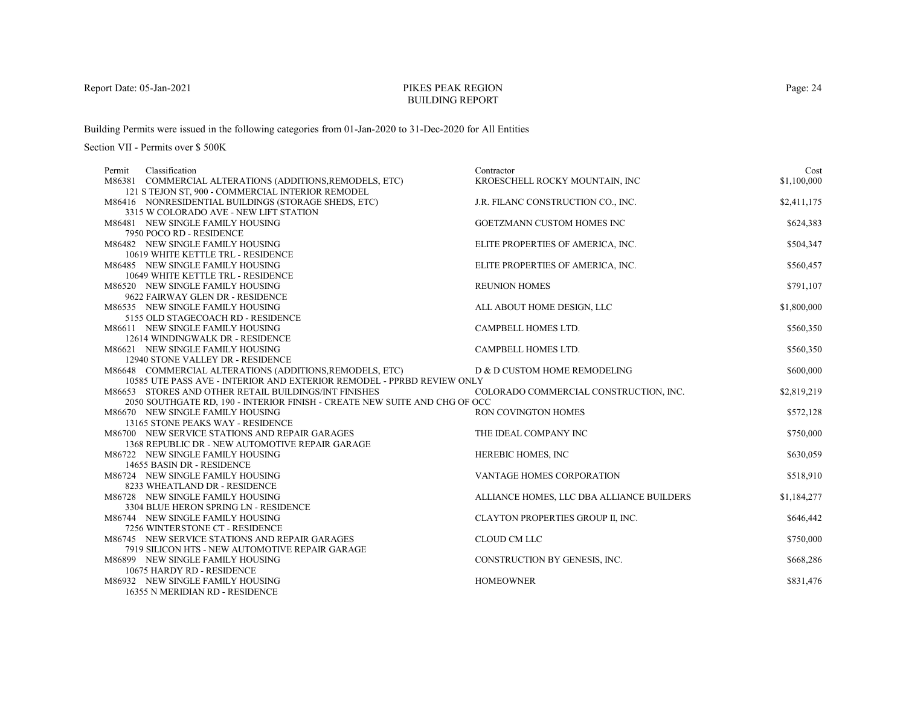Building Permits were issued in the following categories from 01-Jan-2020 to 31-Dec-2020 for All Entities

Section VII - Permits over $ 500K

| Permit | Classification | Contractor | Cost |
|---|---|---|---|
| M86381 | COMMERCIAL ALTERATIONS (ADDITIONS,REMODELS, ETC)<br>121 S TEJON ST, 900 - COMMERCIAL INTERIOR REMODEL | KROESCHELL ROCKY MOUNTAIN, INC | $1,100,000 |
| M86416 | NONRESIDENTIAL BUILDINGS (STORAGE SHEDS, ETC)<br>3315 W COLORADO AVE - NEW LIFT STATION | J.R. FILANC CONSTRUCTION CO., INC. | $2,411,175 |
| M86481 | NEW SINGLE FAMILY HOUSING<br>7950 POCO RD - RESIDENCE | GOETZMANN CUSTOM HOMES INC | $624,383 |
| M86482 | NEW SINGLE FAMILY HOUSING<br>10619 WHITE KETTLE TRL - RESIDENCE | ELITE PROPERTIES OF AMERICA, INC. | $504,347 |
| M86485 | NEW SINGLE FAMILY HOUSING<br>10649 WHITE KETTLE TRL - RESIDENCE | ELITE PROPERTIES OF AMERICA, INC. | $560,457 |
| M86520 | NEW SINGLE FAMILY HOUSING<br>9622 FAIRWAY GLEN DR - RESIDENCE | REUNION HOMES | $791,107 |
| M86535 | NEW SINGLE FAMILY HOUSING<br>5155 OLD STAGECOACH RD - RESIDENCE | ALL ABOUT HOME DESIGN, LLC | $1,800,000 |
| M86611 | NEW SINGLE FAMILY HOUSING<br>12614 WINDINGWALK DR - RESIDENCE | CAMPBELL HOMES LTD. | $560,350 |
| M86621 | NEW SINGLE FAMILY HOUSING<br>12940 STONE VALLEY DR - RESIDENCE | CAMPBELL HOMES LTD. | $560,350 |
| M86648 | COMMERCIAL ALTERATIONS (ADDITIONS,REMODELS, ETC)<br>10585 UTE PASS AVE - INTERIOR AND EXTERIOR REMODEL - PPRBD REVIEW ONLY | D & D CUSTOM HOME REMODELING | $600,000 |
| M86653 | STORES AND OTHER RETAIL BUILDINGS/INT FINISHES<br>2050 SOUTHGATE RD, 190 - INTERIOR FINISH - CREATE NEW SUITE AND CHG OF OCC | COLORADO COMMERCIAL CONSTRUCTION, INC. | $2,819,219 |
| M86670 | NEW SINGLE FAMILY HOUSING<br>13165 STONE PEAKS WAY - RESIDENCE | RON COVINGTON HOMES | $572,128 |
| M86700 | NEW SERVICE STATIONS AND REPAIR GARAGES<br>1368 REPUBLIC DR - NEW AUTOMOTIVE REPAIR GARAGE | THE IDEAL COMPANY INC | $750,000 |
| M86722 | NEW SINGLE FAMILY HOUSING<br>14655 BASIN DR - RESIDENCE | HEREBIC HOMES, INC | $630,059 |
| M86724 | NEW SINGLE FAMILY HOUSING<br>8233 WHEATLAND DR - RESIDENCE | VANTAGE HOMES CORPORATION | $518,910 |
| M86728 | NEW SINGLE FAMILY HOUSING<br>3304 BLUE HERON SPRING LN - RESIDENCE | ALLIANCE HOMES, LLC DBA ALLIANCE BUILDERS | $1,184,277 |
| M86744 | NEW SINGLE FAMILY HOUSING<br>7256 WINTERSTONE CT - RESIDENCE | CLAYTON PROPERTIES GROUP II, INC. | $646,442 |
| M86745 | NEW SERVICE STATIONS AND REPAIR GARAGES<br>7919 SILICON HTS - NEW AUTOMOTIVE REPAIR GARAGE | CLOUD CM LLC | $750,000 |
| M86899 | NEW SINGLE FAMILY HOUSING<br>10675 HARDY RD - RESIDENCE | CONSTRUCTION BY GENESIS, INC. | $668,286 |
| M86932 | NEW SINGLE FAMILY HOUSING<br>16355 N MERIDIAN RD - RESIDENCE | HOMEOWNER | $831,476 |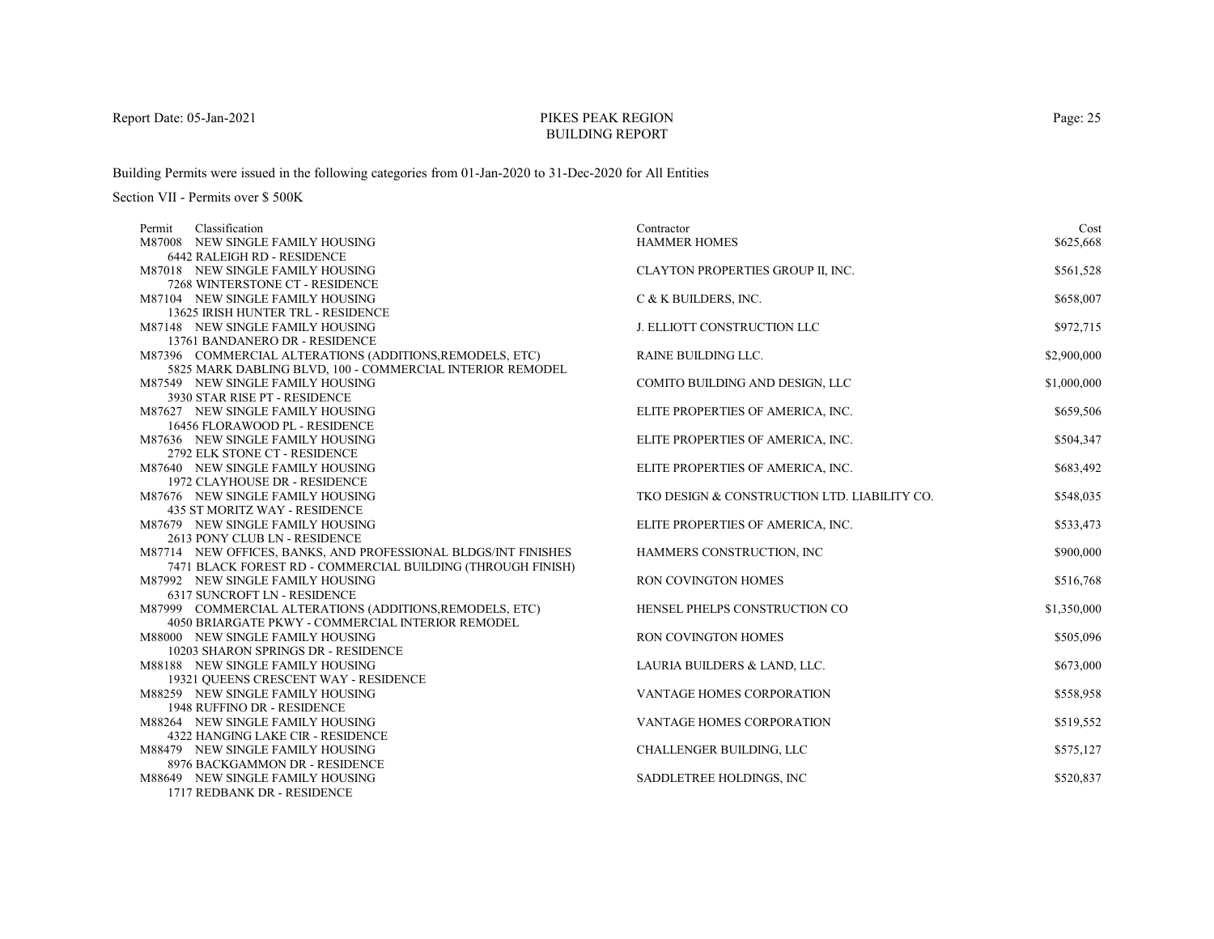# PIKES PEAK REGION
## BUILDING REPORT

Report Date: 05-Jan-2021

Building Permits were issued in the following categories from 01-Jan-2020 to 31-Dec-2020 for All Entities

Section VII - Permits over $ 500K

| Permit | Classification | Contractor | Cost |
|---|---|---|---|
| M87008 | NEW SINGLE FAMILY HOUSING<br>6442 RALEIGH RD - RESIDENCE | HAMMER HOMES | $625,668 |
| M87018 | NEW SINGLE FAMILY HOUSING<br>7268 WINTERSTONE CT - RESIDENCE | CLAYTON PROPERTIES GROUP II, INC. | $561,528 |
| M87104 | NEW SINGLE FAMILY HOUSING<br>13625 IRISH HUNTER TRL - RESIDENCE | C & K BUILDERS, INC. | $658,007 |
| M87148 | NEW SINGLE FAMILY HOUSING<br>13761 BANDANERO DR - RESIDENCE | J. ELLIOTT CONSTRUCTION LLC | $972,715 |
| M87396 | COMMERCIAL ALTERATIONS (ADDITIONS,REMODELS, ETC)<br>5825 MARK DABLING BLVD, 100 - COMMERCIAL INTERIOR REMODEL | RAINE BUILDING LLC. | $2,900,000 |
| M87549 | NEW SINGLE FAMILY HOUSING<br>3930 STAR RISE PT - RESIDENCE | COMITO BUILDING AND DESIGN, LLC | $1,000,000 |
| M87627 | NEW SINGLE FAMILY HOUSING<br>16456 FLORAWOOD PL - RESIDENCE | ELITE PROPERTIES OF AMERICA, INC. | $659,506 |
| M87636 | NEW SINGLE FAMILY HOUSING<br>2792 ELK STONE CT - RESIDENCE | ELITE PROPERTIES OF AMERICA, INC. | $504,347 |
| M87640 | NEW SINGLE FAMILY HOUSING<br>1972 CLAYHOUSE DR - RESIDENCE | ELITE PROPERTIES OF AMERICA, INC. | $683,492 |
| M87676 | NEW SINGLE FAMILY HOUSING<br>435 ST MORITZ WAY - RESIDENCE | TKO DESIGN & CONSTRUCTION LTD. LIABILITY CO. | $548,035 |
| M87679 | NEW SINGLE FAMILY HOUSING<br>2613 PONY CLUB LN - RESIDENCE | ELITE PROPERTIES OF AMERICA, INC. | $533,473 |
| M87714 | NEW OFFICES, BANKS, AND PROFESSIONAL BLDGS/INT FINISHES<br>7471 BLACK FOREST RD - COMMERCIAL BUILDING (THROUGH FINISH) | HAMMERS CONSTRUCTION, INC | $900,000 |
| M87992 | NEW SINGLE FAMILY HOUSING<br>6317 SUNCROFT LN - RESIDENCE | RON COVINGTON HOMES | $516,768 |
| M87999 | COMMERCIAL ALTERATIONS (ADDITIONS,REMODELS, ETC)<br>4050 BRIARGATE PKWY - COMMERCIAL INTERIOR REMODEL | HENSEL PHELPS CONSTRUCTION CO | $1,350,000 |
| M88000 | NEW SINGLE FAMILY HOUSING<br>10203 SHARON SPRINGS DR - RESIDENCE | RON COVINGTON HOMES | $505,096 |
| M88188 | NEW SINGLE FAMILY HOUSING<br>19321 QUEENS CRESCENT WAY - RESIDENCE | LAURIA BUILDERS & LAND, LLC. | $673,000 |
| M88259 | NEW SINGLE FAMILY HOUSING<br>1948 RUFFINO DR - RESIDENCE | VANTAGE HOMES CORPORATION | $558,958 |
| M88264 | NEW SINGLE FAMILY HOUSING<br>4322 HANGING LAKE CIR - RESIDENCE | VANTAGE HOMES CORPORATION | $519,552 |
| M88479 | NEW SINGLE FAMILY HOUSING<br>8976 BACKGAMMON DR - RESIDENCE | CHALLENGER BUILDING, LLC | $575,127 |
| M88649 | NEW SINGLE FAMILY HOUSING<br>1717 REDBANK DR - RESIDENCE | SADDLETREE HOLDINGS, INC | $520,837 |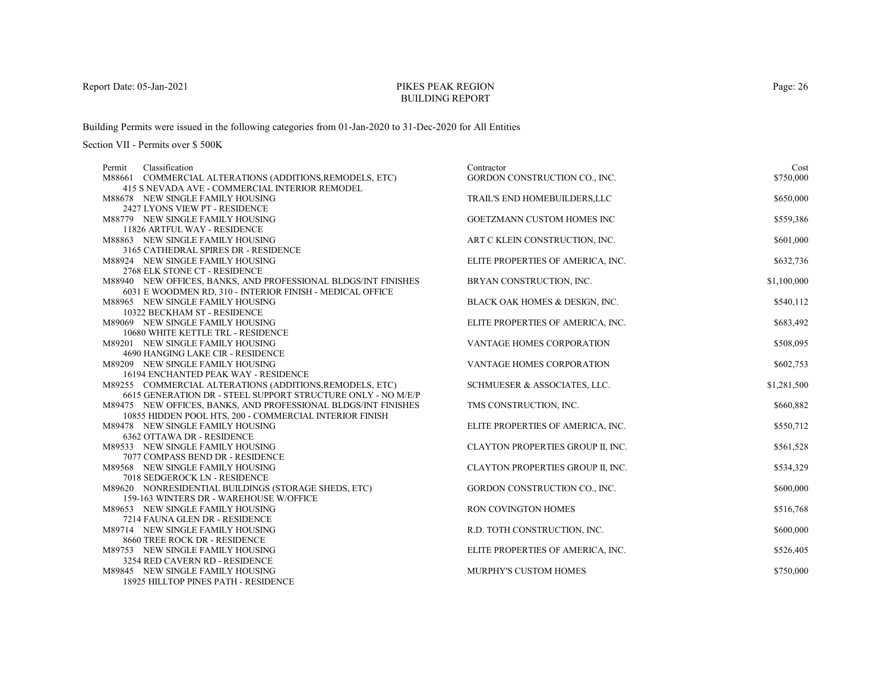# PIKES PEAK REGION
## BUILDING REPORT

Report Date: 05-Jan-2021

Building Permits were issued in the following categories from 01-Jan-2020 to 31-Dec-2020 for All Entities

Section VII - Permits over $ 500K

| Permit | Classification | Contractor | Cost |
|---|---|---|---|
| M88661 | COMMERCIAL ALTERATIONS (ADDITIONS,REMODELS, ETC)<br>415 S NEVADA AVE - COMMERCIAL INTERIOR REMODEL | GORDON CONSTRUCTION CO., INC. | $750,000 |
| M88678 | NEW SINGLE FAMILY HOUSING<br>2427 LYONS VIEW PT - RESIDENCE | TRAIL'S END HOMEBUILDERS,LLC | $650,000 |
| M88779 | NEW SINGLE FAMILY HOUSING<br>11826 ARTFUL WAY - RESIDENCE | GOETZMANN CUSTOM HOMES INC | $559,386 |
| M88863 | NEW SINGLE FAMILY HOUSING<br>3165 CATHEDRAL SPIRES DR - RESIDENCE | ART C KLEIN CONSTRUCTION, INC. | $601,000 |
| M88924 | NEW SINGLE FAMILY HOUSING<br>2768 ELK STONE CT - RESIDENCE | ELITE PROPERTIES OF AMERICA, INC. | $632,736 |
| M88940 | NEW OFFICES, BANKS, AND PROFESSIONAL BLDGS/INT FINISHES<br>6031 E WOODMEN RD, 310 - INTERIOR FINISH - MEDICAL OFFICE | BRYAN CONSTRUCTION, INC. | $1,100,000 |
| M88965 | NEW SINGLE FAMILY HOUSING<br>10322 BECKHAM ST - RESIDENCE | BLACK OAK HOMES & DESIGN, INC. | $540,112 |
| M89069 | NEW SINGLE FAMILY HOUSING<br>10680 WHITE KETTLE TRL - RESIDENCE | ELITE PROPERTIES OF AMERICA, INC. | $683,492 |
| M89201 | NEW SINGLE FAMILY HOUSING<br>4690 HANGING LAKE CIR - RESIDENCE | VANTAGE HOMES CORPORATION | $508,095 |
| M89209 | NEW SINGLE FAMILY HOUSING<br>16194 ENCHANTED PEAK WAY - RESIDENCE | VANTAGE HOMES CORPORATION | $602,753 |
| M89255 | COMMERCIAL ALTERATIONS (ADDITIONS,REMODELS, ETC)<br>6615 GENERATION DR - STEEL SUPPORT STRUCTURE ONLY - NO M/E/P | SCHMUESER & ASSOCIATES, LLC. | $1,281,500 |
| M89475 | NEW OFFICES, BANKS, AND PROFESSIONAL BLDGS/INT FINISHES<br>10855 HIDDEN POOL HTS, 200 - COMMERCIAL INTERIOR FINISH | TMS CONSTRUCTION, INC. | $660,882 |
| M89478 | NEW SINGLE FAMILY HOUSING<br>6362 OTTAWA DR - RESIDENCE | ELITE PROPERTIES OF AMERICA, INC. | $550,712 |
| M89533 | NEW SINGLE FAMILY HOUSING<br>7077 COMPASS BEND DR - RESIDENCE | CLAYTON PROPERTIES GROUP II, INC. | $561,528 |
| M89568 | NEW SINGLE FAMILY HOUSING<br>7018 SEDGEROCK LN - RESIDENCE | CLAYTON PROPERTIES GROUP II, INC. | $534,329 |
| M89620 | NONRESIDENTIAL BUILDINGS (STORAGE SHEDS, ETC)<br>159-163 WINTERS DR - WAREHOUSE W/OFFICE | GORDON CONSTRUCTION CO., INC. | $600,000 |
| M89653 | NEW SINGLE FAMILY HOUSING<br>7214 FAUNA GLEN DR - RESIDENCE | RON COVINGTON HOMES | $516,768 |
| M89714 | NEW SINGLE FAMILY HOUSING<br>8660 TREE ROCK DR - RESIDENCE | R.D. TOTH CONSTRUCTION, INC. | $600,000 |
| M89753 | NEW SINGLE FAMILY HOUSING<br>3254 RED CAVERN RD - RESIDENCE | ELITE PROPERTIES OF AMERICA, INC. | $526,405 |
| M89845 | NEW SINGLE FAMILY HOUSING<br>18925 HILLTOP PINES PATH - RESIDENCE | MURPHY'S CUSTOM HOMES | $750,000 |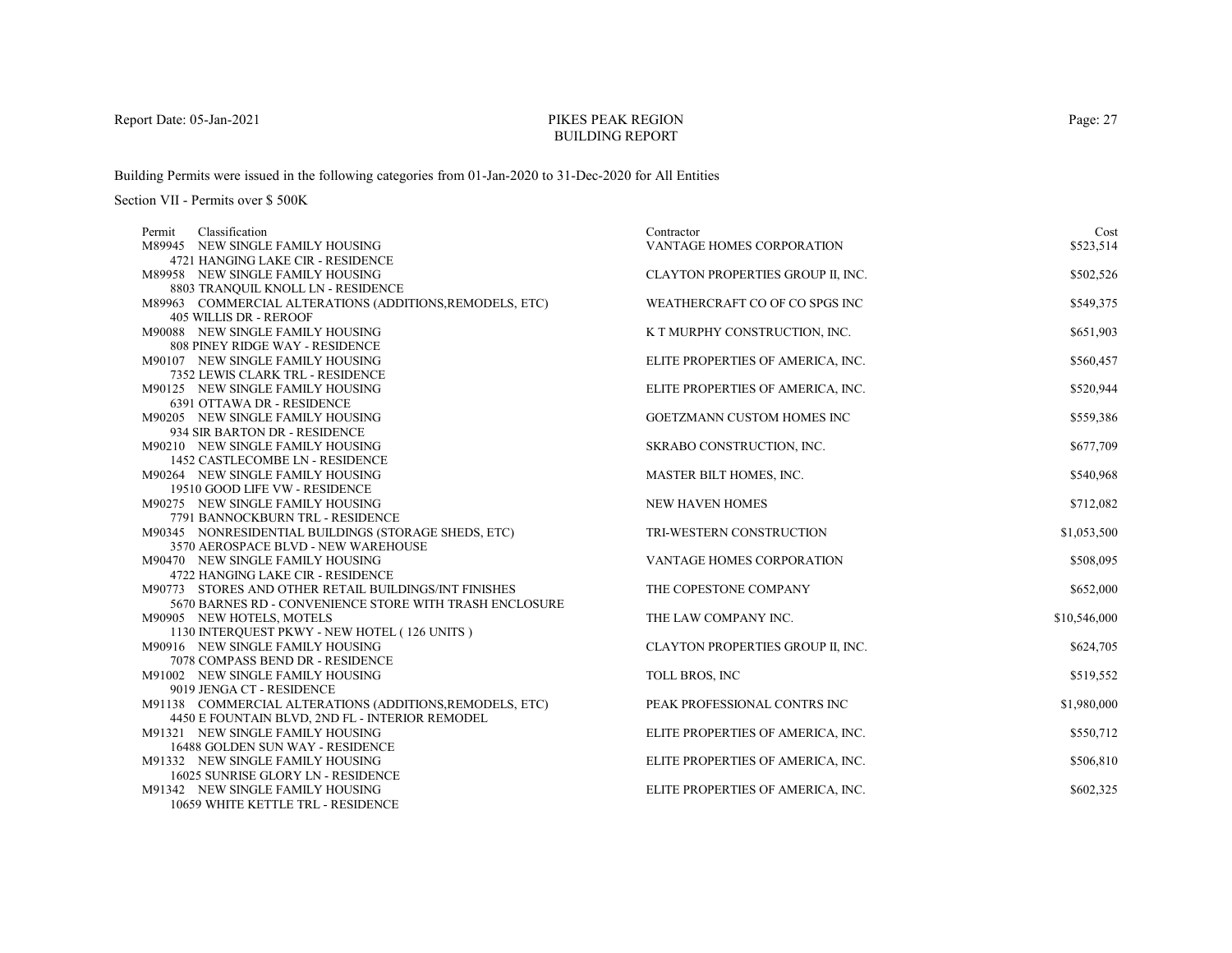PIKES PEAK REGION
BUILDING REPORT

Building Permits were issued in the following categories from 01-Jan-2020 to 31-Dec-2020 for All Entities

Section VII - Permits over $ 500K

| Permit | Classification | Contractor | Cost |
|---|---|---|---|
| M89945 | NEW SINGLE FAMILY HOUSING<br>4721 HANGING LAKE CIR - RESIDENCE | VANTAGE HOMES CORPORATION | $523,514 |
| M89958 | NEW SINGLE FAMILY HOUSING<br>8803 TRANQUIL KNOLL LN - RESIDENCE | CLAYTON PROPERTIES GROUP II, INC. | $502,526 |
| M89963 | COMMERCIAL ALTERATIONS (ADDITIONS,REMODELS, ETC)<br>405 WILLIS DR - REROOF | WEATHERCRAFT CO OF CO SPGS INC | $549,375 |
| M90088 | NEW SINGLE FAMILY HOUSING<br>808 PINEY RIDGE WAY - RESIDENCE | K T MURPHY CONSTRUCTION, INC. | $651,903 |
| M90107 | NEW SINGLE FAMILY HOUSING<br>7352 LEWIS CLARK TRL - RESIDENCE | ELITE PROPERTIES OF AMERICA, INC. | $560,457 |
| M90125 | NEW SINGLE FAMILY HOUSING<br>6391 OTTAWA DR - RESIDENCE | ELITE PROPERTIES OF AMERICA, INC. | $520,944 |
| M90205 | NEW SINGLE FAMILY HOUSING<br>934 SIR BARTON DR - RESIDENCE | GOETZMANN CUSTOM HOMES INC | $559,386 |
| M90210 | NEW SINGLE FAMILY HOUSING<br>1452 CASTLECOMBE LN - RESIDENCE | SKRABO CONSTRUCTION, INC. | $677,709 |
| M90264 | NEW SINGLE FAMILY HOUSING<br>19510 GOOD LIFE VW - RESIDENCE | MASTER BILT HOMES, INC. | $540,968 |
| M90275 | NEW SINGLE FAMILY HOUSING<br>7791 BANNOCKBURN TRL - RESIDENCE | NEW HAVEN HOMES | $712,082 |
| M90345 | NONRESIDENTIAL BUILDINGS (STORAGE SHEDS, ETC)<br>3570 AEROSPACE BLVD - NEW WAREHOUSE | TRI-WESTERN CONSTRUCTION | $1,053,500 |
| M90470 | NEW SINGLE FAMILY HOUSING<br>4722 HANGING LAKE CIR - RESIDENCE | VANTAGE HOMES CORPORATION | $508,095 |
| M90773 | STORES AND OTHER RETAIL BUILDINGS/INT FINISHES<br>5670 BARNES RD - CONVENIENCE STORE WITH TRASH ENCLOSURE | THE COPESTONE COMPANY | $652,000 |
| M90905 | NEW HOTELS, MOTELS<br>1130 INTERQUEST PKWY - NEW HOTEL ( 126 UNITS ) | THE LAW COMPANY INC. | $10,546,000 |
| M90916 | NEW SINGLE FAMILY HOUSING<br>7078 COMPASS BEND DR - RESIDENCE | CLAYTON PROPERTIES GROUP II, INC. | $624,705 |
| M91002 | NEW SINGLE FAMILY HOUSING<br>9019 JENGA CT - RESIDENCE | TOLL BROS, INC | $519,552 |
| M91138 | COMMERCIAL ALTERATIONS (ADDITIONS,REMODELS, ETC)<br>4450 E FOUNTAIN BLVD, 2ND FL - INTERIOR REMODEL | PEAK PROFESSIONAL CONTRS INC | $1,980,000 |
| M91321 | NEW SINGLE FAMILY HOUSING<br>16488 GOLDEN SUN WAY - RESIDENCE | ELITE PROPERTIES OF AMERICA, INC. | $550,712 |
| M91332 | NEW SINGLE FAMILY HOUSING<br>16025 SUNRISE GLORY LN - RESIDENCE | ELITE PROPERTIES OF AMERICA, INC. | $506,810 |
| M91342 | NEW SINGLE FAMILY HOUSING<br>10659 WHITE KETTLE TRL - RESIDENCE | ELITE PROPERTIES OF AMERICA, INC. | $602,325 |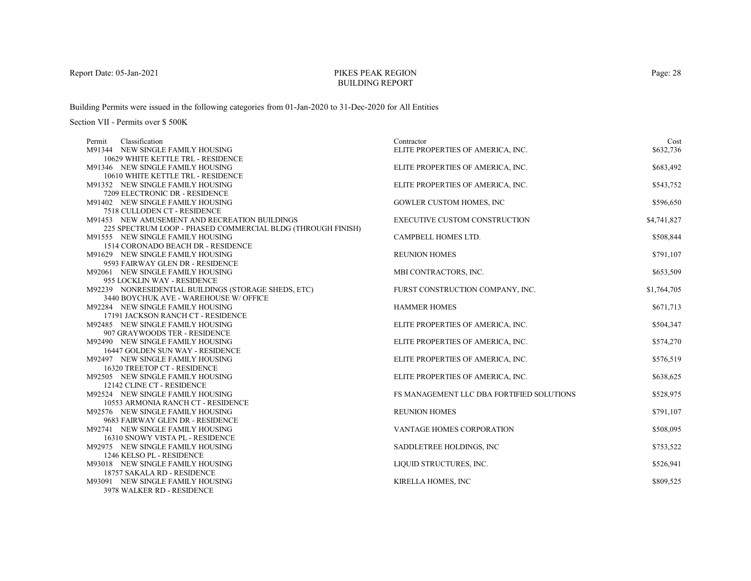Report Date: 05-Jan-2021

# PIKES PEAK REGION BUILDING REPORT

Building Permits were issued in the following categories from 01-Jan-2020 to 31-Dec-2020 for All Entities

Section VII - Permits over $ 500K

| Permit | Classification | Contractor | Cost |
|---|---|---|---|
| M91344 | NEW SINGLE FAMILY HOUSING<br>10629 WHITE KETTLE TRL - RESIDENCE | ELITE PROPERTIES OF AMERICA, INC. | $632,736 |
| M91346 | NEW SINGLE FAMILY HOUSING<br>10610 WHITE KETTLE TRL - RESIDENCE | ELITE PROPERTIES OF AMERICA, INC. | $683,492 |
| M91352 | NEW SINGLE FAMILY HOUSING<br>7209 ELECTRONIC DR - RESIDENCE | ELITE PROPERTIES OF AMERICA, INC. | $543,752 |
| M91402 | NEW SINGLE FAMILY HOUSING<br>7518 CULLODEN CT - RESIDENCE | GOWLER CUSTOM HOMES, INC | $596,650 |
| M91453 | NEW AMUSEMENT AND RECREATION BUILDINGS<br>225 SPECTRUM LOOP - PHASED COMMERCIAL BLDG (THROUGH FINISH) | EXECUTIVE CUSTOM CONSTRUCTION | $4,741,827 |
| M91555 | NEW SINGLE FAMILY HOUSING<br>1514 CORONADO BEACH DR - RESIDENCE | CAMPBELL HOMES LTD. | $508,844 |
| M91629 | NEW SINGLE FAMILY HOUSING<br>9593 FAIRWAY GLEN DR - RESIDENCE | REUNION HOMES | $791,107 |
| M92061 | NEW SINGLE FAMILY HOUSING<br>955 LOCKLIN WAY - RESIDENCE | MBI CONTRACTORS, INC. | $653,509 |
| M92239 | NONRESIDENTIAL BUILDINGS (STORAGE SHEDS, ETC)<br>3440 BOYCHUK AVE - WAREHOUSE W/ OFFICE | FURST CONSTRUCTION COMPANY, INC. | $1,764,705 |
| M92284 | NEW SINGLE FAMILY HOUSING<br>17191 JACKSON RANCH CT - RESIDENCE | HAMMER HOMES | $671,713 |
| M92485 | NEW SINGLE FAMILY HOUSING<br>907 GRAYWOODS TER - RESIDENCE | ELITE PROPERTIES OF AMERICA, INC. | $504,347 |
| M92490 | NEW SINGLE FAMILY HOUSING<br>16447 GOLDEN SUN WAY - RESIDENCE | ELITE PROPERTIES OF AMERICA, INC. | $574,270 |
| M92497 | NEW SINGLE FAMILY HOUSING<br>16320 TREETOP CT - RESIDENCE | ELITE PROPERTIES OF AMERICA, INC. | $576,519 |
| M92505 | NEW SINGLE FAMILY HOUSING<br>12142 CLINE CT - RESIDENCE | ELITE PROPERTIES OF AMERICA, INC. | $638,625 |
| M92524 | NEW SINGLE FAMILY HOUSING<br>10553 ARMONIA RANCH CT - RESIDENCE | FS MANAGEMENT LLC DBA FORTIFIED SOLUTIONS | $528,975 |
| M92576 | NEW SINGLE FAMILY HOUSING<br>9683 FAIRWAY GLEN DR - RESIDENCE | REUNION HOMES | $791,107 |
| M92741 | NEW SINGLE FAMILY HOUSING<br>16310 SNOWY VISTA PL - RESIDENCE | VANTAGE HOMES CORPORATION | $508,095 |
| M92975 | NEW SINGLE FAMILY HOUSING<br>1246 KELSO PL - RESIDENCE | SADDLETREE HOLDINGS, INC | $753,522 |
| M93018 | NEW SINGLE FAMILY HOUSING<br>18757 SAKALA RD - RESIDENCE | LIQUID STRUCTURES, INC. | $526,941 |
| M93091 | NEW SINGLE FAMILY HOUSING<br>3978 WALKER RD - RESIDENCE | KIRELLA HOMES, INC | $809,525 |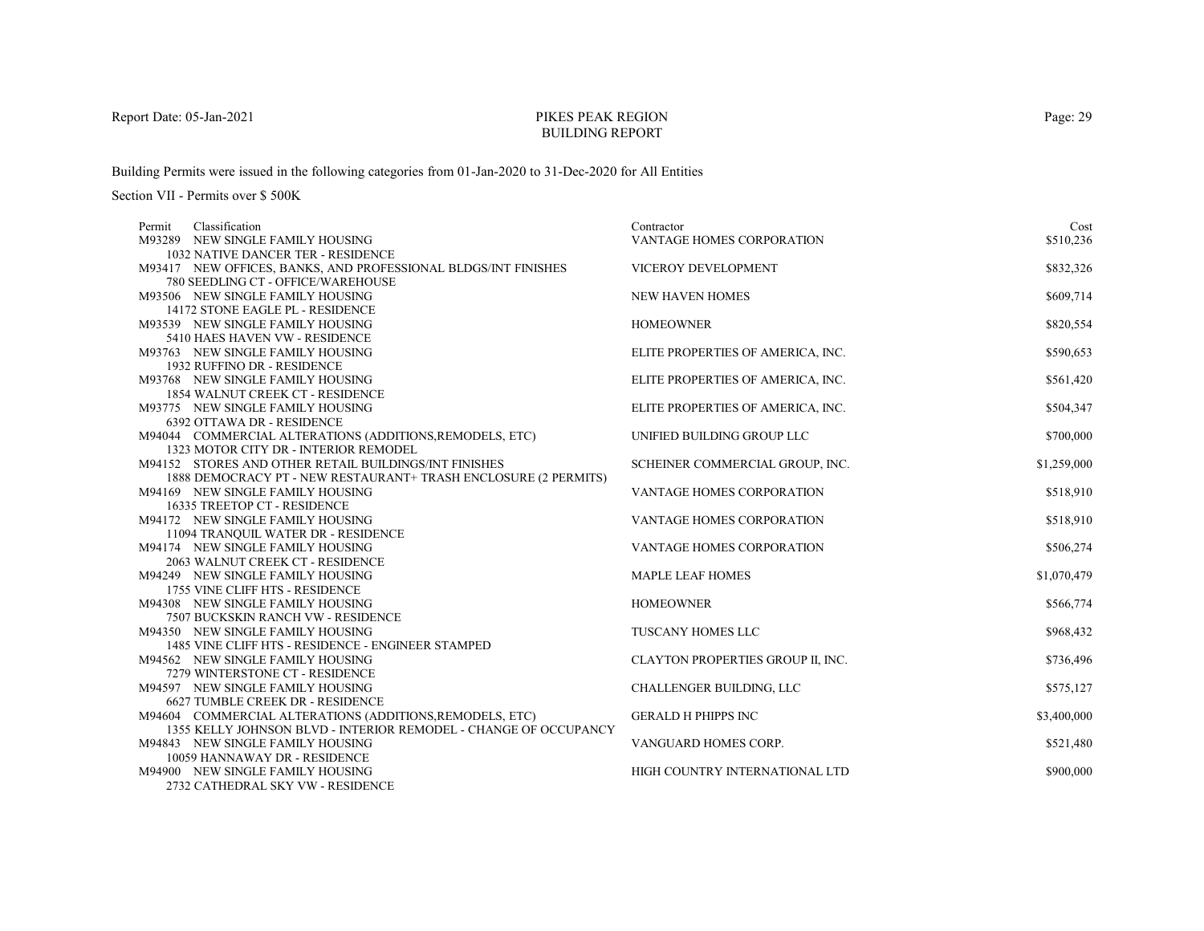# PIKES PEAK REGION
## BUILDING REPORT

Report Date: 05-Jan-2021

Building Permits were issued in the following categories from 01-Jan-2020 to 31-Dec-2020 for All Entities

Section VII - Permits over $ 500K

| Permit | Classification | Contractor | Cost |
|---|---|---|---|
| M93289 | NEW SINGLE FAMILY HOUSING<br>1032 NATIVE DANCER TER - RESIDENCE | VANTAGE HOMES CORPORATION | $510,236 |
| M93417 | NEW OFFICES, BANKS, AND PROFESSIONAL BLDGS/INT FINISHES<br>780 SEEDLING CT - OFFICE/WAREHOUSE | VICEROY DEVELOPMENT | $832,326 |
| M93506 | NEW SINGLE FAMILY HOUSING<br>14172 STONE EAGLE PL - RESIDENCE | NEW HAVEN HOMES | $609,714 |
| M93539 | NEW SINGLE FAMILY HOUSING<br>5410 HAES HAVEN VW - RESIDENCE | HOMEOWNER | $820,554 |
| M93763 | NEW SINGLE FAMILY HOUSING<br>1932 RUFFINO DR - RESIDENCE | ELITE PROPERTIES OF AMERICA, INC. | $590,653 |
| M93768 | NEW SINGLE FAMILY HOUSING<br>1854 WALNUT CREEK CT - RESIDENCE | ELITE PROPERTIES OF AMERICA, INC. | $561,420 |
| M93775 | NEW SINGLE FAMILY HOUSING<br>6392 OTTAWA DR - RESIDENCE | ELITE PROPERTIES OF AMERICA, INC. | $504,347 |
| M94044 | COMMERCIAL ALTERATIONS (ADDITIONS,REMODELS, ETC)<br>1323 MOTOR CITY DR - INTERIOR REMODEL | UNIFIED BUILDING GROUP LLC | $700,000 |
| M94152 | STORES AND OTHER RETAIL BUILDINGS/INT FINISHES<br>1888 DEMOCRACY PT - NEW RESTAURANT+ TRASH ENCLOSURE (2 PERMITS) | SCHEINER COMMERCIAL GROUP, INC. | $1,259,000 |
| M94169 | NEW SINGLE FAMILY HOUSING<br>16335 TREETOP CT - RESIDENCE | VANTAGE HOMES CORPORATION | $518,910 |
| M94172 | NEW SINGLE FAMILY HOUSING<br>11094 TRANQUIL WATER DR - RESIDENCE | VANTAGE HOMES CORPORATION | $518,910 |
| M94174 | NEW SINGLE FAMILY HOUSING<br>2063 WALNUT CREEK CT - RESIDENCE | VANTAGE HOMES CORPORATION | $506,274 |
| M94249 | NEW SINGLE FAMILY HOUSING<br>1755 VINE CLIFF HTS - RESIDENCE | MAPLE LEAF HOMES | $1,070,479 |
| M94308 | NEW SINGLE FAMILY HOUSING<br>7507 BUCKSKIN RANCH VW - RESIDENCE | HOMEOWNER | $566,774 |
| M94350 | NEW SINGLE FAMILY HOUSING<br>1485 VINE CLIFF HTS - RESIDENCE - ENGINEER STAMPED | TUSCANY HOMES LLC | $968,432 |
| M94562 | NEW SINGLE FAMILY HOUSING<br>7279 WINTERSTONE CT - RESIDENCE | CLAYTON PROPERTIES GROUP II, INC. | $736,496 |
| M94597 | NEW SINGLE FAMILY HOUSING<br>6627 TUMBLE CREEK DR - RESIDENCE | CHALLENGER BUILDING, LLC | $575,127 |
| M94604 | COMMERCIAL ALTERATIONS (ADDITIONS,REMODELS, ETC)<br>1355 KELLY JOHNSON BLVD - INTERIOR REMODEL - CHANGE OF OCCUPANCY | GERALD H PHIPPS INC | $3,400,000 |
| M94843 | NEW SINGLE FAMILY HOUSING<br>10059 HANNAWAY DR - RESIDENCE | VANGUARD HOMES CORP. | $521,480 |
| M94900 | NEW SINGLE FAMILY HOUSING<br>2732 CATHEDRAL SKY VW - RESIDENCE | HIGH COUNTRY INTERNATIONAL LTD | $900,000 |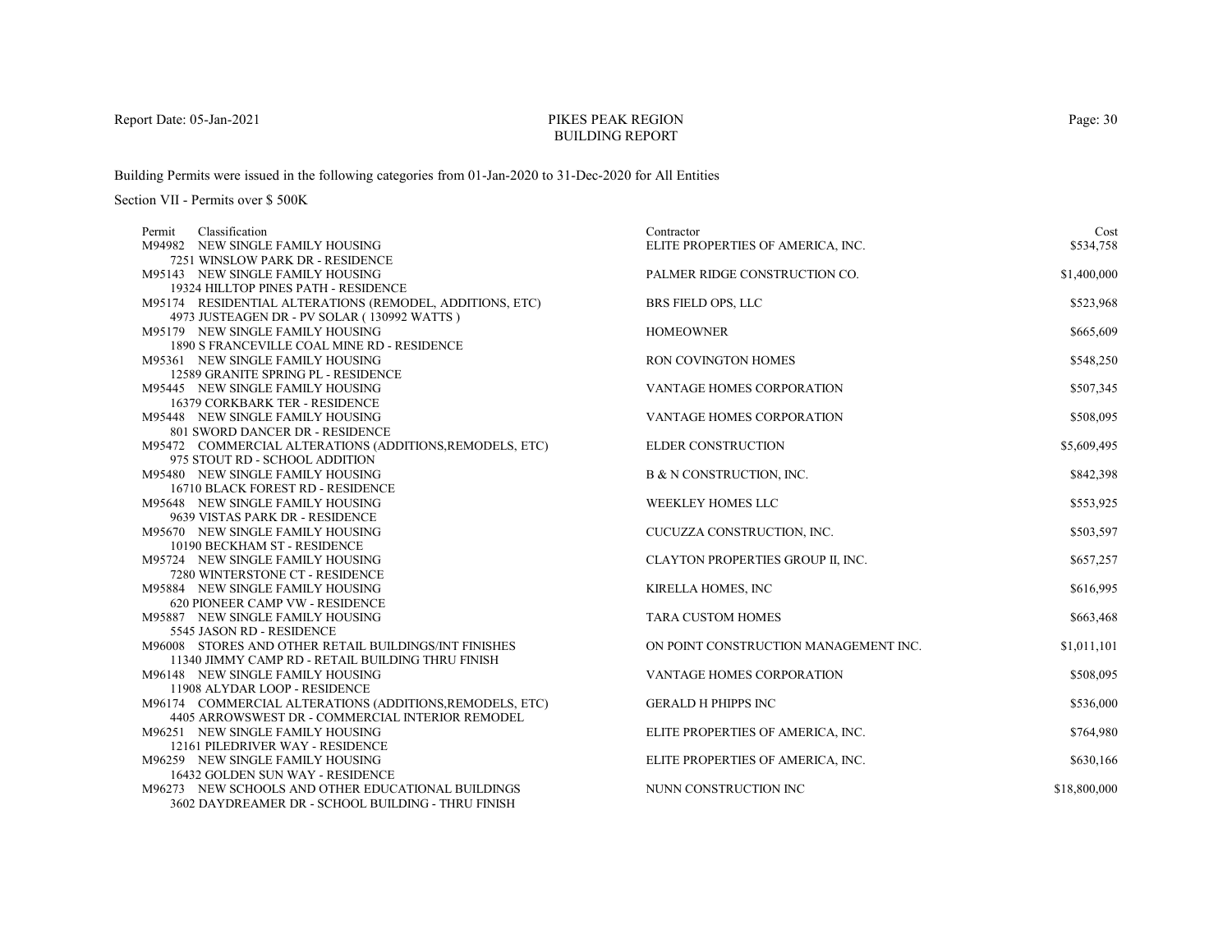Report Date: 05-Jan-2021

# PIKES PEAK REGION
## BUILDING REPORT

Building Permits were issued in the following categories from 01-Jan-2020 to 31-Dec-2020 for All Entities

Section VII - Permits over $ 500K

| Permit | Classification | Contractor | Cost |
|---|---|---|---|
| M94982 | NEW SINGLE FAMILY HOUSING<br>7251 WINSLOW PARK DR - RESIDENCE | ELITE PROPERTIES OF AMERICA, INC. | $534,758 |
| M95143 | NEW SINGLE FAMILY HOUSING<br>19324 HILLTOP PINES PATH - RESIDENCE | PALMER RIDGE CONSTRUCTION CO. | $1,400,000 |
| M95174 | RESIDENTIAL ALTERATIONS (REMODEL, ADDITIONS, ETC)<br>4973 JUSTEAGEN DR - PV SOLAR ( 130992 WATTS ) | BRS FIELD OPS, LLC | $523,968 |
| M95179 | NEW SINGLE FAMILY HOUSING<br>1890 S FRANCEVILLE COAL MINE RD - RESIDENCE | HOMEOWNER | $665,609 |
| M95361 | NEW SINGLE FAMILY HOUSING<br>12589 GRANITE SPRING PL - RESIDENCE | RON COVINGTON HOMES | $548,250 |
| M95445 | NEW SINGLE FAMILY HOUSING<br>16379 CORKBARK TER - RESIDENCE | VANTAGE HOMES CORPORATION | $507,345 |
| M95448 | NEW SINGLE FAMILY HOUSING<br>801 SWORD DANCER DR - RESIDENCE | VANTAGE HOMES CORPORATION | $508,095 |
| M95472 | COMMERCIAL ALTERATIONS (ADDITIONS,REMODELS, ETC)<br>975 STOUT RD - SCHOOL ADDITION | ELDER CONSTRUCTION | $5,609,495 |
| M95480 | NEW SINGLE FAMILY HOUSING<br>16710 BLACK FOREST RD - RESIDENCE | B & N CONSTRUCTION, INC. | $842,398 |
| M95648 | NEW SINGLE FAMILY HOUSING<br>9639 VISTAS PARK DR - RESIDENCE | WEEKLEY HOMES LLC | $553,925 |
| M95670 | NEW SINGLE FAMILY HOUSING<br>10190 BECKHAM ST - RESIDENCE | CUCUZZA CONSTRUCTION, INC. | $503,597 |
| M95724 | NEW SINGLE FAMILY HOUSING<br>7280 WINTERSTONE CT - RESIDENCE | CLAYTON PROPERTIES GROUP II, INC. | $657,257 |
| M95884 | NEW SINGLE FAMILY HOUSING<br>620 PIONEER CAMP VW - RESIDENCE | KIRELLA HOMES, INC | $616,995 |
| M95887 | NEW SINGLE FAMILY HOUSING<br>5545 JASON RD - RESIDENCE | TARA CUSTOM HOMES | $663,468 |
| M96008 | STORES AND OTHER RETAIL BUILDINGS/INT FINISHES<br>11340 JIMMY CAMP RD - RETAIL BUILDING THRU FINISH | ON POINT CONSTRUCTION MANAGEMENT INC. | $1,011,101 |
| M96148 | NEW SINGLE FAMILY HOUSING<br>11908 ALYDAR LOOP - RESIDENCE | VANTAGE HOMES CORPORATION | $508,095 |
| M96174 | COMMERCIAL ALTERATIONS (ADDITIONS,REMODELS, ETC)<br>4405 ARROWSWEST DR - COMMERCIAL INTERIOR REMODEL | GERALD H PHIPPS INC | $536,000 |
| M96251 | NEW SINGLE FAMILY HOUSING<br>12161 PILEDRIVER WAY - RESIDENCE | ELITE PROPERTIES OF AMERICA, INC. | $764,980 |
| M96259 | NEW SINGLE FAMILY HOUSING<br>16432 GOLDEN SUN WAY - RESIDENCE | ELITE PROPERTIES OF AMERICA, INC. | $630,166 |
| M96273 | NEW SCHOOLS AND OTHER EDUCATIONAL BUILDINGS<br>3602 DAYDREAMER DR - SCHOOL BUILDING - THRU FINISH | NUNN CONSTRUCTION INC | $18,800,000 |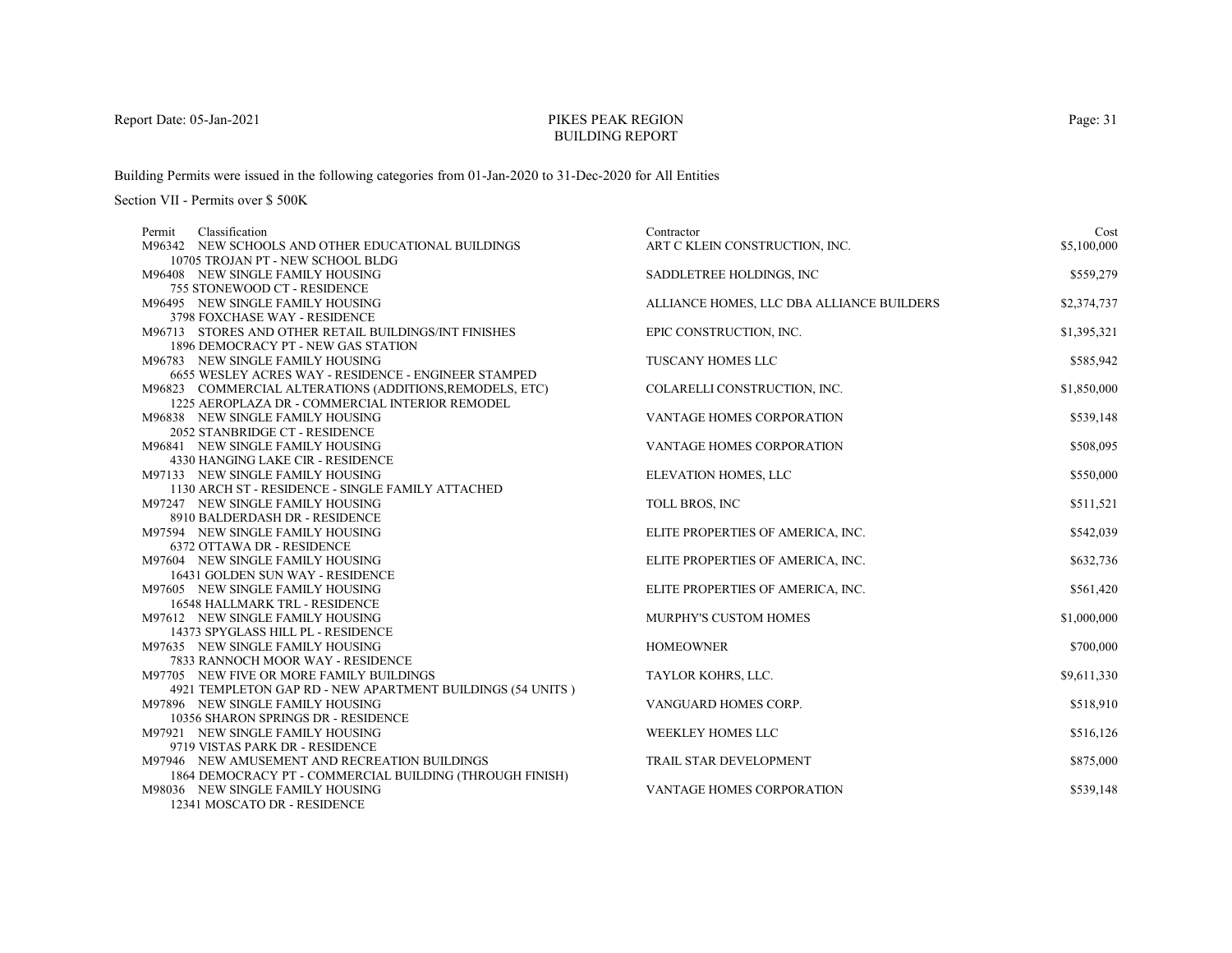PIKES PEAK REGION
BUILDING REPORT

Building Permits were issued in the following categories from 01-Jan-2020 to 31-Dec-2020 for All Entities

Section VII - Permits over $ 500K

| Permit | Classification | Contractor | Cost |
|---|---|---|---|
| M96342 | NEW SCHOOLS AND OTHER EDUCATIONAL BUILDINGS<br>10705 TROJAN PT - NEW SCHOOL BLDG | ART C KLEIN CONSTRUCTION, INC. | $5,100,000 |
| M96408 | NEW SINGLE FAMILY HOUSING<br>755 STONEWOOD CT - RESIDENCE | SADDLETREE HOLDINGS, INC | $559,279 |
| M96495 | NEW SINGLE FAMILY HOUSING<br>3798 FOXCHASE WAY - RESIDENCE | ALLIANCE HOMES, LLC DBA ALLIANCE BUILDERS | $2,374,737 |
| M96713 | STORES AND OTHER RETAIL BUILDINGS/INT FINISHES<br>1896 DEMOCRACY PT - NEW GAS STATION | EPIC CONSTRUCTION, INC. | $1,395,321 |
| M96783 | NEW SINGLE FAMILY HOUSING<br>6655 WESLEY ACRES WAY - RESIDENCE - ENGINEER STAMPED | TUSCANY HOMES LLC | $585,942 |
| M96823 | COMMERCIAL ALTERATIONS (ADDITIONS,REMODELS, ETC)<br>1225 AEROPLAZA DR - COMMERCIAL INTERIOR REMODEL | COLARELLI CONSTRUCTION, INC. | $1,850,000 |
| M96838 | NEW SINGLE FAMILY HOUSING<br>2052 STANBRIDGE CT - RESIDENCE | VANTAGE HOMES CORPORATION | $539,148 |
| M96841 | NEW SINGLE FAMILY HOUSING<br>4330 HANGING LAKE CIR - RESIDENCE | VANTAGE HOMES CORPORATION | $508,095 |
| M97133 | NEW SINGLE FAMILY HOUSING<br>1130 ARCH ST - RESIDENCE - SINGLE FAMILY ATTACHED | ELEVATION HOMES, LLC | $550,000 |
| M97247 | NEW SINGLE FAMILY HOUSING<br>8910 BALDERDASH DR - RESIDENCE | TOLL BROS, INC | $511,521 |
| M97594 | NEW SINGLE FAMILY HOUSING<br>6372 OTTAWA DR - RESIDENCE | ELITE PROPERTIES OF AMERICA, INC. | $542,039 |
| M97604 | NEW SINGLE FAMILY HOUSING<br>16431 GOLDEN SUN WAY - RESIDENCE | ELITE PROPERTIES OF AMERICA, INC. | $632,736 |
| M97605 | NEW SINGLE FAMILY HOUSING<br>16548 HALLMARK TRL - RESIDENCE | ELITE PROPERTIES OF AMERICA, INC. | $561,420 |
| M97612 | NEW SINGLE FAMILY HOUSING<br>14373 SPYGLASS HILL PL - RESIDENCE | MURPHY'S CUSTOM HOMES | $1,000,000 |
| M97635 | NEW SINGLE FAMILY HOUSING<br>7833 RANNOCH MOOR WAY - RESIDENCE | HOMEOWNER | $700,000 |
| M97705 | NEW FIVE OR MORE FAMILY BUILDINGS<br>4921 TEMPLETON GAP RD - NEW APARTMENT BUILDINGS (54 UNITS ) | TAYLOR KOHRS, LLC. | $9,611,330 |
| M97896 | NEW SINGLE FAMILY HOUSING<br>10356 SHARON SPRINGS DR - RESIDENCE | VANGUARD HOMES CORP. | $518,910 |
| M97921 | NEW SINGLE FAMILY HOUSING<br>9719 VISTAS PARK DR - RESIDENCE | WEEKLEY HOMES LLC | $516,126 |
| M97946 | NEW AMUSEMENT AND RECREATION BUILDINGS<br>1864 DEMOCRACY PT - COMMERCIAL BUILDING (THROUGH FINISH) | TRAIL STAR DEVELOPMENT | $875,000 |
| M98036 | NEW SINGLE FAMILY HOUSING<br>12341 MOSCATO DR - RESIDENCE | VANTAGE HOMES CORPORATION | $539,148 |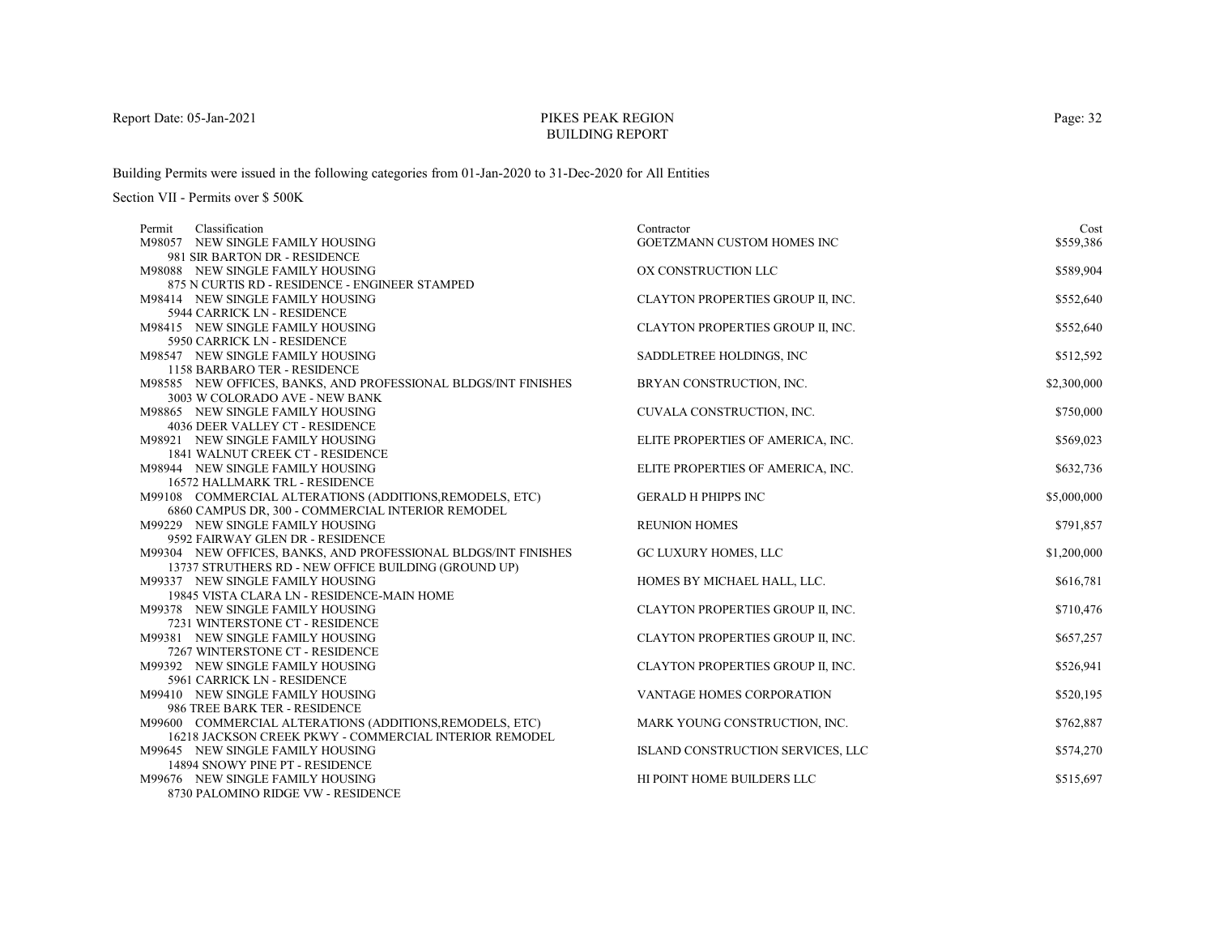# PIKES PEAK REGION BUILDING REPORT

Report Date: 05-Jan-2021

Building Permits were issued in the following categories from 01-Jan-2020 to 31-Dec-2020 for All Entities

Section VII - Permits over $ 500K

| Permit | Classification | Contractor | Cost |
|---|---|---|---|
| M98057 | NEW SINGLE FAMILY HOUSING<br>981 SIR BARTON DR - RESIDENCE | GOETZMANN CUSTOM HOMES INC | $559,386 |
| M98088 | NEW SINGLE FAMILY HOUSING<br>875 N CURTIS RD - RESIDENCE - ENGINEER STAMPED | OX CONSTRUCTION LLC | $589,904 |
| M98414 | NEW SINGLE FAMILY HOUSING<br>5944 CARRICK LN - RESIDENCE | CLAYTON PROPERTIES GROUP II, INC. | $552,640 |
| M98415 | NEW SINGLE FAMILY HOUSING<br>5950 CARRICK LN - RESIDENCE | CLAYTON PROPERTIES GROUP II, INC. | $552,640 |
| M98547 | NEW SINGLE FAMILY HOUSING<br>1158 BARBARO TER - RESIDENCE | SADDLETREE HOLDINGS, INC | $512,592 |
| M98585 | NEW OFFICES, BANKS, AND PROFESSIONAL BLDGS/INT FINISHES<br>3003 W COLORADO AVE - NEW BANK | BRYAN CONSTRUCTION, INC. | $2,300,000 |
| M98865 | NEW SINGLE FAMILY HOUSING<br>4036 DEER VALLEY CT - RESIDENCE | CUVALA CONSTRUCTION, INC. | $750,000 |
| M98921 | NEW SINGLE FAMILY HOUSING<br>1841 WALNUT CREEK CT - RESIDENCE | ELITE PROPERTIES OF AMERICA, INC. | $569,023 |
| M98944 | NEW SINGLE FAMILY HOUSING<br>16572 HALLMARK TRL - RESIDENCE | ELITE PROPERTIES OF AMERICA, INC. | $632,736 |
| M99108 | COMMERCIAL ALTERATIONS (ADDITIONS,REMODELS, ETC)<br>6860 CAMPUS DR, 300 - COMMERCIAL INTERIOR REMODEL | GERALD H PHIPPS INC | $5,000,000 |
| M99229 | NEW SINGLE FAMILY HOUSING<br>9592 FAIRWAY GLEN DR - RESIDENCE | REUNION HOMES | $791,857 |
| M99304 | NEW OFFICES, BANKS, AND PROFESSIONAL BLDGS/INT FINISHES<br>13737 STRUTHERS RD - NEW OFFICE BUILDING (GROUND UP) | GC LUXURY HOMES, LLC | $1,200,000 |
| M99337 | NEW SINGLE FAMILY HOUSING<br>19845 VISTA CLARA LN - RESIDENCE-MAIN HOME | HOMES BY MICHAEL HALL, LLC. | $616,781 |
| M99378 | NEW SINGLE FAMILY HOUSING<br>7231 WINTERSTONE CT - RESIDENCE | CLAYTON PROPERTIES GROUP II, INC. | $710,476 |
| M99381 | NEW SINGLE FAMILY HOUSING<br>7267 WINTERSTONE CT - RESIDENCE | CLAYTON PROPERTIES GROUP II, INC. | $657,257 |
| M99392 | NEW SINGLE FAMILY HOUSING<br>5961 CARRICK LN - RESIDENCE | CLAYTON PROPERTIES GROUP II, INC. | $526,941 |
| M99410 | NEW SINGLE FAMILY HOUSING<br>986 TREE BARK TER - RESIDENCE | VANTAGE HOMES CORPORATION | $520,195 |
| M99600 | COMMERCIAL ALTERATIONS (ADDITIONS,REMODELS, ETC)<br>16218 JACKSON CREEK PKWY - COMMERCIAL INTERIOR REMODEL | MARK YOUNG CONSTRUCTION, INC. | $762,887 |
| M99645 | NEW SINGLE FAMILY HOUSING<br>14894 SNOWY PINE PT - RESIDENCE | ISLAND CONSTRUCTION SERVICES, LLC | $574,270 |
| M99676 | NEW SINGLE FAMILY HOUSING<br>8730 PALOMINO RIDGE VW - RESIDENCE | HI POINT HOME BUILDERS LLC | $515,697 |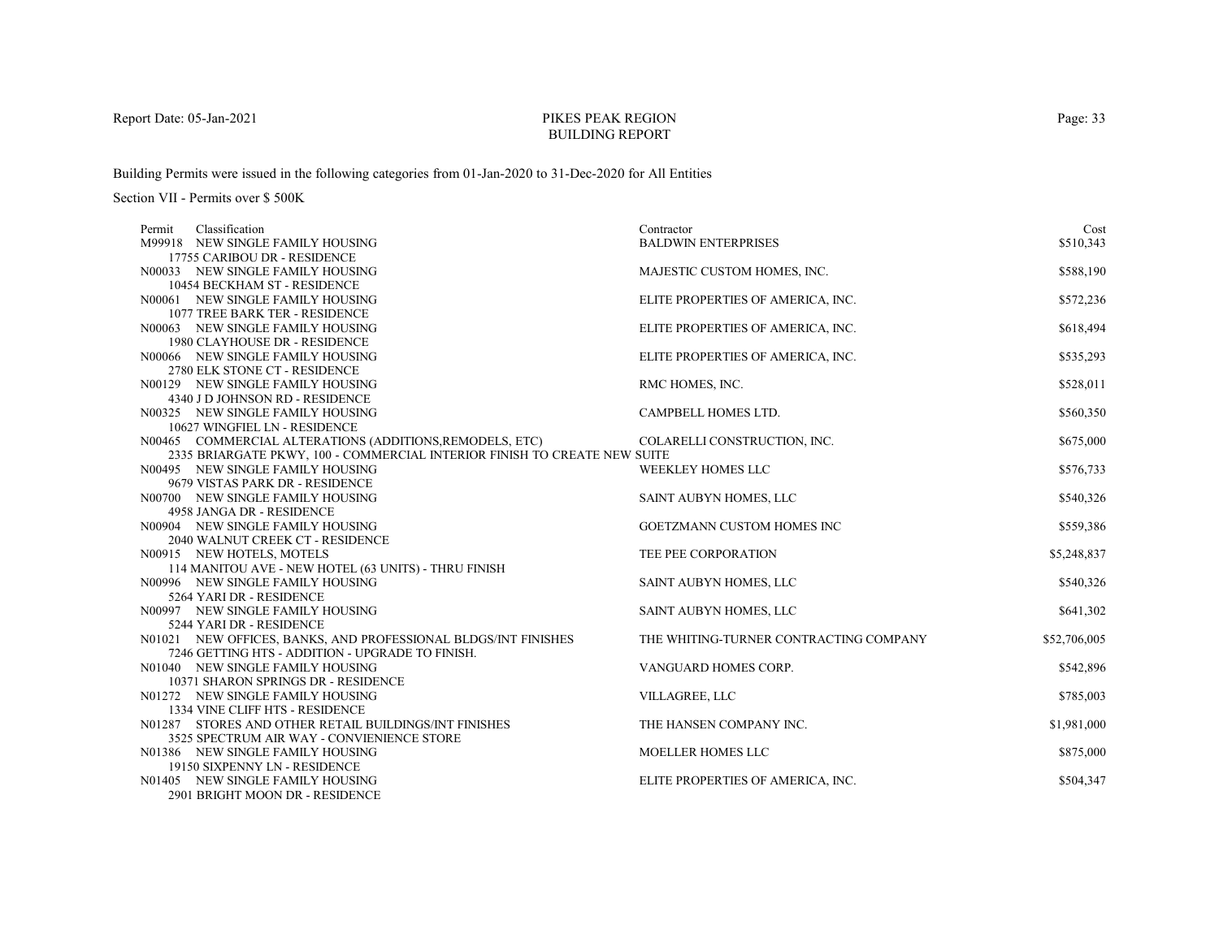Report Date: 05-Jan-2021

# PIKES PEAK REGION
## BUILDING REPORT

Building Permits were issued in the following categories from 01-Jan-2020 to 31-Dec-2020 for All Entities

Section VII - Permits over $ 500K

| Permit | Classification | Contractor | Cost |
|---|---|---|---|
| M99918 | NEW SINGLE FAMILY HOUSING<br>17755 CARIBOU DR - RESIDENCE | BALDWIN ENTERPRISES | $510,343 |
| N00033 | NEW SINGLE FAMILY HOUSING<br>10454 BECKHAM ST - RESIDENCE | MAJESTIC CUSTOM HOMES, INC. | $588,190 |
| N00061 | NEW SINGLE FAMILY HOUSING<br>1077 TREE BARK TER - RESIDENCE | ELITE PROPERTIES OF AMERICA, INC. | $572,236 |
| N00063 | NEW SINGLE FAMILY HOUSING<br>1980 CLAYHOUSE DR - RESIDENCE | ELITE PROPERTIES OF AMERICA, INC. | $618,494 |
| N00066 | NEW SINGLE FAMILY HOUSING<br>2780 ELK STONE CT - RESIDENCE | ELITE PROPERTIES OF AMERICA, INC. | $535,293 |
| N00129 | NEW SINGLE FAMILY HOUSING<br>4340 J D JOHNSON RD - RESIDENCE | RMC HOMES, INC. | $528,011 |
| N00325 | NEW SINGLE FAMILY HOUSING<br>10627 WINGFIEL LN - RESIDENCE | CAMPBELL HOMES LTD. | $560,350 |
| N00465 | COMMERCIAL ALTERATIONS (ADDITIONS,REMODELS, ETC)<br>2335 BRIARGATE PKWY, 100 - COMMERCIAL INTERIOR FINISH TO CREATE NEW SUITE | COLARELLI CONSTRUCTION, INC. | $675,000 |
| N00495 | NEW SINGLE FAMILY HOUSING<br>9679 VISTAS PARK DR - RESIDENCE | WEEKLEY HOMES LLC | $576,733 |
| N00700 | NEW SINGLE FAMILY HOUSING<br>4958 JANGA DR - RESIDENCE | SAINT AUBYN HOMES, LLC | $540,326 |
| N00904 | NEW SINGLE FAMILY HOUSING<br>2040 WALNUT CREEK CT - RESIDENCE | GOETZMANN CUSTOM HOMES INC | $559,386 |
| N00915 | NEW HOTELS, MOTELS<br>114 MANITOU AVE - NEW HOTEL (63 UNITS) - THRU FINISH | TEE PEE CORPORATION | $5,248,837 |
| N00996 | NEW SINGLE FAMILY HOUSING<br>5264 YARI DR - RESIDENCE | SAINT AUBYN HOMES, LLC | $540,326 |
| N00997 | NEW SINGLE FAMILY HOUSING<br>5244 YARI DR - RESIDENCE | SAINT AUBYN HOMES, LLC | $641,302 |
| N01021 | NEW OFFICES, BANKS, AND PROFESSIONAL BLDGS/INT FINISHES<br>7246 GETTING HTS - ADDITION - UPGRADE TO FINISH. | THE WHITING-TURNER CONTRACTING COMPANY | $52,706,005 |
| N01040 | NEW SINGLE FAMILY HOUSING<br>10371 SHARON SPRINGS DR - RESIDENCE | VANGUARD HOMES CORP. | $542,896 |
| N01272 | NEW SINGLE FAMILY HOUSING<br>1334 VINE CLIFF HTS - RESIDENCE | VILLAGREE, LLC | $785,003 |
| N01287 | STORES AND OTHER RETAIL BUILDINGS/INT FINISHES<br>3525 SPECTRUM AIR WAY - CONVIENIENCE STORE | THE HANSEN COMPANY INC. | $1,981,000 |
| N01386 | NEW SINGLE FAMILY HOUSING<br>19150 SIXPENNY LN - RESIDENCE | MOELLER HOMES LLC | $875,000 |
| N01405 | NEW SINGLE FAMILY HOUSING<br>2901 BRIGHT MOON DR - RESIDENCE | ELITE PROPERTIES OF AMERICA, INC. | $504,347 |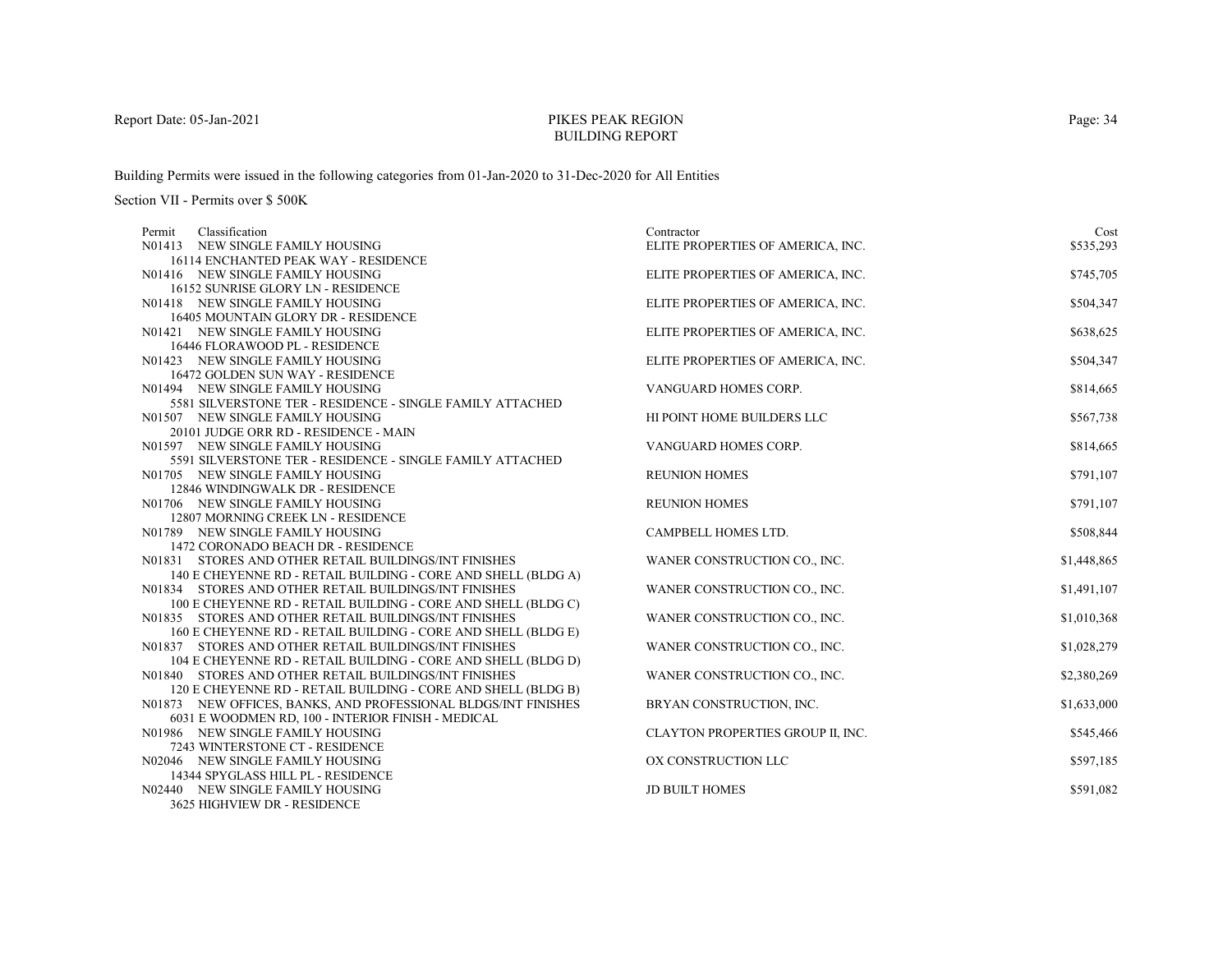PIKES PEAK REGION
BUILDING REPORT

Building Permits were issued in the following categories from 01-Jan-2020 to 31-Dec-2020 for All Entities

Section VII - Permits over $ 500K

| Permit | Classification | Contractor | Cost |
|---|---|---|---|
| N01413 | NEW SINGLE FAMILY HOUSING<br>16114 ENCHANTED PEAK WAY - RESIDENCE | ELITE PROPERTIES OF AMERICA, INC. | $535,293 |
| N01416 | NEW SINGLE FAMILY HOUSING<br>16152 SUNRISE GLORY LN - RESIDENCE | ELITE PROPERTIES OF AMERICA, INC. | $745,705 |
| N01418 | NEW SINGLE FAMILY HOUSING<br>16405 MOUNTAIN GLORY DR - RESIDENCE | ELITE PROPERTIES OF AMERICA, INC. | $504,347 |
| N01421 | NEW SINGLE FAMILY HOUSING<br>16446 FLORAWOOD PL - RESIDENCE | ELITE PROPERTIES OF AMERICA, INC. | $638,625 |
| N01423 | NEW SINGLE FAMILY HOUSING<br>16472 GOLDEN SUN WAY - RESIDENCE | ELITE PROPERTIES OF AMERICA, INC. | $504,347 |
| N01494 | NEW SINGLE FAMILY HOUSING<br>5581 SILVERSTONE TER - RESIDENCE - SINGLE FAMILY ATTACHED | VANGUARD HOMES CORP. | $814,665 |
| N01507 | NEW SINGLE FAMILY HOUSING<br>20101 JUDGE ORR RD - RESIDENCE - MAIN | HI POINT HOME BUILDERS LLC | $567,738 |
| N01597 | NEW SINGLE FAMILY HOUSING<br>5591 SILVERSTONE TER - RESIDENCE - SINGLE FAMILY ATTACHED | VANGUARD HOMES CORP. | $814,665 |
| N01705 | NEW SINGLE FAMILY HOUSING<br>12846 WINDINGWALK DR - RESIDENCE | REUNION HOMES | $791,107 |
| N01706 | NEW SINGLE FAMILY HOUSING<br>12807 MORNING CREEK LN - RESIDENCE | REUNION HOMES | $791,107 |
| N01789 | NEW SINGLE FAMILY HOUSING<br>1472 CORONADO BEACH DR - RESIDENCE | CAMPBELL HOMES LTD. | $508,844 |
| N01831 | STORES AND OTHER RETAIL BUILDINGS/INT FINISHES<br>140 E CHEYENNE RD - RETAIL BUILDING - CORE AND SHELL (BLDG A) | WANER CONSTRUCTION CO., INC. | $1,448,865 |
| N01834 | STORES AND OTHER RETAIL BUILDINGS/INT FINISHES<br>100 E CHEYENNE RD - RETAIL BUILDING - CORE AND SHELL (BLDG C) | WANER CONSTRUCTION CO., INC. | $1,491,107 |
| N01835 | STORES AND OTHER RETAIL BUILDINGS/INT FINISHES<br>160 E CHEYENNE RD - RETAIL BUILDING - CORE AND SHELL (BLDG E) | WANER CONSTRUCTION CO., INC. | $1,010,368 |
| N01837 | STORES AND OTHER RETAIL BUILDINGS/INT FINISHES<br>104 E CHEYENNE RD - RETAIL BUILDING - CORE AND SHELL (BLDG D) | WANER CONSTRUCTION CO., INC. | $1,028,279 |
| N01840 | STORES AND OTHER RETAIL BUILDINGS/INT FINISHES<br>120 E CHEYENNE RD - RETAIL BUILDING - CORE AND SHELL (BLDG B) | WANER CONSTRUCTION CO., INC. | $2,380,269 |
| N01873 | NEW OFFICES, BANKS, AND PROFESSIONAL BLDGS/INT FINISHES<br>6031 E WOODMEN RD, 100 - INTERIOR FINISH - MEDICAL | BRYAN CONSTRUCTION, INC. | $1,633,000 |
| N01986 | NEW SINGLE FAMILY HOUSING<br>7243 WINTERSTONE CT - RESIDENCE | CLAYTON PROPERTIES GROUP II, INC. | $545,466 |
| N02046 | NEW SINGLE FAMILY HOUSING<br>14344 SPYGLASS HILL PL - RESIDENCE | OX CONSTRUCTION LLC | $597,185 |
| N02440 | NEW SINGLE FAMILY HOUSING<br>3625 HIGHVIEW DR - RESIDENCE | JD BUILT HOMES | $591,082 |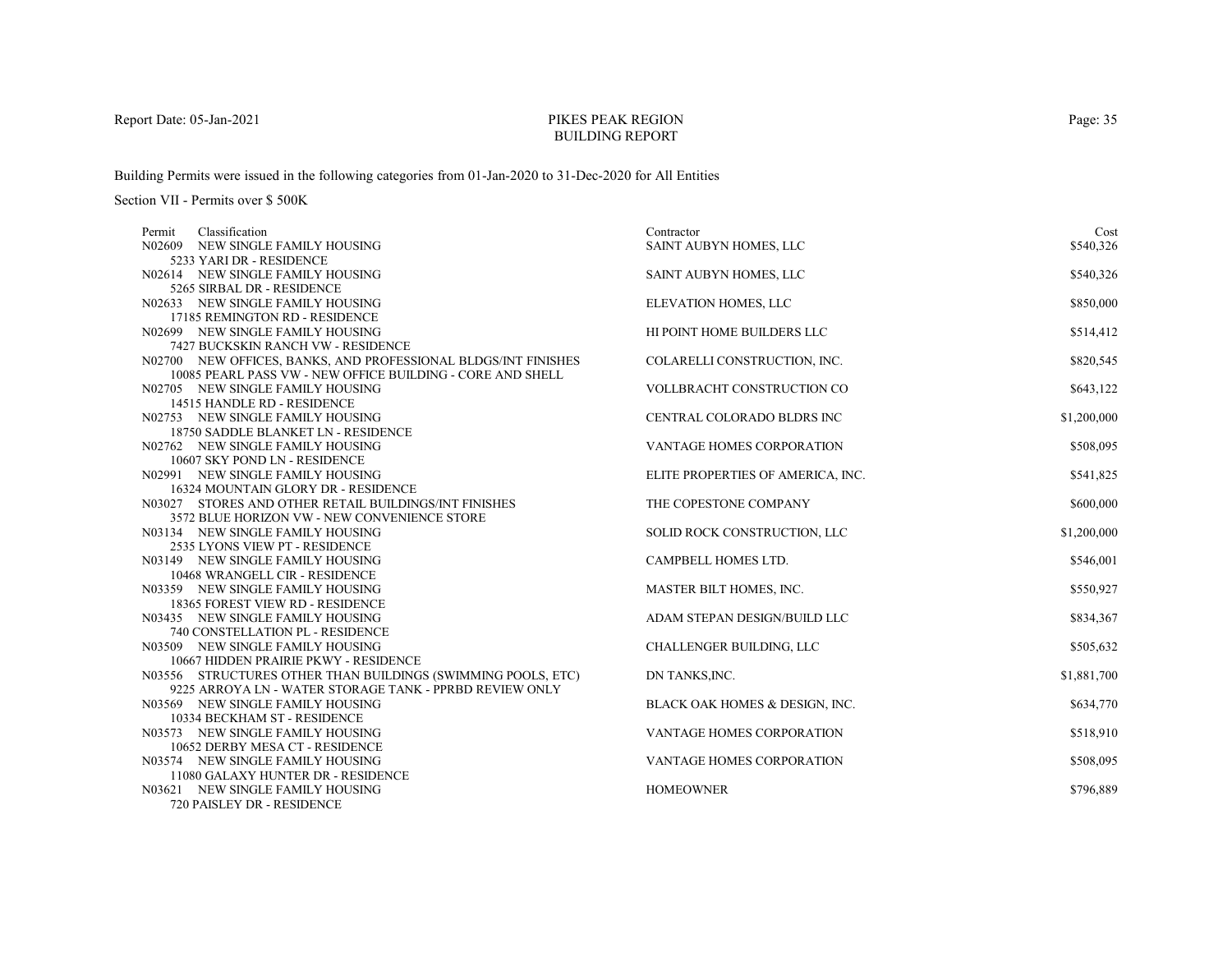# PIKES PEAK REGION BUILDING REPORT

Report Date: 05-Jan-2021

Building Permits were issued in the following categories from 01-Jan-2020 to 31-Dec-2020 for All Entities

Section VII - Permits over $ 500K

| Permit | Classification | Contractor | Cost |
|---|---|---|---|
| N02609 | NEW SINGLE FAMILY HOUSING<br>5233 YARI DR - RESIDENCE | SAINT AUBYN HOMES, LLC | $540,326 |
| N02614 | NEW SINGLE FAMILY HOUSING<br>5265 SIRBAL DR - RESIDENCE | SAINT AUBYN HOMES, LLC | $540,326 |
| N02633 | NEW SINGLE FAMILY HOUSING<br>17185 REMINGTON RD - RESIDENCE | ELEVATION HOMES, LLC | $850,000 |
| N02699 | NEW SINGLE FAMILY HOUSING<br>7427 BUCKSKIN RANCH VW - RESIDENCE | HI POINT HOME BUILDERS LLC | $514,412 |
| N02700 | NEW OFFICES, BANKS, AND PROFESSIONAL BLDGS/INT FINISHES<br>10085 PEARL PASS VW - NEW OFFICE BUILDING - CORE AND SHELL | COLARELLI CONSTRUCTION, INC. | $820,545 |
| N02705 | NEW SINGLE FAMILY HOUSING<br>14515 HANDLE RD - RESIDENCE | VOLLBRACHT CONSTRUCTION CO | $643,122 |
| N02753 | NEW SINGLE FAMILY HOUSING<br>18750 SADDLE BLANKET LN - RESIDENCE | CENTRAL COLORADO BLDRS INC | $1,200,000 |
| N02762 | NEW SINGLE FAMILY HOUSING<br>10607 SKY POND LN - RESIDENCE | VANTAGE HOMES CORPORATION | $508,095 |
| N02991 | NEW SINGLE FAMILY HOUSING<br>16324 MOUNTAIN GLORY DR - RESIDENCE | ELITE PROPERTIES OF AMERICA, INC. | $541,825 |
| N03027 | STORES AND OTHER RETAIL BUILDINGS/INT FINISHES<br>3572 BLUE HORIZON VW - NEW CONVENIENCE STORE | THE COPESTONE COMPANY | $600,000 |
| N03134 | NEW SINGLE FAMILY HOUSING<br>2535 LYONS VIEW PT - RESIDENCE | SOLID ROCK CONSTRUCTION, LLC | $1,200,000 |
| N03149 | NEW SINGLE FAMILY HOUSING<br>10468 WRANGELL CIR - RESIDENCE | CAMPBELL HOMES LTD. | $546,001 |
| N03359 | NEW SINGLE FAMILY HOUSING<br>18365 FOREST VIEW RD - RESIDENCE | MASTER BILT HOMES, INC. | $550,927 |
| N03435 | NEW SINGLE FAMILY HOUSING<br>740 CONSTELLATION PL - RESIDENCE | ADAM STEPAN DESIGN/BUILD LLC | $834,367 |
| N03509 | NEW SINGLE FAMILY HOUSING<br>10667 HIDDEN PRAIRIE PKWY - RESIDENCE | CHALLENGER BUILDING, LLC | $505,632 |
| N03556 | STRUCTURES OTHER THAN BUILDINGS (SWIMMING POOLS, ETC)<br>9225 ARROYA LN - WATER STORAGE TANK - PPRBD REVIEW ONLY | DN TANKS,INC. | $1,881,700 |
| N03569 | NEW SINGLE FAMILY HOUSING<br>10334 BECKHAM ST - RESIDENCE | BLACK OAK HOMES & DESIGN, INC. | $634,770 |
| N03573 | NEW SINGLE FAMILY HOUSING<br>10652 DERBY MESA CT - RESIDENCE | VANTAGE HOMES CORPORATION | $518,910 |
| N03574 | NEW SINGLE FAMILY HOUSING<br>11080 GALAXY HUNTER DR - RESIDENCE | VANTAGE HOMES CORPORATION | $508,095 |
| N03621 | NEW SINGLE FAMILY HOUSING<br>720 PAISLEY DR - RESIDENCE | HOMEOWNER | $796,889 |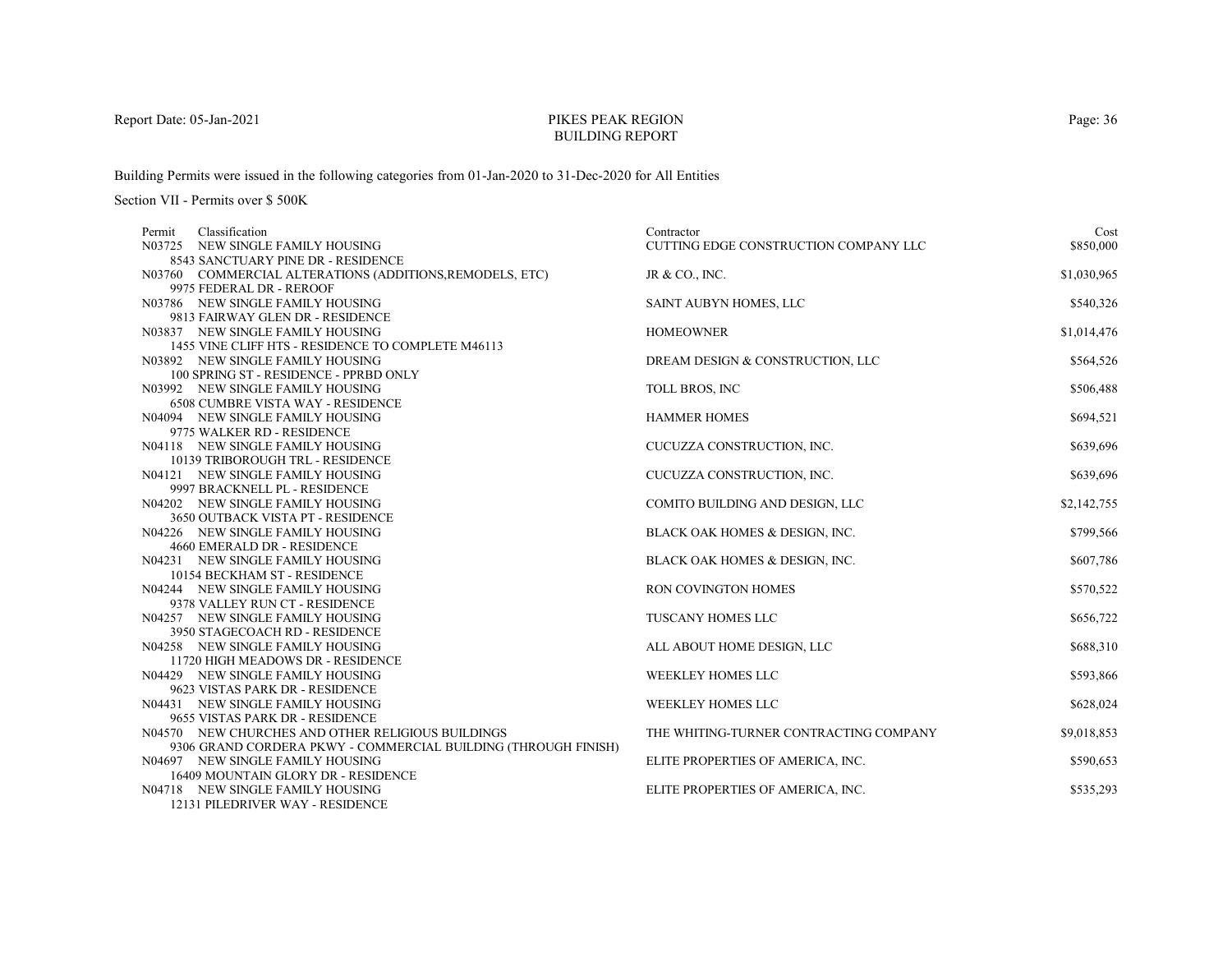# PIKES PEAK REGION BUILDING REPORT

Report Date: 05-Jan-2021

Building Permits were issued in the following categories from 01-Jan-2020 to 31-Dec-2020 for All Entities

Section VII - Permits over $ 500K

| Permit | Classification | Contractor | Cost |
|---|---|---|---|
| N03725 | NEW SINGLE FAMILY HOUSING<br>8543 SANCTUARY PINE DR - RESIDENCE | CUTTING EDGE CONSTRUCTION COMPANY LLC | $850,000 |
| N03760 | COMMERCIAL ALTERATIONS (ADDITIONS,REMODELS, ETC)<br>9975 FEDERAL DR - REROOF | JR & CO., INC. | $1,030,965 |
| N03786 | NEW SINGLE FAMILY HOUSING<br>9813 FAIRWAY GLEN DR - RESIDENCE | SAINT AUBYN HOMES, LLC | $540,326 |
| N03837 | NEW SINGLE FAMILY HOUSING<br>1455 VINE CLIFF HTS - RESIDENCE TO COMPLETE M46113 | HOMEOWNER | $1,014,476 |
| N03892 | NEW SINGLE FAMILY HOUSING<br>100 SPRING ST - RESIDENCE - PPRBD ONLY | DREAM DESIGN & CONSTRUCTION, LLC | $564,526 |
| N03992 | NEW SINGLE FAMILY HOUSING<br>6508 CUMBRE VISTA WAY - RESIDENCE | TOLL BROS, INC | $506,488 |
| N04094 | NEW SINGLE FAMILY HOUSING<br>9775 WALKER RD - RESIDENCE | HAMMER HOMES | $694,521 |
| N04118 | NEW SINGLE FAMILY HOUSING<br>10139 TRIBOROUGH TRL - RESIDENCE | CUCUZZA CONSTRUCTION, INC. | $639,696 |
| N04121 | NEW SINGLE FAMILY HOUSING<br>9997 BRACKNELL PL - RESIDENCE | CUCUZZA CONSTRUCTION, INC. | $639,696 |
| N04202 | NEW SINGLE FAMILY HOUSING<br>3650 OUTBACK VISTA PT - RESIDENCE | COMITO BUILDING AND DESIGN, LLC | $2,142,755 |
| N04226 | NEW SINGLE FAMILY HOUSING<br>4660 EMERALD DR - RESIDENCE | BLACK OAK HOMES & DESIGN, INC. | $799,566 |
| N04231 | NEW SINGLE FAMILY HOUSING<br>10154 BECKHAM ST - RESIDENCE | BLACK OAK HOMES & DESIGN, INC. | $607,786 |
| N04244 | NEW SINGLE FAMILY HOUSING<br>9378 VALLEY RUN CT - RESIDENCE | RON COVINGTON HOMES | $570,522 |
| N04257 | NEW SINGLE FAMILY HOUSING<br>3950 STAGECOACH RD - RESIDENCE | TUSCANY HOMES LLC | $656,722 |
| N04258 | NEW SINGLE FAMILY HOUSING<br>11720 HIGH MEADOWS DR - RESIDENCE | ALL ABOUT HOME DESIGN, LLC | $688,310 |
| N04429 | NEW SINGLE FAMILY HOUSING<br>9623 VISTAS PARK DR - RESIDENCE | WEEKLEY HOMES LLC | $593,866 |
| N04431 | NEW SINGLE FAMILY HOUSING<br>9655 VISTAS PARK DR - RESIDENCE | WEEKLEY HOMES LLC | $628,024 |
| N04570 | NEW CHURCHES AND OTHER RELIGIOUS BUILDINGS<br>9306 GRAND CORDERA PKWY - COMMERCIAL BUILDING (THROUGH FINISH) | THE WHITING-TURNER CONTRACTING COMPANY | $9,018,853 |
| N04697 | NEW SINGLE FAMILY HOUSING<br>16409 MOUNTAIN GLORY DR - RESIDENCE | ELITE PROPERTIES OF AMERICA, INC. | $590,653 |
| N04718 | NEW SINGLE FAMILY HOUSING<br>12131 PILEDRIVER WAY - RESIDENCE | ELITE PROPERTIES OF AMERICA, INC. | $535,293 |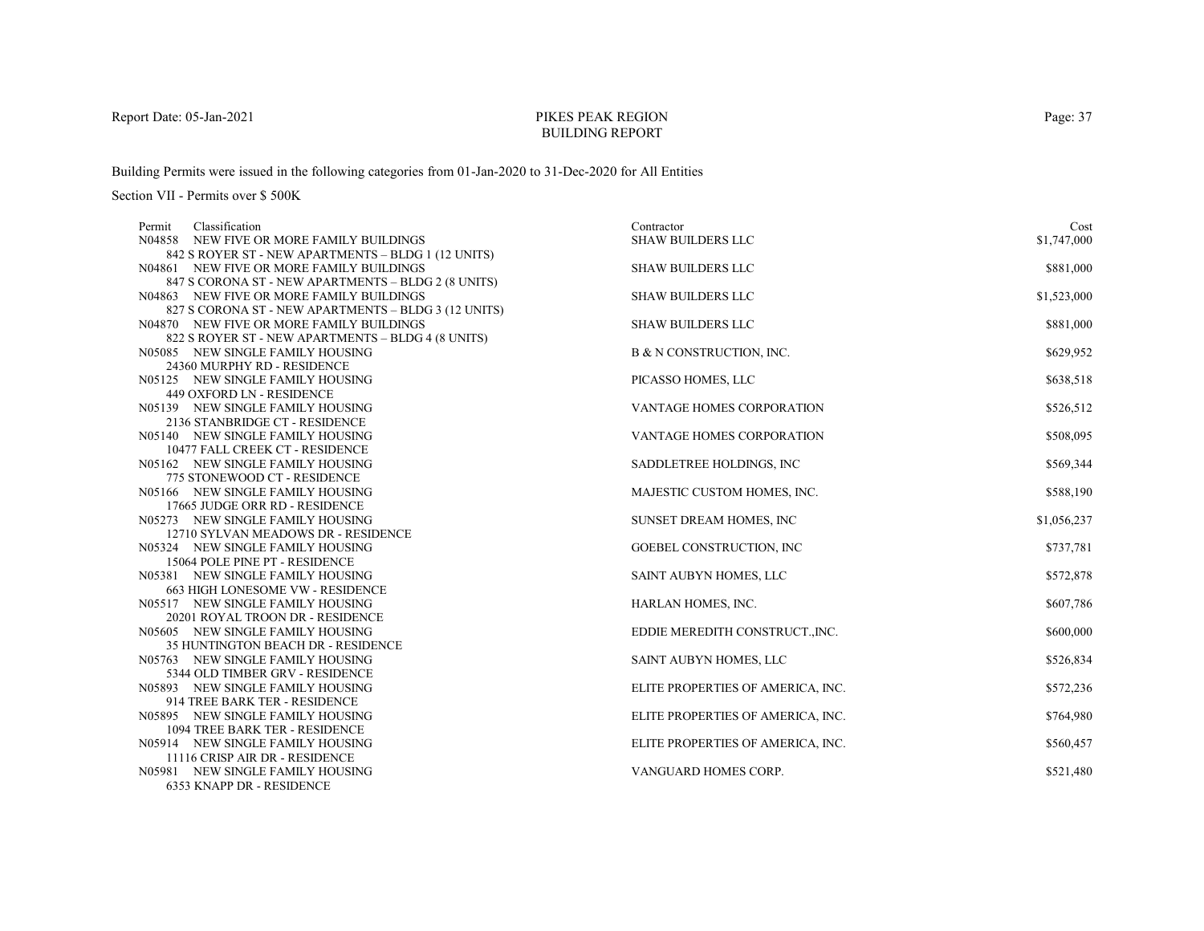Report Date: 05-Jan-2021

# PIKES PEAK REGION
## BUILDING REPORT

Building Permits were issued in the following categories from 01-Jan-2020 to 31-Dec-2020 for All Entities

Section VII - Permits over $ 500K

| Permit | Classification | Contractor | Cost |
|---|---|---|---|
| N04858 | NEW FIVE OR MORE FAMILY BUILDINGS<br>842 S ROYER ST - NEW APARTMENTS – BLDG 1 (12 UNITS) | SHAW BUILDERS LLC | $1,747,000 |
| N04861 | NEW FIVE OR MORE FAMILY BUILDINGS<br>847 S CORONA ST - NEW APARTMENTS – BLDG 2 (8 UNITS) | SHAW BUILDERS LLC | $881,000 |
| N04863 | NEW FIVE OR MORE FAMILY BUILDINGS<br>827 S CORONA ST - NEW APARTMENTS – BLDG 3 (12 UNITS) | SHAW BUILDERS LLC | $1,523,000 |
| N04870 | NEW FIVE OR MORE FAMILY BUILDINGS<br>822 S ROYER ST - NEW APARTMENTS – BLDG 4 (8 UNITS) | SHAW BUILDERS LLC | $881,000 |
| N05085 | NEW SINGLE FAMILY HOUSING<br>24360 MURPHY RD - RESIDENCE | B & N CONSTRUCTION, INC. | $629,952 |
| N05125 | NEW SINGLE FAMILY HOUSING<br>449 OXFORD LN - RESIDENCE | PICASSO HOMES, LLC | $638,518 |
| N05139 | NEW SINGLE FAMILY HOUSING<br>2136 STANBRIDGE CT - RESIDENCE | VANTAGE HOMES CORPORATION | $526,512 |
| N05140 | NEW SINGLE FAMILY HOUSING<br>10477 FALL CREEK CT - RESIDENCE | VANTAGE HOMES CORPORATION | $508,095 |
| N05162 | NEW SINGLE FAMILY HOUSING<br>775 STONEWOOD CT - RESIDENCE | SADDLETREE HOLDINGS, INC | $569,344 |
| N05166 | NEW SINGLE FAMILY HOUSING<br>17665 JUDGE ORR RD - RESIDENCE | MAJESTIC CUSTOM HOMES, INC. | $588,190 |
| N05273 | NEW SINGLE FAMILY HOUSING<br>12710 SYLVAN MEADOWS DR - RESIDENCE | SUNSET DREAM HOMES, INC | $1,056,237 |
| N05324 | NEW SINGLE FAMILY HOUSING<br>15064 POLE PINE PT - RESIDENCE | GOEBEL CONSTRUCTION, INC | $737,781 |
| N05381 | NEW SINGLE FAMILY HOUSING<br>663 HIGH LONESOME VW - RESIDENCE | SAINT AUBYN HOMES, LLC | $572,878 |
| N05517 | NEW SINGLE FAMILY HOUSING<br>20201 ROYAL TROON DR - RESIDENCE | HARLAN HOMES, INC. | $607,786 |
| N05605 | NEW SINGLE FAMILY HOUSING<br>35 HUNTINGTON BEACH DR - RESIDENCE | EDDIE MEREDITH CONSTRUCT.,INC. | $600,000 |
| N05763 | NEW SINGLE FAMILY HOUSING<br>5344 OLD TIMBER GRV - RESIDENCE | SAINT AUBYN HOMES, LLC | $526,834 |
| N05893 | NEW SINGLE FAMILY HOUSING<br>914 TREE BARK TER - RESIDENCE | ELITE PROPERTIES OF AMERICA, INC. | $572,236 |
| N05895 | NEW SINGLE FAMILY HOUSING<br>1094 TREE BARK TER - RESIDENCE | ELITE PROPERTIES OF AMERICA, INC. | $764,980 |
| N05914 | NEW SINGLE FAMILY HOUSING<br>11116 CRISP AIR DR - RESIDENCE | ELITE PROPERTIES OF AMERICA, INC. | $560,457 |
| N05981 | NEW SINGLE FAMILY HOUSING<br>6353 KNAPP DR - RESIDENCE | VANGUARD HOMES CORP. | $521,480 |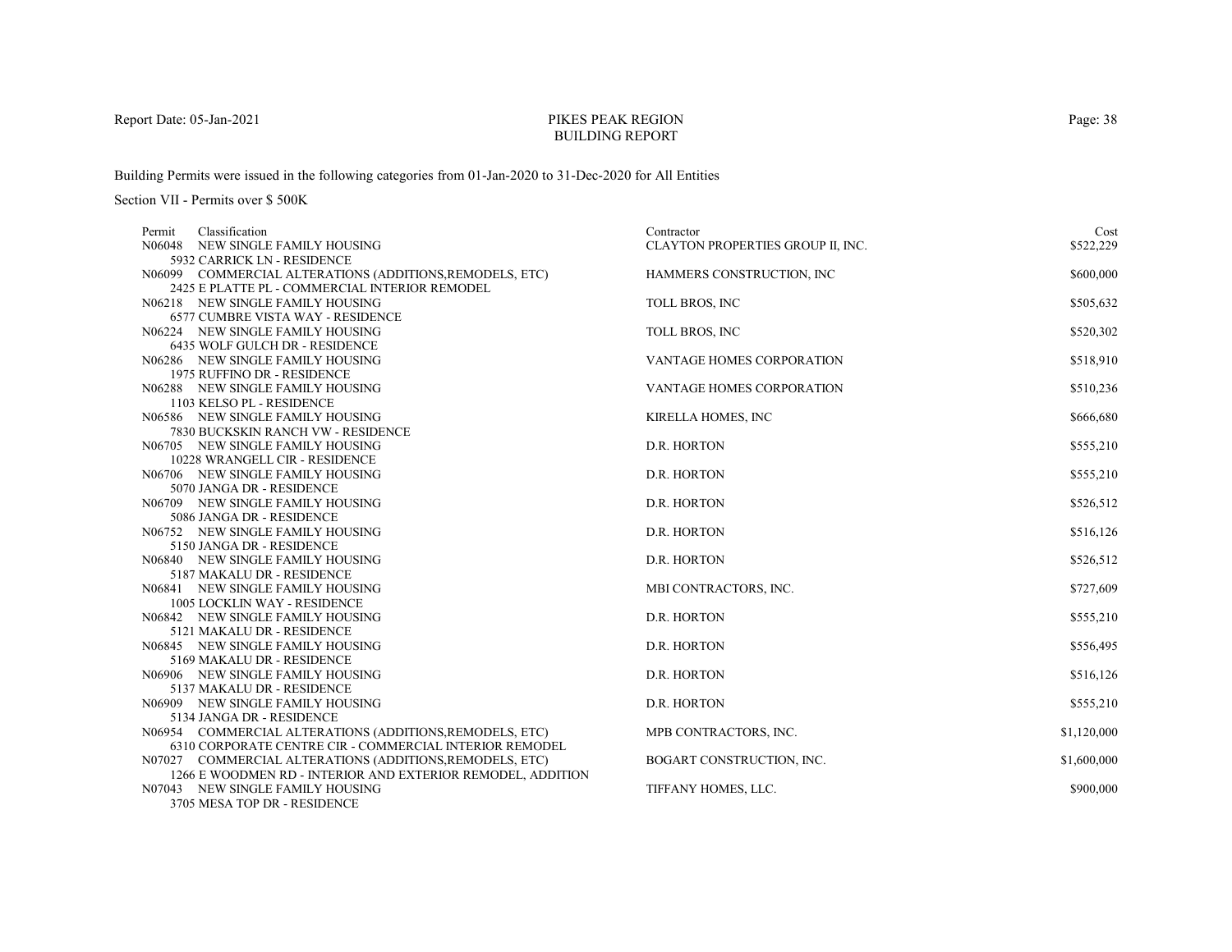# PIKES PEAK REGION BUILDING REPORT

Report Date: 05-Jan-2021

Building Permits were issued in the following categories from 01-Jan-2020 to 31-Dec-2020 for All Entities

Section VII - Permits over $ 500K

| Permit | Classification | Contractor | Cost |
|---|---|---|---|
| N06048 | NEW SINGLE FAMILY HOUSING<br>5932 CARRICK LN - RESIDENCE | CLAYTON PROPERTIES GROUP II, INC. | $522,229 |
| N06099 | COMMERCIAL ALTERATIONS (ADDITIONS,REMODELS, ETC)<br>2425 E PLATTE PL - COMMERCIAL INTERIOR REMODEL | HAMMERS CONSTRUCTION, INC | $600,000 |
| N06218 | NEW SINGLE FAMILY HOUSING<br>6577 CUMBRE VISTA WAY - RESIDENCE | TOLL BROS, INC | $505,632 |
| N06224 | NEW SINGLE FAMILY HOUSING<br>6435 WOLF GULCH DR - RESIDENCE | TOLL BROS, INC | $520,302 |
| N06286 | NEW SINGLE FAMILY HOUSING<br>1975 RUFFINO DR - RESIDENCE | VANTAGE HOMES CORPORATION | $518,910 |
| N06288 | NEW SINGLE FAMILY HOUSING<br>1103 KELSO PL - RESIDENCE | VANTAGE HOMES CORPORATION | $510,236 |
| N06586 | NEW SINGLE FAMILY HOUSING<br>7830 BUCKSKIN RANCH VW - RESIDENCE | KIRELLA HOMES, INC | $666,680 |
| N06705 | NEW SINGLE FAMILY HOUSING<br>10228 WRANGELL CIR - RESIDENCE | D.R. HORTON | $555,210 |
| N06706 | NEW SINGLE FAMILY HOUSING<br>5070 JANGA DR - RESIDENCE | D.R. HORTON | $555,210 |
| N06709 | NEW SINGLE FAMILY HOUSING<br>5086 JANGA DR - RESIDENCE | D.R. HORTON | $526,512 |
| N06752 | NEW SINGLE FAMILY HOUSING<br>5150 JANGA DR - RESIDENCE | D.R. HORTON | $516,126 |
| N06840 | NEW SINGLE FAMILY HOUSING<br>5187 MAKALU DR - RESIDENCE | D.R. HORTON | $526,512 |
| N06841 | NEW SINGLE FAMILY HOUSING<br>1005 LOCKLIN WAY - RESIDENCE | MBI CONTRACTORS, INC. | $727,609 |
| N06842 | NEW SINGLE FAMILY HOUSING<br>5121 MAKALU DR - RESIDENCE | D.R. HORTON | $555,210 |
| N06845 | NEW SINGLE FAMILY HOUSING<br>5169 MAKALU DR - RESIDENCE | D.R. HORTON | $556,495 |
| N06906 | NEW SINGLE FAMILY HOUSING<br>5137 MAKALU DR - RESIDENCE | D.R. HORTON | $516,126 |
| N06909 | NEW SINGLE FAMILY HOUSING<br>5134 JANGA DR - RESIDENCE | D.R. HORTON | $555,210 |
| N06954 | COMMERCIAL ALTERATIONS (ADDITIONS,REMODELS, ETC)<br>6310 CORPORATE CENTRE CIR - COMMERCIAL INTERIOR REMODEL | MPB CONTRACTORS, INC. | $1,120,000 |
| N07027 | COMMERCIAL ALTERATIONS (ADDITIONS,REMODELS, ETC)<br>1266 E WOODMEN RD - INTERIOR AND EXTERIOR REMODEL, ADDITION | BOGART CONSTRUCTION, INC. | $1,600,000 |
| N07043 | NEW SINGLE FAMILY HOUSING<br>3705 MESA TOP DR - RESIDENCE | TIFFANY HOMES, LLC. | $900,000 |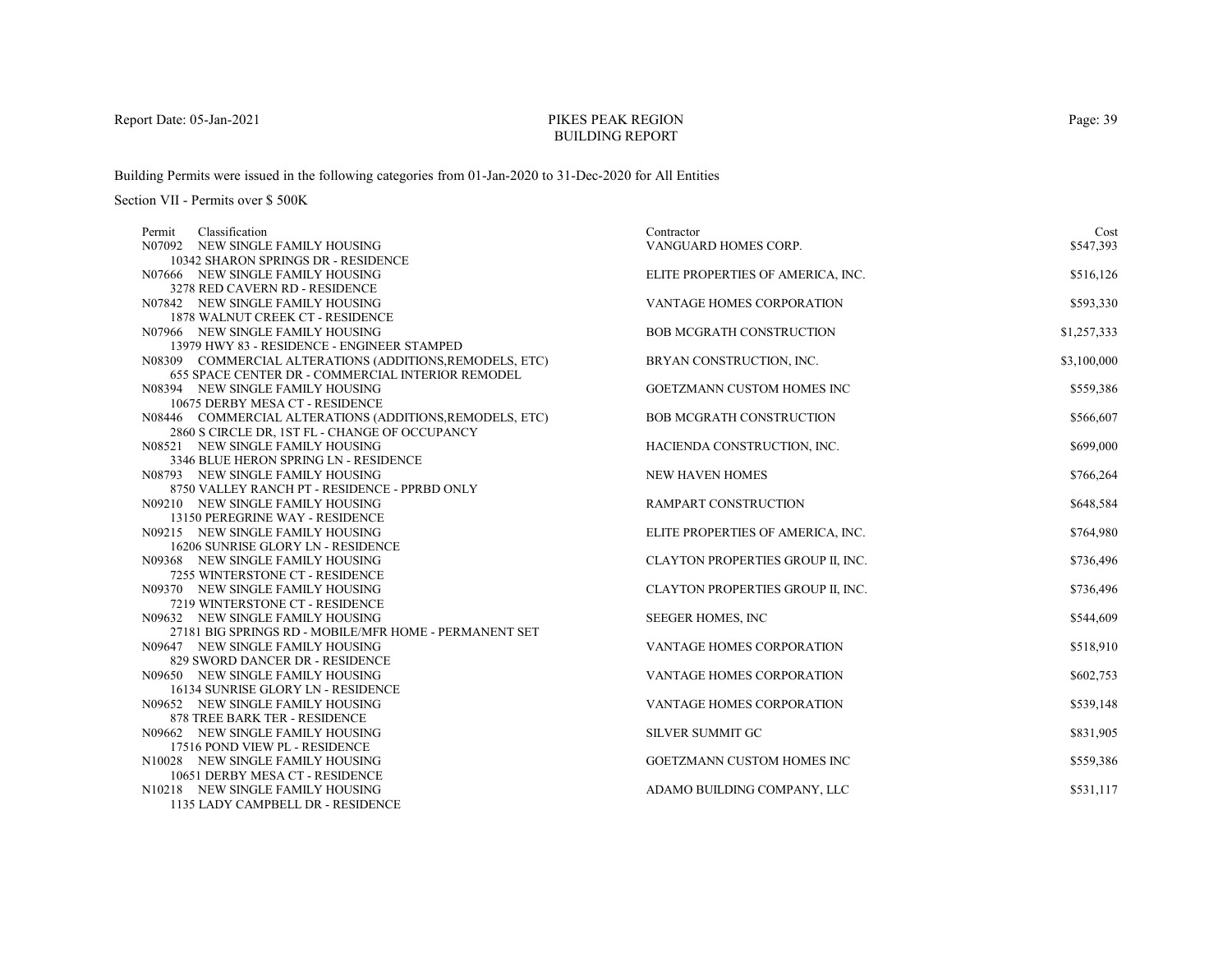PIKES PEAK REGION
BUILDING REPORT

Report Date: 05-Jan-2021

Building Permits were issued in the following categories from 01-Jan-2020 to 31-Dec-2020 for All Entities

Section VII - Permits over $ 500K

| Permit | Classification | Contractor | Cost |
|---|---|---|---|
| N07092 | NEW SINGLE FAMILY HOUSING<br>10342 SHARON SPRINGS DR - RESIDENCE | VANGUARD HOMES CORP. | $547,393 |
| N07666 | NEW SINGLE FAMILY HOUSING<br>3278 RED CAVERN RD - RESIDENCE | ELITE PROPERTIES OF AMERICA, INC. | $516,126 |
| N07842 | NEW SINGLE FAMILY HOUSING<br>1878 WALNUT CREEK CT - RESIDENCE | VANTAGE HOMES CORPORATION | $593,330 |
| N07966 | NEW SINGLE FAMILY HOUSING<br>13979 HWY 83 - RESIDENCE - ENGINEER STAMPED | BOB MCGRATH CONSTRUCTION | $1,257,333 |
| N08309 | COMMERCIAL ALTERATIONS (ADDITIONS,REMODELS, ETC)<br>655 SPACE CENTER DR - COMMERCIAL INTERIOR REMODEL | BRYAN CONSTRUCTION, INC. | $3,100,000 |
| N08394 | NEW SINGLE FAMILY HOUSING<br>10675 DERBY MESA CT - RESIDENCE | GOETZMANN CUSTOM HOMES INC | $559,386 |
| N08446 | COMMERCIAL ALTERATIONS (ADDITIONS,REMODELS, ETC)<br>2860 S CIRCLE DR, 1ST FL - CHANGE OF OCCUPANCY | BOB MCGRATH CONSTRUCTION | $566,607 |
| N08521 | NEW SINGLE FAMILY HOUSING<br>3346 BLUE HERON SPRING LN - RESIDENCE | HACIENDA CONSTRUCTION, INC. | $699,000 |
| N08793 | NEW SINGLE FAMILY HOUSING<br>8750 VALLEY RANCH PT - RESIDENCE - PPRBD ONLY | NEW HAVEN HOMES | $766,264 |
| N09210 | NEW SINGLE FAMILY HOUSING<br>13150 PEREGRINE WAY - RESIDENCE | RAMPART CONSTRUCTION | $648,584 |
| N09215 | NEW SINGLE FAMILY HOUSING<br>16206 SUNRISE GLORY LN - RESIDENCE | ELITE PROPERTIES OF AMERICA, INC. | $764,980 |
| N09368 | NEW SINGLE FAMILY HOUSING<br>7255 WINTERSTONE CT - RESIDENCE | CLAYTON PROPERTIES GROUP II, INC. | $736,496 |
| N09370 | NEW SINGLE FAMILY HOUSING<br>7219 WINTERSTONE CT - RESIDENCE | CLAYTON PROPERTIES GROUP II, INC. | $736,496 |
| N09632 | NEW SINGLE FAMILY HOUSING<br>27181 BIG SPRINGS RD - MOBILE/MFR HOME - PERMANENT SET | SEEGER HOMES, INC | $544,609 |
| N09647 | NEW SINGLE FAMILY HOUSING<br>829 SWORD DANCER DR - RESIDENCE | VANTAGE HOMES CORPORATION | $518,910 |
| N09650 | NEW SINGLE FAMILY HOUSING<br>16134 SUNRISE GLORY LN - RESIDENCE | VANTAGE HOMES CORPORATION | $602,753 |
| N09652 | NEW SINGLE FAMILY HOUSING<br>878 TREE BARK TER - RESIDENCE | VANTAGE HOMES CORPORATION | $539,148 |
| N09662 | NEW SINGLE FAMILY HOUSING<br>17516 POND VIEW PL - RESIDENCE | SILVER SUMMIT GC | $831,905 |
| N10028 | NEW SINGLE FAMILY HOUSING<br>10651 DERBY MESA CT - RESIDENCE | GOETZMANN CUSTOM HOMES INC | $559,386 |
| N10218 | NEW SINGLE FAMILY HOUSING<br>1135 LADY CAMPBELL DR - RESIDENCE | ADAMO BUILDING COMPANY, LLC | $531,117 |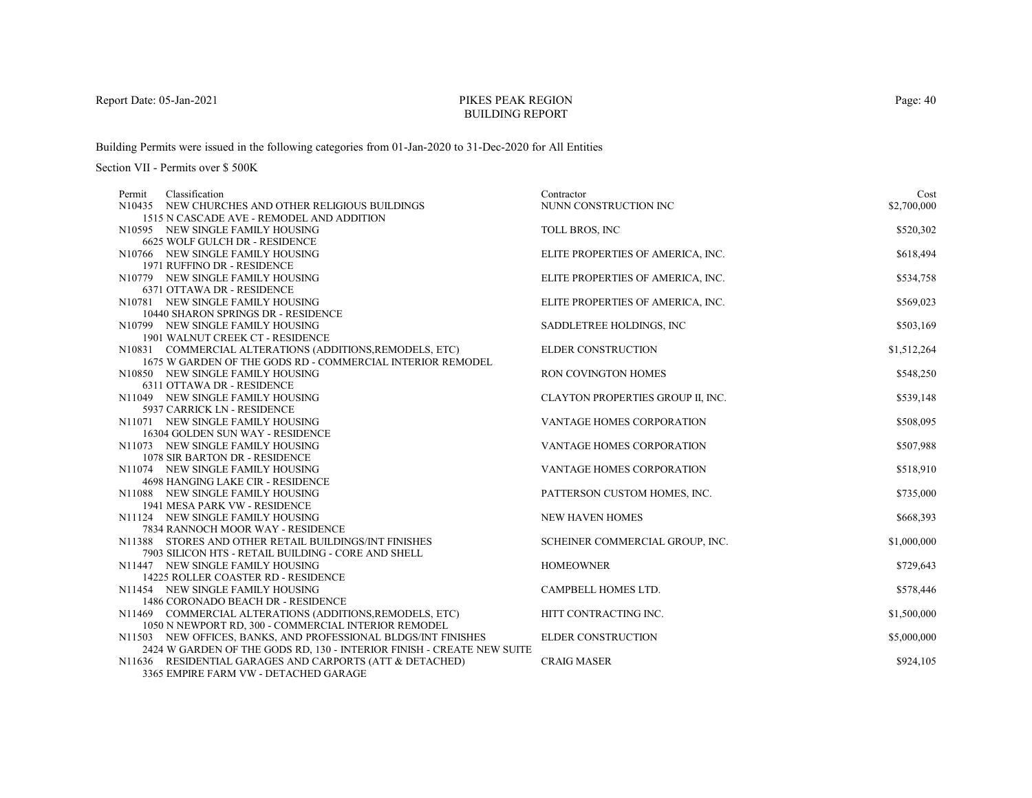Report Date: 05-Jan-2021

# PIKES PEAK REGION
## BUILDING REPORT

Building Permits were issued in the following categories from 01-Jan-2020 to 31-Dec-2020 for All Entities

Section VII - Permits over $ 500K

| Permit | Classification | Contractor | Cost |
|---|---|---|---|
| N10435 | NEW CHURCHES AND OTHER RELIGIOUS BUILDINGS<br>1515 N CASCADE AVE - REMODEL AND ADDITION | NUNN CONSTRUCTION INC | $2,700,000 |
| N10595 | NEW SINGLE FAMILY HOUSING<br>6625 WOLF GULCH DR - RESIDENCE | TOLL BROS, INC | $520,302 |
| N10766 | NEW SINGLE FAMILY HOUSING<br>1971 RUFFINO DR - RESIDENCE | ELITE PROPERTIES OF AMERICA, INC. | $618,494 |
| N10779 | NEW SINGLE FAMILY HOUSING<br>6371 OTTAWA DR - RESIDENCE | ELITE PROPERTIES OF AMERICA, INC. | $534,758 |
| N10781 | NEW SINGLE FAMILY HOUSING<br>10440 SHARON SPRINGS DR - RESIDENCE | ELITE PROPERTIES OF AMERICA, INC. | $569,023 |
| N10799 | NEW SINGLE FAMILY HOUSING<br>1901 WALNUT CREEK CT - RESIDENCE | SADDLETREE HOLDINGS, INC | $503,169 |
| N10831 | COMMERCIAL ALTERATIONS (ADDITIONS,REMODELS, ETC)<br>1675 W GARDEN OF THE GODS RD - COMMERCIAL INTERIOR REMODEL | ELDER CONSTRUCTION | $1,512,264 |
| N10850 | NEW SINGLE FAMILY HOUSING<br>6311 OTTAWA DR - RESIDENCE | RON COVINGTON HOMES | $548,250 |
| N11049 | NEW SINGLE FAMILY HOUSING<br>5937 CARRICK LN - RESIDENCE | CLAYTON PROPERTIES GROUP II, INC. | $539,148 |
| N11071 | NEW SINGLE FAMILY HOUSING<br>16304 GOLDEN SUN WAY - RESIDENCE | VANTAGE HOMES CORPORATION | $508,095 |
| N11073 | NEW SINGLE FAMILY HOUSING<br>1078 SIR BARTON DR - RESIDENCE | VANTAGE HOMES CORPORATION | $507,988 |
| N11074 | NEW SINGLE FAMILY HOUSING<br>4698 HANGING LAKE CIR - RESIDENCE | VANTAGE HOMES CORPORATION | $518,910 |
| N11088 | NEW SINGLE FAMILY HOUSING<br>1941 MESA PARK VW - RESIDENCE | PATTERSON CUSTOM HOMES, INC. | $735,000 |
| N11124 | NEW SINGLE FAMILY HOUSING<br>7834 RANNOCH MOOR WAY - RESIDENCE | NEW HAVEN HOMES | $668,393 |
| N11388 | STORES AND OTHER RETAIL BUILDINGS/INT FINISHES<br>7903 SILICON HTS - RETAIL BUILDING - CORE AND SHELL | SCHEINER COMMERCIAL GROUP, INC. | $1,000,000 |
| N11447 | NEW SINGLE FAMILY HOUSING<br>14225 ROLLER COASTER RD - RESIDENCE | HOMEOWNER | $729,643 |
| N11454 | NEW SINGLE FAMILY HOUSING<br>1486 CORONADO BEACH DR - RESIDENCE | CAMPBELL HOMES LTD. | $578,446 |
| N11469 | COMMERCIAL ALTERATIONS (ADDITIONS,REMODELS, ETC)<br>1050 N NEWPORT RD, 300 - COMMERCIAL INTERIOR REMODEL | HITT CONTRACTING INC. | $1,500,000 |
| N11503 | NEW OFFICES, BANKS, AND PROFESSIONAL BLDGS/INT FINISHES<br>2424 W GARDEN OF THE GODS RD, 130 - INTERIOR FINISH - CREATE NEW SUITE | ELDER CONSTRUCTION | $5,000,000 |
| N11636 | RESIDENTIAL GARAGES AND CARPORTS (ATT & DETACHED)<br>3365 EMPIRE FARM VW - DETACHED GARAGE | CRAIG MASER | $924,105 |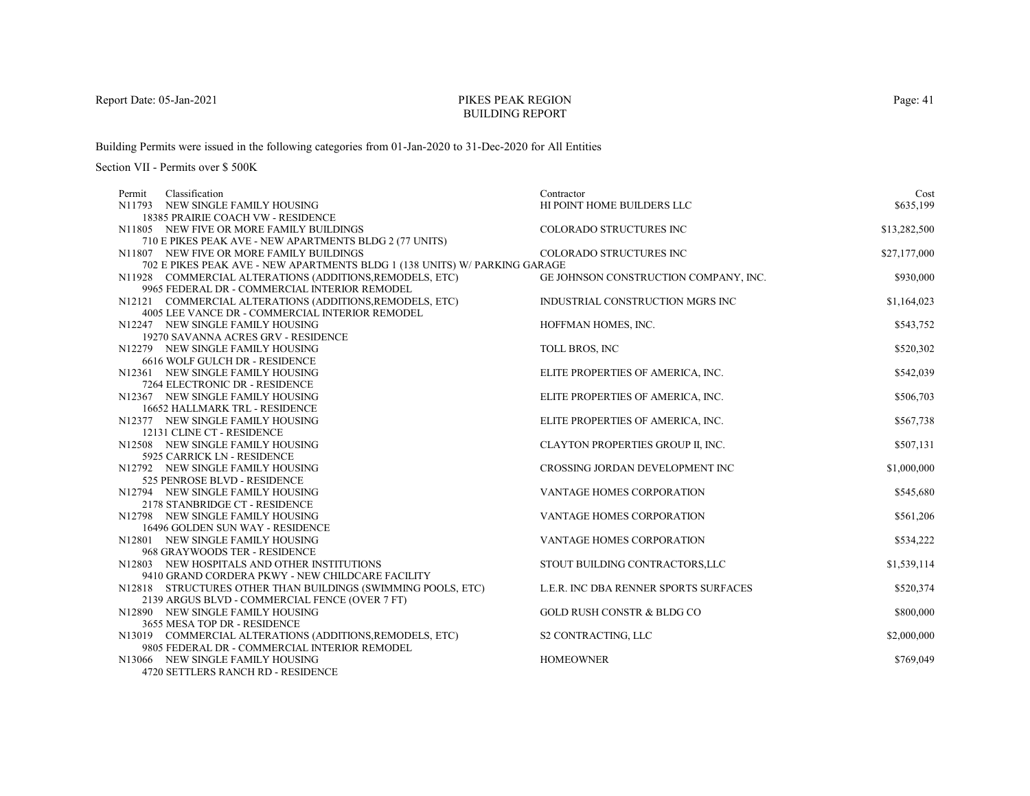# PIKES PEAK REGION
## BUILDING REPORT

Report Date: 05-Jan-2021

Building Permits were issued in the following categories from 01-Jan-2020 to 31-Dec-2020 for All Entities

Section VII - Permits over $ 500K

| Permit | Classification | Contractor | Cost |
|---|---|---|---|
| N11793 | NEW SINGLE FAMILY HOUSING<br>18385 PRAIRIE COACH VW - RESIDENCE | HI POINT HOME BUILDERS LLC | $635,199 |
| N11805 | NEW FIVE OR MORE FAMILY BUILDINGS<br>710 E PIKES PEAK AVE - NEW APARTMENTS BLDG 2 (77 UNITS) | COLORADO STRUCTURES INC | $13,282,500 |
| N11807 | NEW FIVE OR MORE FAMILY BUILDINGS<br>702 E PIKES PEAK AVE - NEW APARTMENTS BLDG 1 (138 UNITS) W/ PARKING GARAGE | COLORADO STRUCTURES INC | $27,177,000 |
| N11928 | COMMERCIAL ALTERATIONS (ADDITIONS,REMODELS, ETC)<br>9965 FEDERAL DR - COMMERCIAL INTERIOR REMODEL | GE JOHNSON CONSTRUCTION COMPANY, INC. | $930,000 |
| N12121 | COMMERCIAL ALTERATIONS (ADDITIONS,REMODELS, ETC)<br>4005 LEE VANCE DR - COMMERCIAL INTERIOR REMODEL | INDUSTRIAL CONSTRUCTION MGRS INC | $1,164,023 |
| N12247 | NEW SINGLE FAMILY HOUSING<br>19270 SAVANNA ACRES GRV - RESIDENCE | HOFFMAN HOMES, INC. | $543,752 |
| N12279 | NEW SINGLE FAMILY HOUSING<br>6616 WOLF GULCH DR - RESIDENCE | TOLL BROS, INC | $520,302 |
| N12361 | NEW SINGLE FAMILY HOUSING<br>7264 ELECTRONIC DR - RESIDENCE | ELITE PROPERTIES OF AMERICA, INC. | $542,039 |
| N12367 | NEW SINGLE FAMILY HOUSING<br>16652 HALLMARK TRL - RESIDENCE | ELITE PROPERTIES OF AMERICA, INC. | $506,703 |
| N12377 | NEW SINGLE FAMILY HOUSING<br>12131 CLINE CT - RESIDENCE | ELITE PROPERTIES OF AMERICA, INC. | $567,738 |
| N12508 | NEW SINGLE FAMILY HOUSING<br>5925 CARRICK LN - RESIDENCE | CLAYTON PROPERTIES GROUP II, INC. | $507,131 |
| N12792 | NEW SINGLE FAMILY HOUSING<br>525 PENROSE BLVD - RESIDENCE | CROSSING JORDAN DEVELOPMENT INC | $1,000,000 |
| N12794 | NEW SINGLE FAMILY HOUSING<br>2178 STANBRIDGE CT - RESIDENCE | VANTAGE HOMES CORPORATION | $545,680 |
| N12798 | NEW SINGLE FAMILY HOUSING<br>16496 GOLDEN SUN WAY - RESIDENCE | VANTAGE HOMES CORPORATION | $561,206 |
| N12801 | NEW SINGLE FAMILY HOUSING<br>968 GRAYWOODS TER - RESIDENCE | VANTAGE HOMES CORPORATION | $534,222 |
| N12803 | NEW HOSPITALS AND OTHER INSTITUTIONS<br>9410 GRAND CORDERA PKWY - NEW CHILDCARE FACILITY | STOUT BUILDING CONTRACTORS,LLC | $1,539,114 |
| N12818 | STRUCTURES OTHER THAN BUILDINGS (SWIMMING POOLS, ETC)<br>2139 ARGUS BLVD - COMMERCIAL FENCE (OVER 7 FT) | L.E.R. INC DBA RENNER SPORTS SURFACES | $520,374 |
| N12890 | NEW SINGLE FAMILY HOUSING<br>3655 MESA TOP DR - RESIDENCE | GOLD RUSH CONSTR & BLDG CO | $800,000 |
| N13019 | COMMERCIAL ALTERATIONS (ADDITIONS,REMODELS, ETC)<br>9805 FEDERAL DR - COMMERCIAL INTERIOR REMODEL | S2 CONTRACTING, LLC | $2,000,000 |
| N13066 | NEW SINGLE FAMILY HOUSING<br>4720 SETTLERS RANCH RD - RESIDENCE | HOMEOWNER | $769,049 |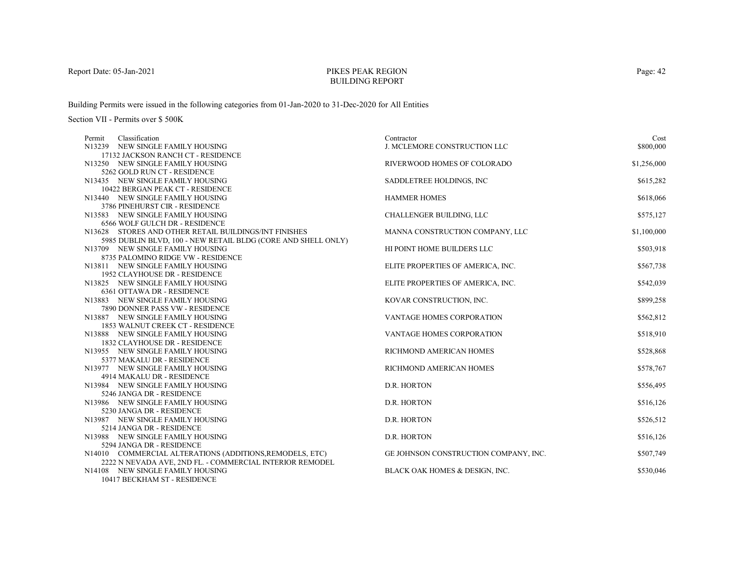Building Permits were issued in the following categories from 01-Jan-2020 to 31-Dec-2020 for All Entities

Section VII - Permits over $ 500K

| Permit | Classification | Contractor | Cost |
|---|---|---|---|
| N13239 | NEW SINGLE FAMILY HOUSING<br>17132 JACKSON RANCH CT - RESIDENCE | J. MCLEMORE CONSTRUCTION LLC | $800,000 |
| N13250 | NEW SINGLE FAMILY HOUSING<br>5262 GOLD RUN CT - RESIDENCE | RIVERWOOD HOMES OF COLORADO | $1,256,000 |
| N13435 | NEW SINGLE FAMILY HOUSING<br>10422 BERGAN PEAK CT - RESIDENCE | SADDLETREE HOLDINGS, INC | $615,282 |
| N13440 | NEW SINGLE FAMILY HOUSING<br>3786 PINEHURST CIR - RESIDENCE | HAMMER HOMES | $618,066 |
| N13583 | NEW SINGLE FAMILY HOUSING<br>6566 WOLF GULCH DR - RESIDENCE | CHALLENGER BUILDING, LLC | $575,127 |
| N13628 | STORES AND OTHER RETAIL BUILDINGS/INT FINISHES<br>5985 DUBLIN BLVD, 100 - NEW RETAIL BLDG (CORE AND SHELL ONLY) | MANNA CONSTRUCTION COMPANY, LLC | $1,100,000 |
| N13709 | NEW SINGLE FAMILY HOUSING<br>8735 PALOMINO RIDGE VW - RESIDENCE | HI POINT HOME BUILDERS LLC | $503,918 |
| N13811 | NEW SINGLE FAMILY HOUSING<br>1952 CLAYHOUSE DR - RESIDENCE | ELITE PROPERTIES OF AMERICA, INC. | $567,738 |
| N13825 | NEW SINGLE FAMILY HOUSING<br>6361 OTTAWA DR - RESIDENCE | ELITE PROPERTIES OF AMERICA, INC. | $542,039 |
| N13883 | NEW SINGLE FAMILY HOUSING<br>7890 DONNER PASS VW - RESIDENCE | KOVAR CONSTRUCTION, INC. | $899,258 |
| N13887 | NEW SINGLE FAMILY HOUSING<br>1853 WALNUT CREEK CT - RESIDENCE | VANTAGE HOMES CORPORATION | $562,812 |
| N13888 | NEW SINGLE FAMILY HOUSING<br>1832 CLAYHOUSE DR - RESIDENCE | VANTAGE HOMES CORPORATION | $518,910 |
| N13955 | NEW SINGLE FAMILY HOUSING<br>5377 MAKALU DR - RESIDENCE | RICHMOND AMERICAN HOMES | $528,868 |
| N13977 | NEW SINGLE FAMILY HOUSING<br>4914 MAKALU DR - RESIDENCE | RICHMOND AMERICAN HOMES | $578,767 |
| N13984 | NEW SINGLE FAMILY HOUSING<br>5246 JANGA DR - RESIDENCE | D.R. HORTON | $556,495 |
| N13986 | NEW SINGLE FAMILY HOUSING<br>5230 JANGA DR - RESIDENCE | D.R. HORTON | $516,126 |
| N13987 | NEW SINGLE FAMILY HOUSING<br>5214 JANGA DR - RESIDENCE | D.R. HORTON | $526,512 |
| N13988 | NEW SINGLE FAMILY HOUSING<br>5294 JANGA DR - RESIDENCE | D.R. HORTON | $516,126 |
| N14010 | COMMERCIAL ALTERATIONS (ADDITIONS,REMODELS, ETC)<br>2222 N NEVADA AVE, 2ND FL. - COMMERCIAL INTERIOR REMODEL | GE JOHNSON CONSTRUCTION COMPANY, INC. | $507,749 |
| N14108 | NEW SINGLE FAMILY HOUSING<br>10417 BECKHAM ST - RESIDENCE | BLACK OAK HOMES & DESIGN, INC. | $530,046 |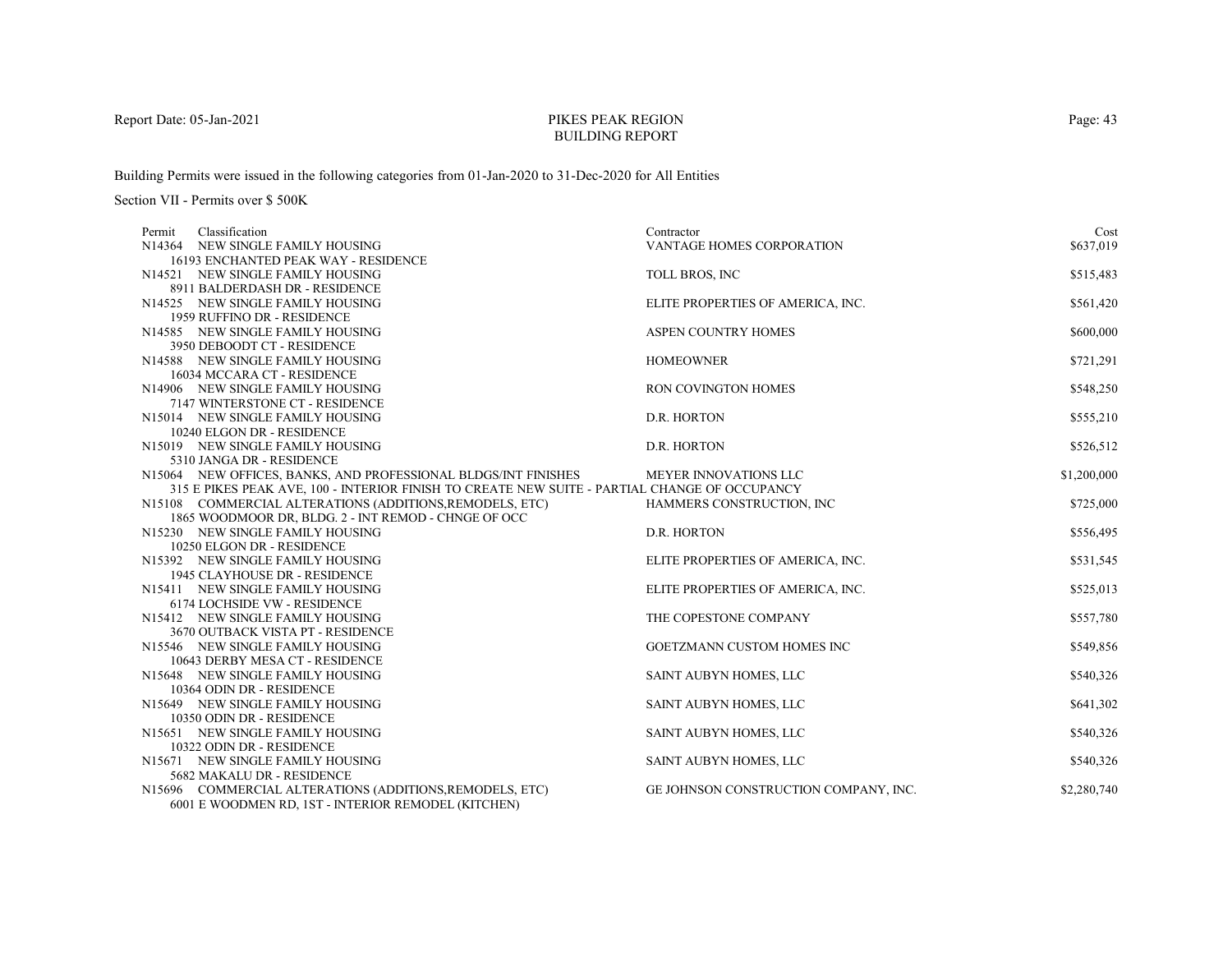Building Permits were issued in the following categories from 01-Jan-2020 to 31-Dec-2020 for All Entities

Section VII - Permits over $ 500K

| Permit | Classification | Contractor | Cost |
|---|---|---|---|
| N14364 | NEW SINGLE FAMILY HOUSING<br>16193 ENCHANTED PEAK WAY - RESIDENCE | VANTAGE HOMES CORPORATION | $637,019 |
| N14521 | NEW SINGLE FAMILY HOUSING<br>8911 BALDERDASH DR - RESIDENCE | TOLL BROS, INC | $515,483 |
| N14525 | NEW SINGLE FAMILY HOUSING<br>1959 RUFFINO DR - RESIDENCE | ELITE PROPERTIES OF AMERICA, INC. | $561,420 |
| N14585 | NEW SINGLE FAMILY HOUSING<br>3950 DEBOODT CT - RESIDENCE | ASPEN COUNTRY HOMES | $600,000 |
| N14588 | NEW SINGLE FAMILY HOUSING<br>16034 MCCARA CT - RESIDENCE | HOMEOWNER | $721,291 |
| N14906 | NEW SINGLE FAMILY HOUSING<br>7147 WINTERSTONE CT - RESIDENCE | RON COVINGTON HOMES | $548,250 |
| N15014 | NEW SINGLE FAMILY HOUSING<br>10240 ELGON DR - RESIDENCE | D.R. HORTON | $555,210 |
| N15019 | NEW SINGLE FAMILY HOUSING<br>5310 JANGA DR - RESIDENCE | D.R. HORTON | $526,512 |
| N15064 | NEW OFFICES, BANKS, AND PROFESSIONAL BLDGS/INT FINISHES<br>315 E PIKES PEAK AVE, 100 - INTERIOR FINISH TO CREATE NEW SUITE - PARTIAL CHANGE OF OCCUPANCY | MEYER INNOVATIONS LLC | $1,200,000 |
| N15108 | COMMERCIAL ALTERATIONS (ADDITIONS,REMODELS, ETC)<br>1865 WOODMOOR DR, BLDG. 2 - INT REMOD - CHNGE OF OCC | HAMMERS CONSTRUCTION, INC | $725,000 |
| N15230 | NEW SINGLE FAMILY HOUSING<br>10250 ELGON DR - RESIDENCE | D.R. HORTON | $556,495 |
| N15392 | NEW SINGLE FAMILY HOUSING<br>1945 CLAYHOUSE DR - RESIDENCE | ELITE PROPERTIES OF AMERICA, INC. | $531,545 |
| N15411 | NEW SINGLE FAMILY HOUSING<br>6174 LOCHSIDE VW - RESIDENCE | ELITE PROPERTIES OF AMERICA, INC. | $525,013 |
| N15412 | NEW SINGLE FAMILY HOUSING<br>3670 OUTBACK VISTA PT - RESIDENCE | THE COPESTONE COMPANY | $557,780 |
| N15546 | NEW SINGLE FAMILY HOUSING<br>10643 DERBY MESA CT - RESIDENCE | GOETZMANN CUSTOM HOMES INC | $549,856 |
| N15648 | NEW SINGLE FAMILY HOUSING<br>10364 ODIN DR - RESIDENCE | SAINT AUBYN HOMES, LLC | $540,326 |
| N15649 | NEW SINGLE FAMILY HOUSING<br>10350 ODIN DR - RESIDENCE | SAINT AUBYN HOMES, LLC | $641,302 |
| N15651 | NEW SINGLE FAMILY HOUSING<br>10322 ODIN DR - RESIDENCE | SAINT AUBYN HOMES, LLC | $540,326 |
| N15671 | NEW SINGLE FAMILY HOUSING<br>5682 MAKALU DR - RESIDENCE | SAINT AUBYN HOMES, LLC | $540,326 |
| N15696 | COMMERCIAL ALTERATIONS (ADDITIONS,REMODELS, ETC)<br>6001 E WOODMEN RD, 1ST - INTERIOR REMODEL (KITCHEN) | GE JOHNSON CONSTRUCTION COMPANY, INC. | $2,280,740 |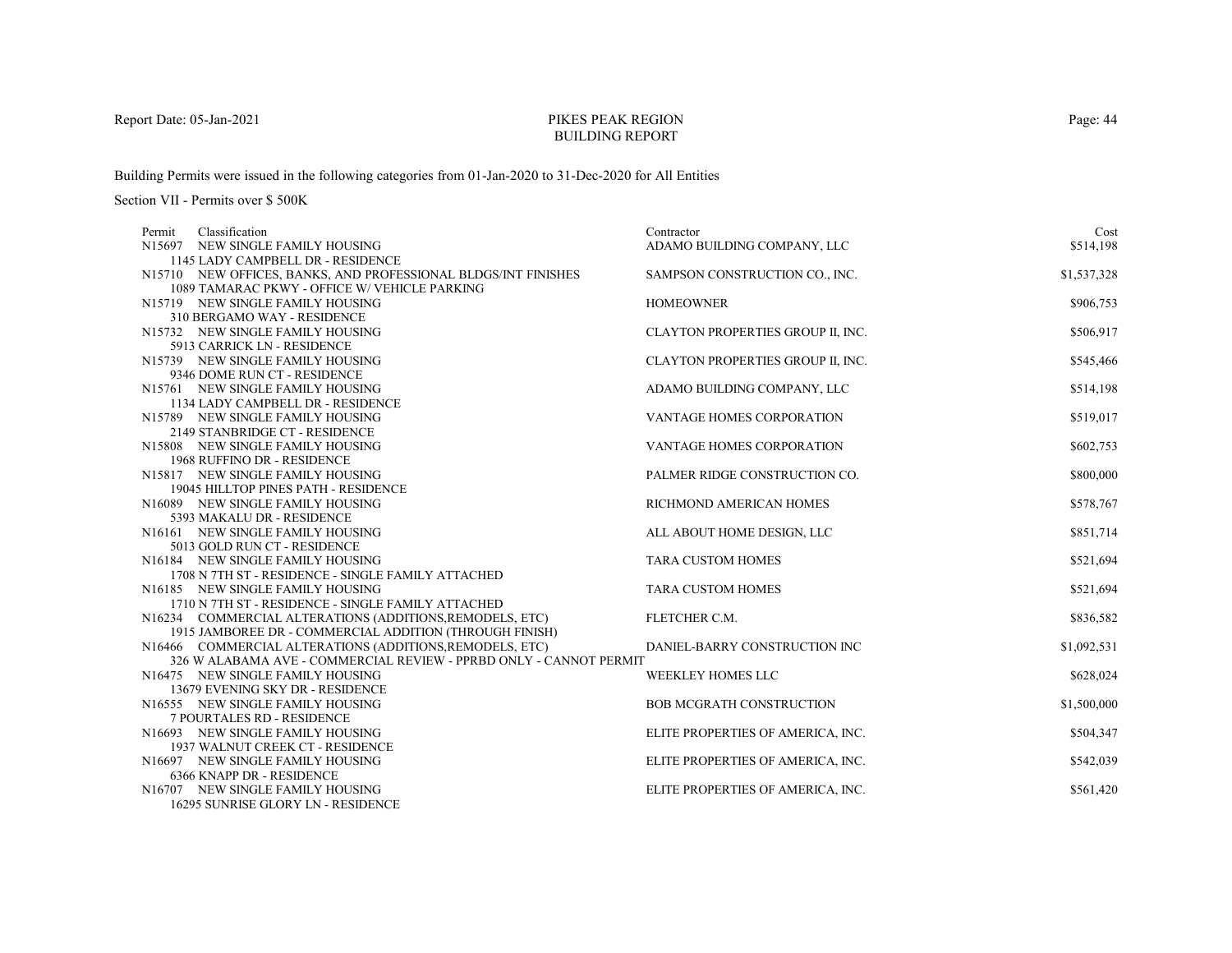# PIKES PEAK REGION BUILDING REPORT

Report Date: 05-Jan-2021

Building Permits were issued in the following categories from 01-Jan-2020 to 31-Dec-2020 for All Entities

Section VII - Permits over $ 500K

| Permit | Classification | Contractor | Cost |
|---|---|---|---|
| N15697 | NEW SINGLE FAMILY HOUSING<br>1145 LADY CAMPBELL DR - RESIDENCE | ADAMO BUILDING COMPANY, LLC | $514,198 |
| N15710 | NEW OFFICES, BANKS, AND PROFESSIONAL BLDGS/INT FINISHES<br>1089 TAMARAC PKWY - OFFICE W/ VEHICLE PARKING | SAMPSON CONSTRUCTION CO., INC. | $1,537,328 |
| N15719 | NEW SINGLE FAMILY HOUSING<br>310 BERGAMO WAY - RESIDENCE | HOMEOWNER | $906,753 |
| N15732 | NEW SINGLE FAMILY HOUSING<br>5913 CARRICK LN - RESIDENCE | CLAYTON PROPERTIES GROUP II, INC. | $506,917 |
| N15739 | NEW SINGLE FAMILY HOUSING<br>9346 DOME RUN CT - RESIDENCE | CLAYTON PROPERTIES GROUP II, INC. | $545,466 |
| N15761 | NEW SINGLE FAMILY HOUSING<br>1134 LADY CAMPBELL DR - RESIDENCE | ADAMO BUILDING COMPANY, LLC | $514,198 |
| N15789 | NEW SINGLE FAMILY HOUSING<br>2149 STANBRIDGE CT - RESIDENCE | VANTAGE HOMES CORPORATION | $519,017 |
| N15808 | NEW SINGLE FAMILY HOUSING<br>1968 RUFFINO DR - RESIDENCE | VANTAGE HOMES CORPORATION | $602,753 |
| N15817 | NEW SINGLE FAMILY HOUSING<br>19045 HILLTOP PINES PATH - RESIDENCE | PALMER RIDGE CONSTRUCTION CO. | $800,000 |
| N16089 | NEW SINGLE FAMILY HOUSING<br>5393 MAKALU DR - RESIDENCE | RICHMOND AMERICAN HOMES | $578,767 |
| N16161 | NEW SINGLE FAMILY HOUSING<br>5013 GOLD RUN CT - RESIDENCE | ALL ABOUT HOME DESIGN, LLC | $851,714 |
| N16184 | NEW SINGLE FAMILY HOUSING<br>1708 N 7TH ST - RESIDENCE - SINGLE FAMILY ATTACHED | TARA CUSTOM HOMES | $521,694 |
| N16185 | NEW SINGLE FAMILY HOUSING<br>1710 N 7TH ST - RESIDENCE - SINGLE FAMILY ATTACHED | TARA CUSTOM HOMES | $521,694 |
| N16234 | COMMERCIAL ALTERATIONS (ADDITIONS,REMODELS, ETC)<br>1915 JAMBOREE DR - COMMERCIAL ADDITION (THROUGH FINISH) | FLETCHER C.M. | $836,582 |
| N16466 | COMMERCIAL ALTERATIONS (ADDITIONS,REMODELS, ETC)<br>326 W ALABAMA AVE - COMMERCIAL REVIEW - PPRBD ONLY - CANNOT PERMIT | DANIEL-BARRY CONSTRUCTION INC | $1,092,531 |
| N16475 | NEW SINGLE FAMILY HOUSING<br>13679 EVENING SKY DR - RESIDENCE | WEEKLEY HOMES LLC | $628,024 |
| N16555 | NEW SINGLE FAMILY HOUSING<br>7 POURTALES RD - RESIDENCE | BOB MCGRATH CONSTRUCTION | $1,500,000 |
| N16693 | NEW SINGLE FAMILY HOUSING<br>1937 WALNUT CREEK CT - RESIDENCE | ELITE PROPERTIES OF AMERICA, INC. | $504,347 |
| N16697 | NEW SINGLE FAMILY HOUSING<br>6366 KNAPP DR - RESIDENCE | ELITE PROPERTIES OF AMERICA, INC. | $542,039 |
| N16707 | NEW SINGLE FAMILY HOUSING<br>16295 SUNRISE GLORY LN - RESIDENCE | ELITE PROPERTIES OF AMERICA, INC. | $561,420 |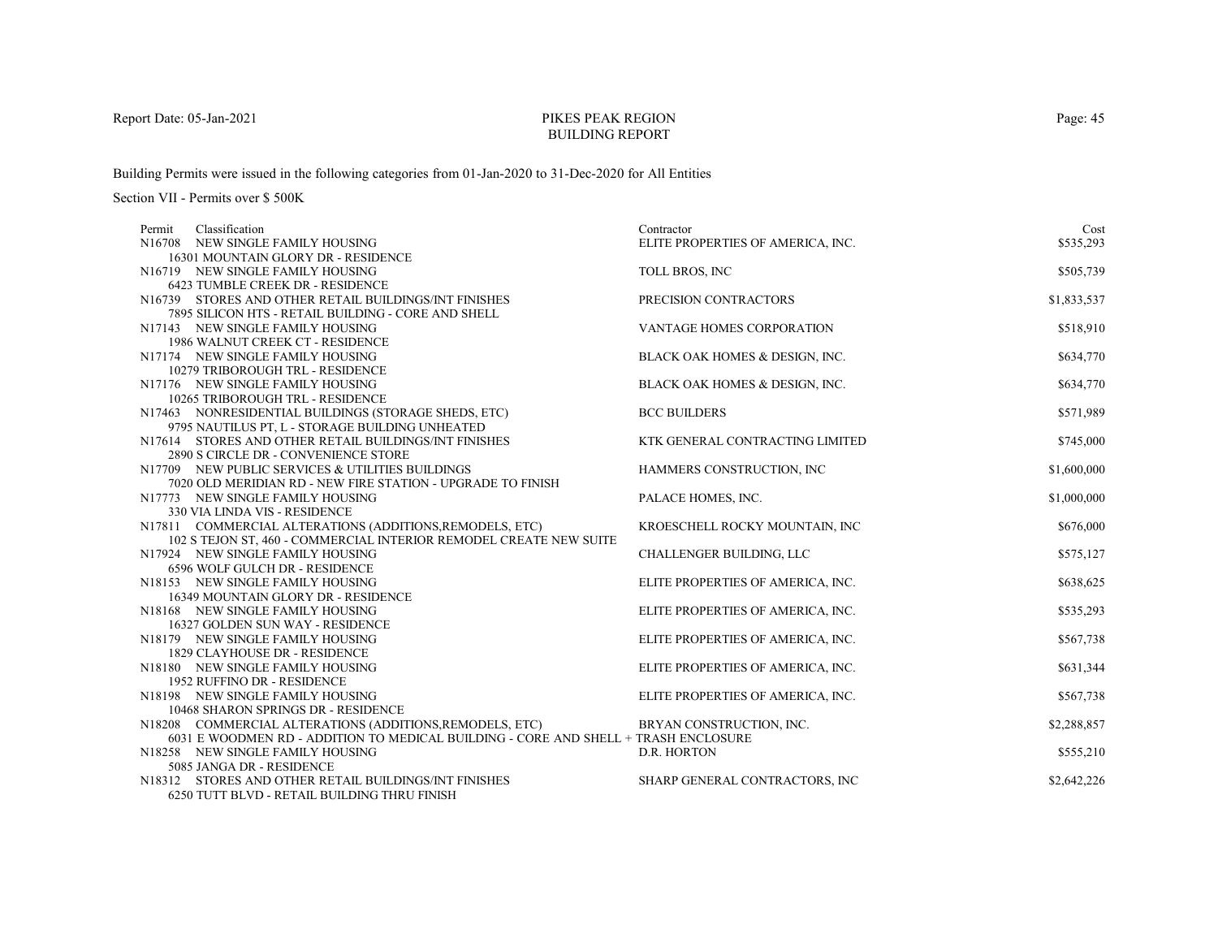Report Date: 05-Jan-2021

# PIKES PEAK REGION
## BUILDING REPORT

Building Permits were issued in the following categories from 01-Jan-2020 to 31-Dec-2020 for All Entities

Section VII - Permits over $ 500K

| Permit | Classification | Contractor | Cost |
|---|---|---|---|
| N16708 | NEW SINGLE FAMILY HOUSING<br>16301 MOUNTAIN GLORY DR - RESIDENCE | ELITE PROPERTIES OF AMERICA, INC. | $535,293 |
| N16719 | NEW SINGLE FAMILY HOUSING<br>6423 TUMBLE CREEK DR - RESIDENCE | TOLL BROS, INC | $505,739 |
| N16739 | STORES AND OTHER RETAIL BUILDINGS/INT FINISHES<br>7895 SILICON HTS - RETAIL BUILDING - CORE AND SHELL | PRECISION CONTRACTORS | $1,833,537 |
| N17143 | NEW SINGLE FAMILY HOUSING<br>1986 WALNUT CREEK CT - RESIDENCE | VANTAGE HOMES CORPORATION | $518,910 |
| N17174 | NEW SINGLE FAMILY HOUSING<br>10279 TRIBOROUGH TRL - RESIDENCE | BLACK OAK HOMES & DESIGN, INC. | $634,770 |
| N17176 | NEW SINGLE FAMILY HOUSING<br>10265 TRIBOROUGH TRL - RESIDENCE | BLACK OAK HOMES & DESIGN, INC. | $634,770 |
| N17463 | NONRESIDENTIAL BUILDINGS (STORAGE SHEDS, ETC)<br>9795 NAUTILUS PT, L - STORAGE BUILDING UNHEATED | BCC BUILDERS | $571,989 |
| N17614 | STORES AND OTHER RETAIL BUILDINGS/INT FINISHES<br>2890 S CIRCLE DR - CONVENIENCE STORE | KTK GENERAL CONTRACTING LIMITED | $745,000 |
| N17709 | NEW PUBLIC SERVICES & UTILITIES BUILDINGS<br>7020 OLD MERIDIAN RD - NEW FIRE STATION - UPGRADE TO FINISH | HAMMERS CONSTRUCTION, INC | $1,600,000 |
| N17773 | NEW SINGLE FAMILY HOUSING<br>330 VIA LINDA VIS - RESIDENCE | PALACE HOMES, INC. | $1,000,000 |
| N17811 | COMMERCIAL ALTERATIONS (ADDITIONS,REMODELS, ETC)<br>102 S TEJON ST, 460 - COMMERCIAL INTERIOR REMODEL CREATE NEW SUITE | KROESCHELL ROCKY MOUNTAIN, INC | $676,000 |
| N17924 | NEW SINGLE FAMILY HOUSING<br>6596 WOLF GULCH DR - RESIDENCE | CHALLENGER BUILDING, LLC | $575,127 |
| N18153 | NEW SINGLE FAMILY HOUSING<br>16349 MOUNTAIN GLORY DR - RESIDENCE | ELITE PROPERTIES OF AMERICA, INC. | $638,625 |
| N18168 | NEW SINGLE FAMILY HOUSING<br>16327 GOLDEN SUN WAY - RESIDENCE | ELITE PROPERTIES OF AMERICA, INC. | $535,293 |
| N18179 | NEW SINGLE FAMILY HOUSING<br>1829 CLAYHOUSE DR - RESIDENCE | ELITE PROPERTIES OF AMERICA, INC. | $567,738 |
| N18180 | NEW SINGLE FAMILY HOUSING<br>1952 RUFFINO DR - RESIDENCE | ELITE PROPERTIES OF AMERICA, INC. | $631,344 |
| N18198 | NEW SINGLE FAMILY HOUSING<br>10468 SHARON SPRINGS DR - RESIDENCE | ELITE PROPERTIES OF AMERICA, INC. | $567,738 |
| N18208 | COMMERCIAL ALTERATIONS (ADDITIONS,REMODELS, ETC)<br>6031 E WOODMEN RD - ADDITION TO MEDICAL BUILDING - CORE AND SHELL + TRASH ENCLOSURE | BRYAN CONSTRUCTION, INC. | $2,288,857 |
| N18258 | NEW SINGLE FAMILY HOUSING<br>5085 JANGA DR - RESIDENCE | D.R. HORTON | $555,210 |
| N18312 | STORES AND OTHER RETAIL BUILDINGS/INT FINISHES<br>6250 TUTT BLVD - RETAIL BUILDING THRU FINISH | SHARP GENERAL CONTRACTORS, INC | $2,642,226 |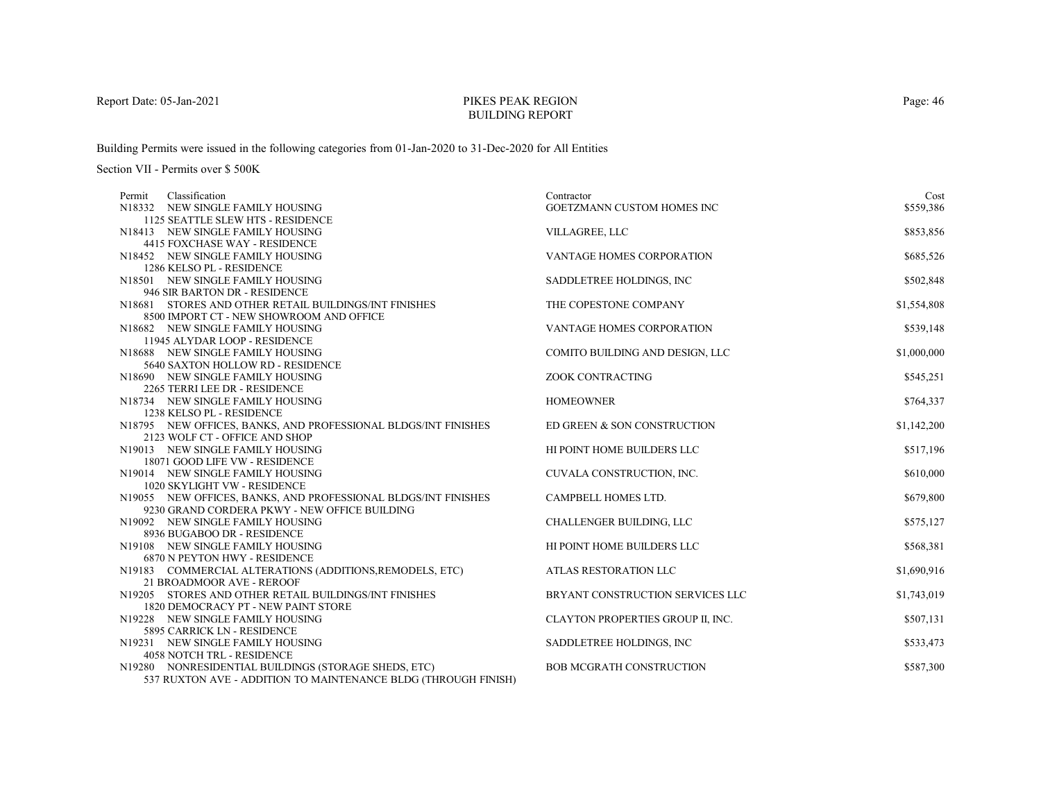PIKES PEAK REGION
BUILDING REPORT

Building Permits were issued in the following categories from 01-Jan-2020 to 31-Dec-2020 for All Entities

Section VII - Permits over $ 500K

| Permit | Classification | Contractor | Cost |
|---|---|---|---|
| N18332 | NEW SINGLE FAMILY HOUSING<br>1125 SEATTLE SLEW HTS - RESIDENCE | GOETZMANN CUSTOM HOMES INC | $559,386 |
| N18413 | NEW SINGLE FAMILY HOUSING<br>4415 FOXCHASE WAY - RESIDENCE | VILLAGREE, LLC | $853,856 |
| N18452 | NEW SINGLE FAMILY HOUSING<br>1286 KELSO PL - RESIDENCE | VANTAGE HOMES CORPORATION | $685,526 |
| N18501 | NEW SINGLE FAMILY HOUSING<br>946 SIR BARTON DR - RESIDENCE | SADDLETREE HOLDINGS, INC | $502,848 |
| N18681 | STORES AND OTHER RETAIL BUILDINGS/INT FINISHES<br>8500 IMPORT CT - NEW SHOWROOM AND OFFICE | THE COPESTONE COMPANY | $1,554,808 |
| N18682 | NEW SINGLE FAMILY HOUSING<br>11945 ALYDAR LOOP - RESIDENCE | VANTAGE HOMES CORPORATION | $539,148 |
| N18688 | NEW SINGLE FAMILY HOUSING<br>5640 SAXTON HOLLOW RD - RESIDENCE | COMITO BUILDING AND DESIGN, LLC | $1,000,000 |
| N18690 | NEW SINGLE FAMILY HOUSING<br>2265 TERRI LEE DR - RESIDENCE | ZOOK CONTRACTING | $545,251 |
| N18734 | NEW SINGLE FAMILY HOUSING<br>1238 KELSO PL - RESIDENCE | HOMEOWNER | $764,337 |
| N18795 | NEW OFFICES, BANKS, AND PROFESSIONAL BLDGS/INT FINISHES<br>2123 WOLF CT - OFFICE AND SHOP | ED GREEN & SON CONSTRUCTION | $1,142,200 |
| N19013 | NEW SINGLE FAMILY HOUSING<br>18071 GOOD LIFE VW - RESIDENCE | HI POINT HOME BUILDERS LLC | $517,196 |
| N19014 | NEW SINGLE FAMILY HOUSING<br>1020 SKYLIGHT VW - RESIDENCE | CUVALA CONSTRUCTION, INC. | $610,000 |
| N19055 | NEW OFFICES, BANKS, AND PROFESSIONAL BLDGS/INT FINISHES<br>9230 GRAND CORDERA PKWY - NEW OFFICE BUILDING | CAMPBELL HOMES LTD. | $679,800 |
| N19092 | NEW SINGLE FAMILY HOUSING<br>8936 BUGABOO DR - RESIDENCE | CHALLENGER BUILDING, LLC | $575,127 |
| N19108 | NEW SINGLE FAMILY HOUSING<br>6870 N PEYTON HWY - RESIDENCE | HI POINT HOME BUILDERS LLC | $568,381 |
| N19183 | COMMERCIAL ALTERATIONS (ADDITIONS,REMODELS, ETC)<br>21 BROADMOOR AVE - REROOF | ATLAS RESTORATION LLC | $1,690,916 |
| N19205 | STORES AND OTHER RETAIL BUILDINGS/INT FINISHES<br>1820 DEMOCRACY PT - NEW PAINT STORE | BRYANT CONSTRUCTION SERVICES LLC | $1,743,019 |
| N19228 | NEW SINGLE FAMILY HOUSING<br>5895 CARRICK LN - RESIDENCE | CLAYTON PROPERTIES GROUP II, INC. | $507,131 |
| N19231 | NEW SINGLE FAMILY HOUSING<br>4058 NOTCH TRL - RESIDENCE | SADDLETREE HOLDINGS, INC | $533,473 |
| N19280 | NONRESIDENTIAL BUILDINGS (STORAGE SHEDS, ETC)<br>537 RUXTON AVE - ADDITION TO MAINTENANCE BLDG (THROUGH FINISH) | BOB MCGRATH CONSTRUCTION | $587,300 |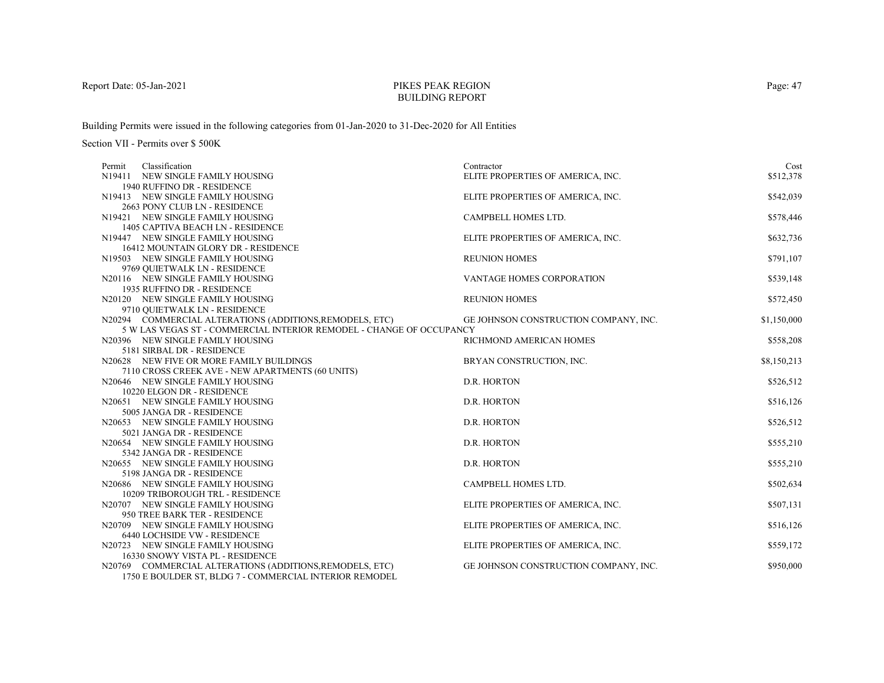# PIKES PEAK REGION
## BUILDING REPORT

Report Date: 05-Jan-2021

Building Permits were issued in the following categories from 01-Jan-2020 to 31-Dec-2020 for All Entities

Section VII - Permits over $ 500K

| Permit | Classification | Contractor | Cost |
|---|---|---|---|
| N19411 | NEW SINGLE FAMILY HOUSING<br>1940 RUFFINO DR - RESIDENCE | ELITE PROPERTIES OF AMERICA, INC. | $512,378 |
| N19413 | NEW SINGLE FAMILY HOUSING<br>2663 PONY CLUB LN - RESIDENCE | ELITE PROPERTIES OF AMERICA, INC. | $542,039 |
| N19421 | NEW SINGLE FAMILY HOUSING<br>1405 CAPTIVA BEACH LN - RESIDENCE | CAMPBELL HOMES LTD. | $578,446 |
| N19447 | NEW SINGLE FAMILY HOUSING<br>16412 MOUNTAIN GLORY DR - RESIDENCE | ELITE PROPERTIES OF AMERICA, INC. | $632,736 |
| N19503 | NEW SINGLE FAMILY HOUSING<br>9769 QUIETWALK LN - RESIDENCE | REUNION HOMES | $791,107 |
| N20116 | NEW SINGLE FAMILY HOUSING<br>1935 RUFFINO DR - RESIDENCE | VANTAGE HOMES CORPORATION | $539,148 |
| N20120 | NEW SINGLE FAMILY HOUSING<br>9710 QUIETWALK LN - RESIDENCE | REUNION HOMES | $572,450 |
| N20294 | COMMERCIAL ALTERATIONS (ADDITIONS,REMODELS, ETC)<br>5 W LAS VEGAS ST - COMMERCIAL INTERIOR REMODEL - CHANGE OF OCCUPANCY | GE JOHNSON CONSTRUCTION COMPANY, INC. | $1,150,000 |
| N20396 | NEW SINGLE FAMILY HOUSING<br>5181 SIRBAL DR - RESIDENCE | RICHMOND AMERICAN HOMES | $558,208 |
| N20628 | NEW FIVE OR MORE FAMILY BUILDINGS<br>7110 CROSS CREEK AVE - NEW APARTMENTS (60 UNITS) | BRYAN CONSTRUCTION, INC. | $8,150,213 |
| N20646 | NEW SINGLE FAMILY HOUSING<br>10220 ELGON DR - RESIDENCE | D.R. HORTON | $526,512 |
| N20651 | NEW SINGLE FAMILY HOUSING<br>5005 JANGA DR - RESIDENCE | D.R. HORTON | $516,126 |
| N20653 | NEW SINGLE FAMILY HOUSING<br>5021 JANGA DR - RESIDENCE | D.R. HORTON | $526,512 |
| N20654 | NEW SINGLE FAMILY HOUSING<br>5342 JANGA DR - RESIDENCE | D.R. HORTON | $555,210 |
| N20655 | NEW SINGLE FAMILY HOUSING<br>5198 JANGA DR - RESIDENCE | D.R. HORTON | $555,210 |
| N20686 | NEW SINGLE FAMILY HOUSING<br>10209 TRIBOROUGH TRL - RESIDENCE | CAMPBELL HOMES LTD. | $502,634 |
| N20707 | NEW SINGLE FAMILY HOUSING<br>950 TREE BARK TER - RESIDENCE | ELITE PROPERTIES OF AMERICA, INC. | $507,131 |
| N20709 | NEW SINGLE FAMILY HOUSING<br>6440 LOCHSIDE VW - RESIDENCE | ELITE PROPERTIES OF AMERICA, INC. | $516,126 |
| N20723 | NEW SINGLE FAMILY HOUSING<br>16330 SNOWY VISTA PL - RESIDENCE | ELITE PROPERTIES OF AMERICA, INC. | $559,172 |
| N20769 | COMMERCIAL ALTERATIONS (ADDITIONS,REMODELS, ETC)<br>1750 E BOULDER ST, BLDG 7 - COMMERCIAL INTERIOR REMODEL | GE JOHNSON CONSTRUCTION COMPANY, INC. | $950,000 |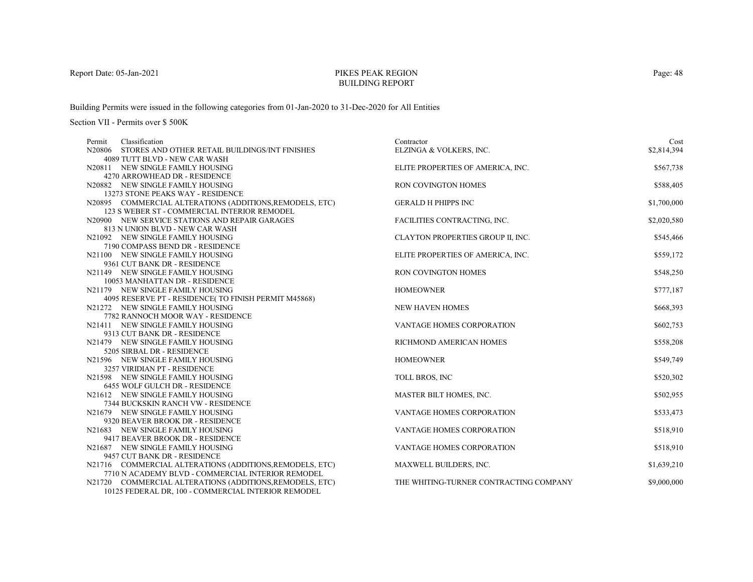# PIKES PEAK REGION
## BUILDING REPORT

Report Date: 05-Jan-2021

Building Permits were issued in the following categories from 01-Jan-2020 to 31-Dec-2020 for All Entities

Section VII - Permits over $ 500K

| Permit | Classification | Contractor | Cost |
|---|---|---|---|
| N20806 | STORES AND OTHER RETAIL BUILDINGS/INT FINISHES<br>4089 TUTT BLVD - NEW CAR WASH | ELZINGA & VOLKERS, INC. | $2,814,394 |
| N20811 | NEW SINGLE FAMILY HOUSING<br>4270 ARROWHEAD DR - RESIDENCE | ELITE PROPERTIES OF AMERICA, INC. | $567,738 |
| N20882 | NEW SINGLE FAMILY HOUSING<br>13273 STONE PEAKS WAY - RESIDENCE | RON COVINGTON HOMES | $588,405 |
| N20895 | COMMERCIAL ALTERATIONS (ADDITIONS,REMODELS, ETC)<br>123 S WEBER ST - COMMERCIAL INTERIOR REMODEL | GERALD H PHIPPS INC | $1,700,000 |
| N20900 | NEW SERVICE STATIONS AND REPAIR GARAGES<br>813 N UNION BLVD - NEW CAR WASH | FACILITIES CONTRACTING, INC. | $2,020,580 |
| N21092 | NEW SINGLE FAMILY HOUSING<br>7190 COMPASS BEND DR - RESIDENCE | CLAYTON PROPERTIES GROUP II, INC. | $545,466 |
| N21100 | NEW SINGLE FAMILY HOUSING<br>9361 CUT BANK DR - RESIDENCE | ELITE PROPERTIES OF AMERICA, INC. | $559,172 |
| N21149 | NEW SINGLE FAMILY HOUSING<br>10053 MANHATTAN DR - RESIDENCE | RON COVINGTON HOMES | $548,250 |
| N21179 | NEW SINGLE FAMILY HOUSING<br>4095 RESERVE PT - RESIDENCE( TO FINISH PERMIT M45868) | HOMEOWNER | $777,187 |
| N21272 | NEW SINGLE FAMILY HOUSING<br>7782 RANNOCH MOOR WAY - RESIDENCE | NEW HAVEN HOMES | $668,393 |
| N21411 | NEW SINGLE FAMILY HOUSING<br>9313 CUT BANK DR - RESIDENCE | VANTAGE HOMES CORPORATION | $602,753 |
| N21479 | NEW SINGLE FAMILY HOUSING<br>5205 SIRBAL DR - RESIDENCE | RICHMOND AMERICAN HOMES | $558,208 |
| N21596 | NEW SINGLE FAMILY HOUSING<br>3257 VIRIDIAN PT - RESIDENCE | HOMEOWNER | $549,749 |
| N21598 | NEW SINGLE FAMILY HOUSING<br>6455 WOLF GULCH DR - RESIDENCE | TOLL BROS, INC | $520,302 |
| N21612 | NEW SINGLE FAMILY HOUSING<br>7344 BUCKSKIN RANCH VW - RESIDENCE | MASTER BILT HOMES, INC. | $502,955 |
| N21679 | NEW SINGLE FAMILY HOUSING<br>9320 BEAVER BROOK DR - RESIDENCE | VANTAGE HOMES CORPORATION | $533,473 |
| N21683 | NEW SINGLE FAMILY HOUSING<br>9417 BEAVER BROOK DR - RESIDENCE | VANTAGE HOMES CORPORATION | $518,910 |
| N21687 | NEW SINGLE FAMILY HOUSING<br>9457 CUT BANK DR - RESIDENCE | VANTAGE HOMES CORPORATION | $518,910 |
| N21716 | COMMERCIAL ALTERATIONS (ADDITIONS,REMODELS, ETC)<br>7710 N ACADEMY BLVD - COMMERCIAL INTERIOR REMODEL | MAXWELL BUILDERS, INC. | $1,639,210 |
| N21720 | COMMERCIAL ALTERATIONS (ADDITIONS,REMODELS, ETC)<br>10125 FEDERAL DR, 100 - COMMERCIAL INTERIOR REMODEL | THE WHITING-TURNER CONTRACTING COMPANY | $9,000,000 |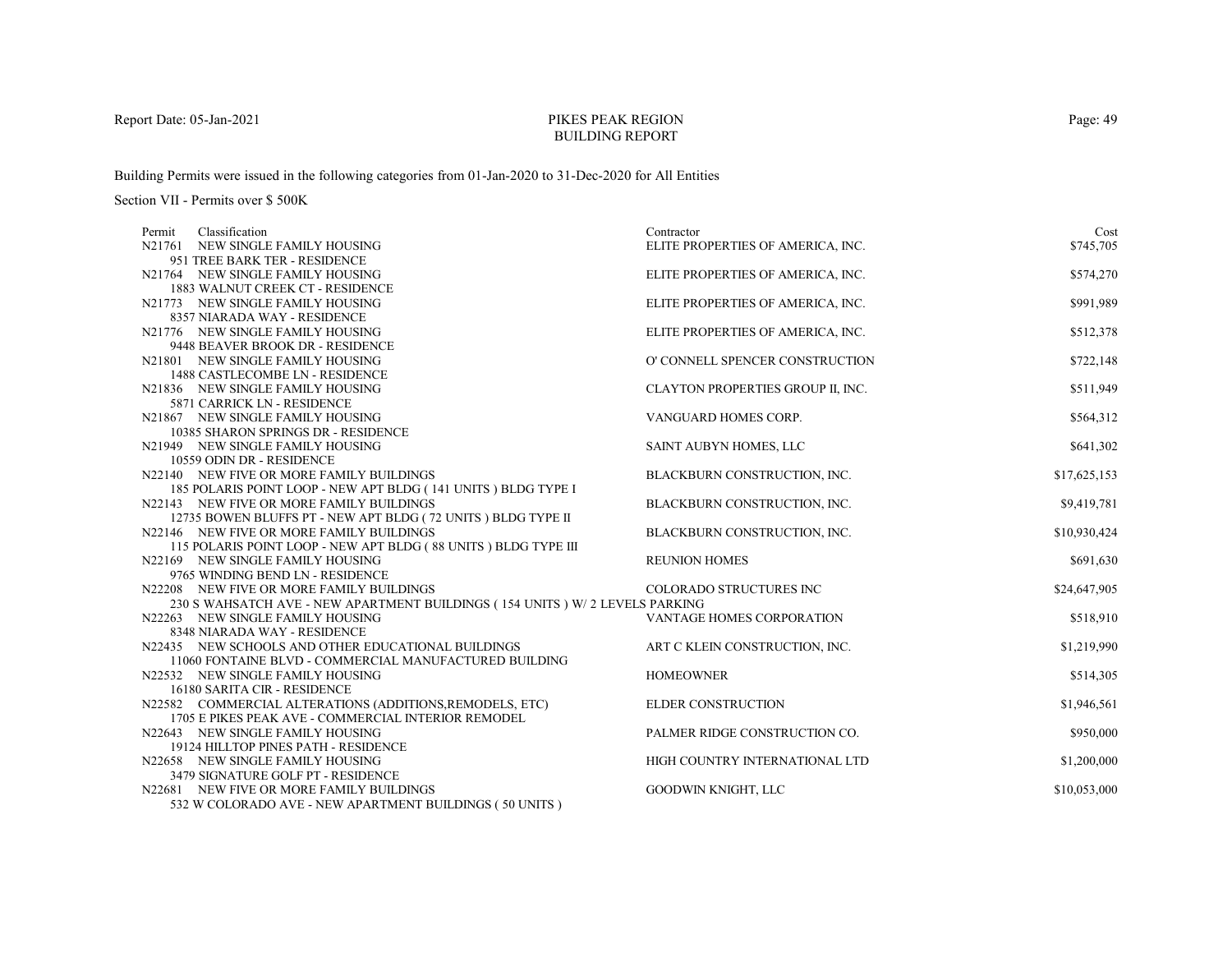Report Date: 05-Jan-2021

# PIKES PEAK REGION BUILDING REPORT

Building Permits were issued in the following categories from 01-Jan-2020 to 31-Dec-2020 for All Entities

Section VII - Permits over $ 500K

| Permit | Classification | Contractor | Cost |
|---|---|---|---|
| N21761 | NEW SINGLE FAMILY HOUSING<br>951 TREE BARK TER - RESIDENCE | ELITE PROPERTIES OF AMERICA, INC. | $745,705 |
| N21764 | NEW SINGLE FAMILY HOUSING<br>1883 WALNUT CREEK CT - RESIDENCE | ELITE PROPERTIES OF AMERICA, INC. | $574,270 |
| N21773 | NEW SINGLE FAMILY HOUSING<br>8357 NIARADA WAY - RESIDENCE | ELITE PROPERTIES OF AMERICA, INC. | $991,989 |
| N21776 | NEW SINGLE FAMILY HOUSING<br>9448 BEAVER BROOK DR - RESIDENCE | ELITE PROPERTIES OF AMERICA, INC. | $512,378 |
| N21801 | NEW SINGLE FAMILY HOUSING<br>1488 CASTLECOMBE LN - RESIDENCE | O' CONNELL SPENCER CONSTRUCTION | $722,148 |
| N21836 | NEW SINGLE FAMILY HOUSING<br>5871 CARRICK LN - RESIDENCE | CLAYTON PROPERTIES GROUP II, INC. | $511,949 |
| N21867 | NEW SINGLE FAMILY HOUSING<br>10385 SHARON SPRINGS DR - RESIDENCE | VANGUARD HOMES CORP. | $564,312 |
| N21949 | NEW SINGLE FAMILY HOUSING<br>10559 ODIN DR - RESIDENCE | SAINT AUBYN HOMES, LLC | $641,302 |
| N22140 | NEW FIVE OR MORE FAMILY BUILDINGS<br>185 POLARIS POINT LOOP - NEW APT BLDG ( 141 UNITS ) BLDG TYPE I | BLACKBURN CONSTRUCTION, INC. | $17,625,153 |
| N22143 | NEW FIVE OR MORE FAMILY BUILDINGS<br>12735 BOWEN BLUFFS PT - NEW APT BLDG ( 72 UNITS ) BLDG TYPE II | BLACKBURN CONSTRUCTION, INC. | $9,419,781 |
| N22146 | NEW FIVE OR MORE FAMILY BUILDINGS<br>115 POLARIS POINT LOOP - NEW APT BLDG ( 88 UNITS ) BLDG TYPE III | BLACKBURN CONSTRUCTION, INC. | $10,930,424 |
| N22169 | NEW SINGLE FAMILY HOUSING<br>9765 WINDING BEND LN - RESIDENCE | REUNION HOMES | $691,630 |
| N22208 | NEW FIVE OR MORE FAMILY BUILDINGS<br>230 S WAHSATCH AVE - NEW APARTMENT BUILDINGS ( 154 UNITS ) W/ 2 LEVELS PARKING | COLORADO STRUCTURES INC | $24,647,905 |
| N22263 | NEW SINGLE FAMILY HOUSING<br>8348 NIARADA WAY - RESIDENCE | VANTAGE HOMES CORPORATION | $518,910 |
| N22435 | NEW SCHOOLS AND OTHER EDUCATIONAL BUILDINGS<br>11060 FONTAINE BLVD - COMMERCIAL MANUFACTURED BUILDING | ART C KLEIN CONSTRUCTION, INC. | $1,219,990 |
| N22532 | NEW SINGLE FAMILY HOUSING<br>16180 SARITA CIR - RESIDENCE | HOMEOWNER | $514,305 |
| N22582 | COMMERCIAL ALTERATIONS (ADDITIONS,REMODELS, ETC)<br>1705 E PIKES PEAK AVE - COMMERCIAL INTERIOR REMODEL | ELDER CONSTRUCTION | $1,946,561 |
| N22643 | NEW SINGLE FAMILY HOUSING<br>19124 HILLTOP PINES PATH - RESIDENCE | PALMER RIDGE CONSTRUCTION CO. | $950,000 |
| N22658 | NEW SINGLE FAMILY HOUSING<br>3479 SIGNATURE GOLF PT - RESIDENCE | HIGH COUNTRY INTERNATIONAL LTD | $1,200,000 |
| N22681 | NEW FIVE OR MORE FAMILY BUILDINGS<br>532 W COLORADO AVE - NEW APARTMENT BUILDINGS ( 50 UNITS ) | GOODWIN KNIGHT, LLC | $10,053,000 |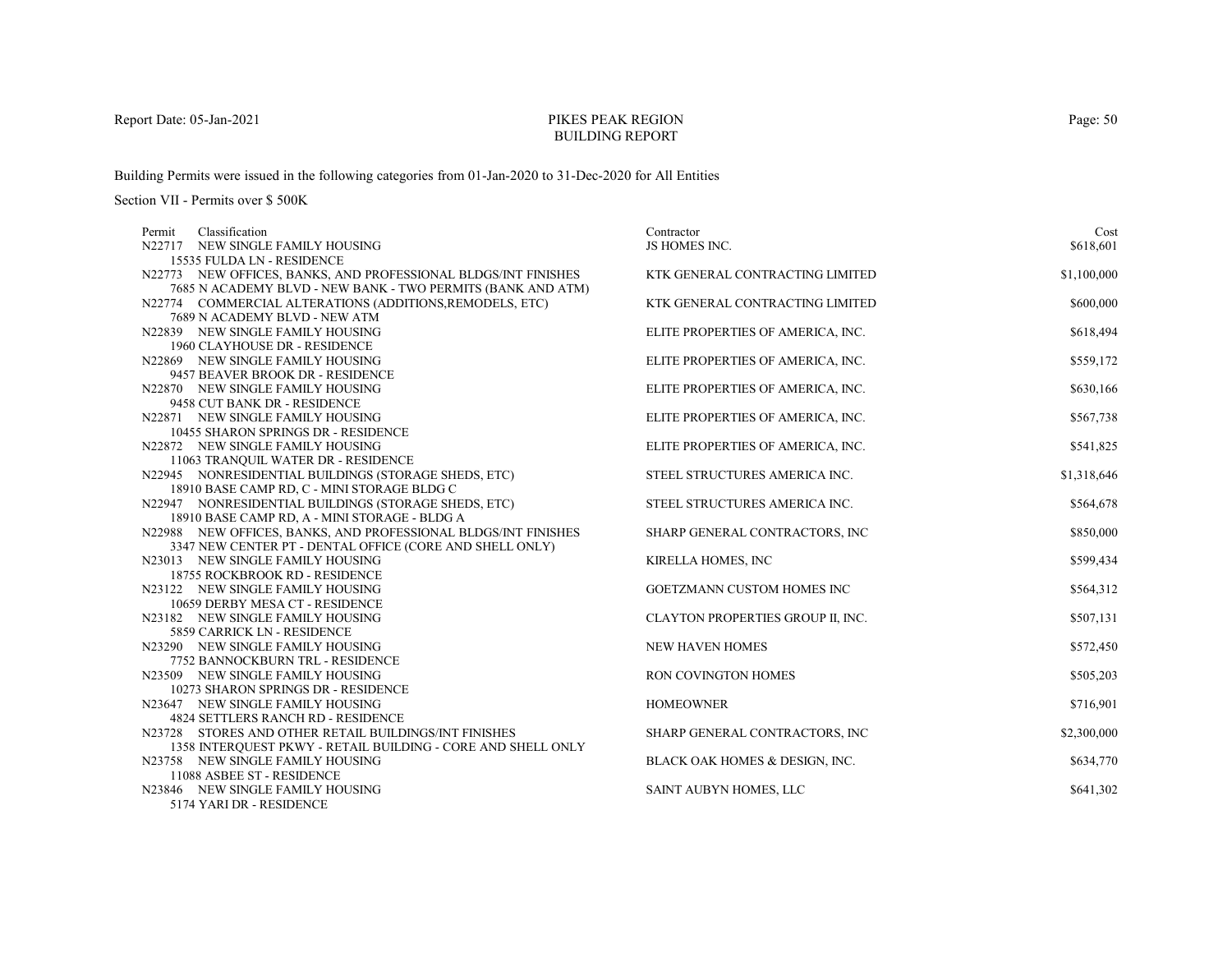# PIKES PEAK REGION
## BUILDING REPORT

Report Date: 05-Jan-2021

Building Permits were issued in the following categories from 01-Jan-2020 to 31-Dec-2020 for All Entities

Section VII - Permits over $ 500K

| Permit | Classification | Contractor | Cost |
|---|---|---|---|
| N22717 | NEW SINGLE FAMILY HOUSING<br>15535 FULDA LN - RESIDENCE | JS HOMES INC. | $618,601 |
| N22773 | NEW OFFICES, BANKS, AND PROFESSIONAL BLDGS/INT FINISHES<br>7685 N ACADEMY BLVD - NEW BANK - TWO PERMITS (BANK AND ATM) | KTK GENERAL CONTRACTING LIMITED | $1,100,000 |
| N22774 | COMMERCIAL ALTERATIONS (ADDITIONS,REMODELS, ETC)<br>7689 N ACADEMY BLVD - NEW ATM | KTK GENERAL CONTRACTING LIMITED | $600,000 |
| N22839 | NEW SINGLE FAMILY HOUSING<br>1960 CLAYHOUSE DR - RESIDENCE | ELITE PROPERTIES OF AMERICA, INC. | $618,494 |
| N22869 | NEW SINGLE FAMILY HOUSING<br>9457 BEAVER BROOK DR - RESIDENCE | ELITE PROPERTIES OF AMERICA, INC. | $559,172 |
| N22870 | NEW SINGLE FAMILY HOUSING<br>9458 CUT BANK DR - RESIDENCE | ELITE PROPERTIES OF AMERICA, INC. | $630,166 |
| N22871 | NEW SINGLE FAMILY HOUSING<br>10455 SHARON SPRINGS DR - RESIDENCE | ELITE PROPERTIES OF AMERICA, INC. | $567,738 |
| N22872 | NEW SINGLE FAMILY HOUSING<br>11063 TRANQUIL WATER DR - RESIDENCE | ELITE PROPERTIES OF AMERICA, INC. | $541,825 |
| N22945 | NONRESIDENTIAL BUILDINGS (STORAGE SHEDS, ETC)<br>18910 BASE CAMP RD, C - MINI STORAGE BLDG C | STEEL STRUCTURES AMERICA INC. | $1,318,646 |
| N22947 | NONRESIDENTIAL BUILDINGS (STORAGE SHEDS, ETC)<br>18910 BASE CAMP RD, A - MINI STORAGE - BLDG A | STEEL STRUCTURES AMERICA INC. | $564,678 |
| N22988 | NEW OFFICES, BANKS, AND PROFESSIONAL BLDGS/INT FINISHES<br>3347 NEW CENTER PT - DENTAL OFFICE (CORE AND SHELL ONLY) | SHARP GENERAL CONTRACTORS, INC | $850,000 |
| N23013 | NEW SINGLE FAMILY HOUSING<br>18755 ROCKBROOK RD - RESIDENCE | KIRELLA HOMES, INC | $599,434 |
| N23122 | NEW SINGLE FAMILY HOUSING<br>10659 DERBY MESA CT - RESIDENCE | GOETZMANN CUSTOM HOMES INC | $564,312 |
| N23182 | NEW SINGLE FAMILY HOUSING<br>5859 CARRICK LN - RESIDENCE | CLAYTON PROPERTIES GROUP II, INC. | $507,131 |
| N23290 | NEW SINGLE FAMILY HOUSING<br>7752 BANNOCKBURN TRL - RESIDENCE | NEW HAVEN HOMES | $572,450 |
| N23509 | NEW SINGLE FAMILY HOUSING<br>10273 SHARON SPRINGS DR - RESIDENCE | RON COVINGTON HOMES | $505,203 |
| N23647 | NEW SINGLE FAMILY HOUSING<br>4824 SETTLERS RANCH RD - RESIDENCE | HOMEOWNER | $716,901 |
| N23728 | STORES AND OTHER RETAIL BUILDINGS/INT FINISHES<br>1358 INTERQUEST PKWY - RETAIL BUILDING - CORE AND SHELL ONLY | SHARP GENERAL CONTRACTORS, INC | $2,300,000 |
| N23758 | NEW SINGLE FAMILY HOUSING<br>11088 ASBEE ST - RESIDENCE | BLACK OAK HOMES & DESIGN, INC. | $634,770 |
| N23846 | NEW SINGLE FAMILY HOUSING<br>5174 YARI DR - RESIDENCE | SAINT AUBYN HOMES, LLC | $641,302 |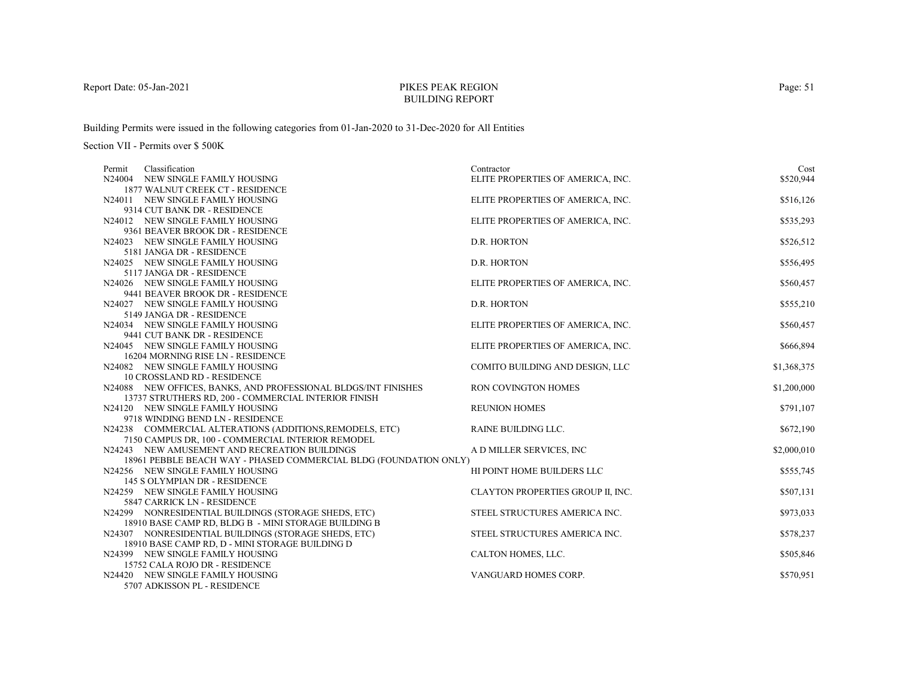Report Date: 05-Jan-2021

# PIKES PEAK REGION
## BUILDING REPORT

Building Permits were issued in the following categories from 01-Jan-2020 to 31-Dec-2020 for All Entities

Section VII - Permits over $ 500K

| Permit | Classification | Contractor | Cost |
|---|---|---|---|
| N24004 | NEW SINGLE FAMILY HOUSING<br>1877 WALNUT CREEK CT - RESIDENCE | ELITE PROPERTIES OF AMERICA, INC. | $520,944 |
| N24011 | NEW SINGLE FAMILY HOUSING<br>9314 CUT BANK DR - RESIDENCE | ELITE PROPERTIES OF AMERICA, INC. | $516,126 |
| N24012 | NEW SINGLE FAMILY HOUSING<br>9361 BEAVER BROOK DR - RESIDENCE | ELITE PROPERTIES OF AMERICA, INC. | $535,293 |
| N24023 | NEW SINGLE FAMILY HOUSING<br>5181 JANGA DR - RESIDENCE | D.R. HORTON | $526,512 |
| N24025 | NEW SINGLE FAMILY HOUSING<br>5117 JANGA DR - RESIDENCE | D.R. HORTON | $556,495 |
| N24026 | NEW SINGLE FAMILY HOUSING<br>9441 BEAVER BROOK DR - RESIDENCE | ELITE PROPERTIES OF AMERICA, INC. | $560,457 |
| N24027 | NEW SINGLE FAMILY HOUSING<br>5149 JANGA DR - RESIDENCE | D.R. HORTON | $555,210 |
| N24034 | NEW SINGLE FAMILY HOUSING<br>9441 CUT BANK DR - RESIDENCE | ELITE PROPERTIES OF AMERICA, INC. | $560,457 |
| N24045 | NEW SINGLE FAMILY HOUSING<br>16204 MORNING RISE LN - RESIDENCE | ELITE PROPERTIES OF AMERICA, INC. | $666,894 |
| N24082 | NEW SINGLE FAMILY HOUSING<br>10 CROSSLAND RD - RESIDENCE | COMITO BUILDING AND DESIGN, LLC | $1,368,375 |
| N24088 | NEW OFFICES, BANKS, AND PROFESSIONAL BLDGS/INT FINISHES<br>13737 STRUTHERS RD, 200 - COMMERCIAL INTERIOR FINISH | RON COVINGTON HOMES | $1,200,000 |
| N24120 | NEW SINGLE FAMILY HOUSING<br>9718 WINDING BEND LN - RESIDENCE | REUNION HOMES | $791,107 |
| N24238 | COMMERCIAL ALTERATIONS (ADDITIONS,REMODELS, ETC)<br>7150 CAMPUS DR, 100 - COMMERCIAL INTERIOR REMODEL | RAINE BUILDING LLC. | $672,190 |
| N24243 | NEW AMUSEMENT AND RECREATION BUILDINGS<br>18961 PEBBLE BEACH WAY - PHASED COMMERCIAL BLDG (FOUNDATION ONLY) | A D MILLER SERVICES, INC | $2,000,010 |
| N24256 | NEW SINGLE FAMILY HOUSING<br>145 S OLYMPIAN DR - RESIDENCE | HI POINT HOME BUILDERS LLC | $555,745 |
| N24259 | NEW SINGLE FAMILY HOUSING<br>5847 CARRICK LN - RESIDENCE | CLAYTON PROPERTIES GROUP II, INC. | $507,131 |
| N24299 | NONRESIDENTIAL BUILDINGS (STORAGE SHEDS, ETC)<br>18910 BASE CAMP RD, BLDG B - MINI STORAGE BUILDING B | STEEL STRUCTURES AMERICA INC. | $973,033 |
| N24307 | NONRESIDENTIAL BUILDINGS (STORAGE SHEDS, ETC)<br>18910 BASE CAMP RD, D - MINI STORAGE BUILDING D | STEEL STRUCTURES AMERICA INC. | $578,237 |
| N24399 | NEW SINGLE FAMILY HOUSING<br>15752 CALA ROJO DR - RESIDENCE | CALTON HOMES, LLC. | $505,846 |
| N24420 | NEW SINGLE FAMILY HOUSING<br>5707 ADKISSON PL - RESIDENCE | VANGUARD HOMES CORP. | $570,951 |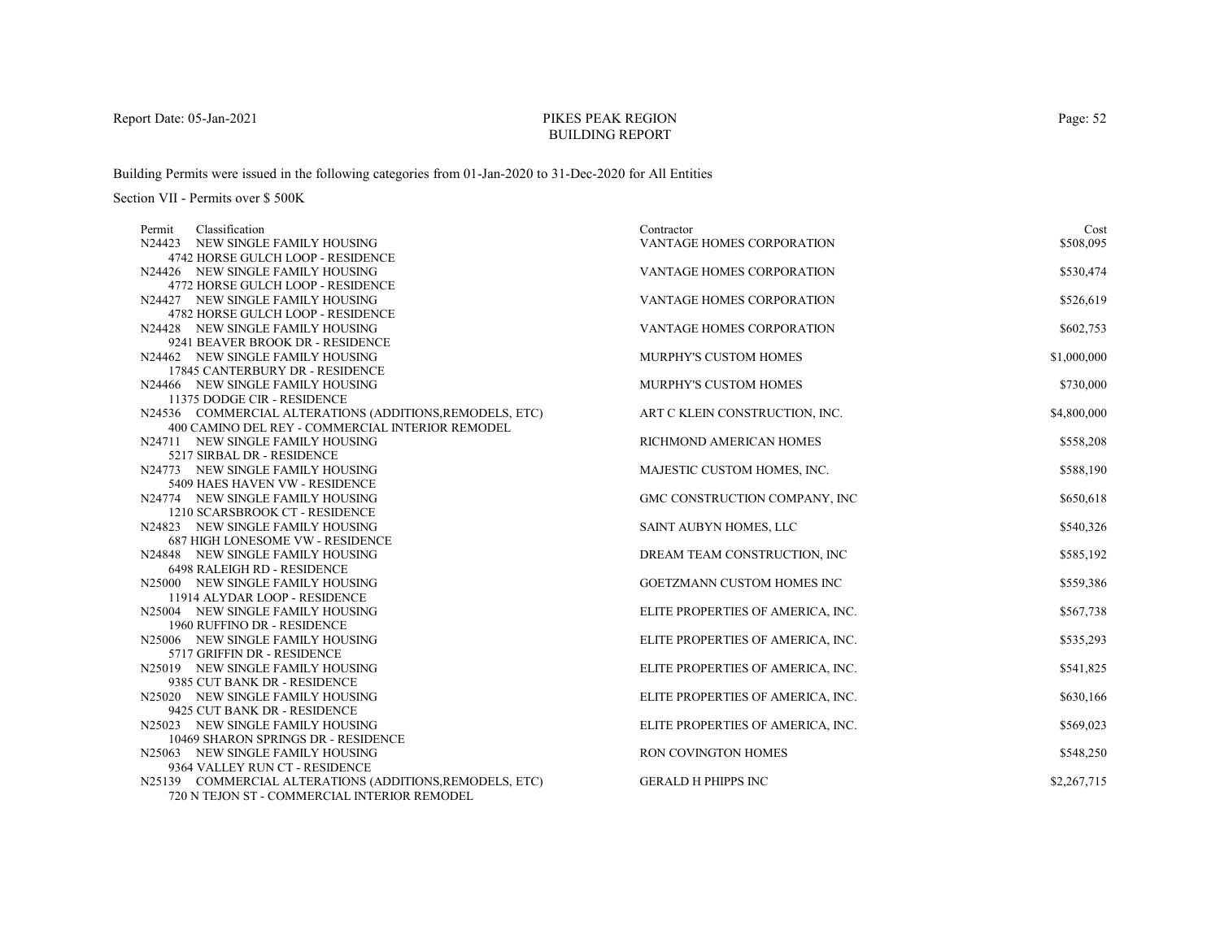Building Permits were issued in the following categories from 01-Jan-2020 to 31-Dec-2020 for All Entities

Section VII - Permits over $ 500K

| Permit | Classification | Contractor | Cost |
|---|---|---|---|
| N24423 | NEW SINGLE FAMILY HOUSING<br>4742 HORSE GULCH LOOP - RESIDENCE | VANTAGE HOMES CORPORATION | $508,095 |
| N24426 | NEW SINGLE FAMILY HOUSING<br>4772 HORSE GULCH LOOP - RESIDENCE | VANTAGE HOMES CORPORATION | $530,474 |
| N24427 | NEW SINGLE FAMILY HOUSING<br>4782 HORSE GULCH LOOP - RESIDENCE | VANTAGE HOMES CORPORATION | $526,619 |
| N24428 | NEW SINGLE FAMILY HOUSING<br>9241 BEAVER BROOK DR - RESIDENCE | VANTAGE HOMES CORPORATION | $602,753 |
| N24462 | NEW SINGLE FAMILY HOUSING<br>17845 CANTERBURY DR - RESIDENCE | MURPHY'S CUSTOM HOMES | $1,000,000 |
| N24466 | NEW SINGLE FAMILY HOUSING<br>11375 DODGE CIR - RESIDENCE | MURPHY'S CUSTOM HOMES | $730,000 |
| N24536 | COMMERCIAL ALTERATIONS (ADDITIONS,REMODELS, ETC)<br>400 CAMINO DEL REY - COMMERCIAL INTERIOR REMODEL | ART C KLEIN CONSTRUCTION, INC. | $4,800,000 |
| N24711 | NEW SINGLE FAMILY HOUSING<br>5217 SIRBAL DR - RESIDENCE | RICHMOND AMERICAN HOMES | $558,208 |
| N24773 | NEW SINGLE FAMILY HOUSING<br>5409 HAES HAVEN VW - RESIDENCE | MAJESTIC CUSTOM HOMES, INC. | $588,190 |
| N24774 | NEW SINGLE FAMILY HOUSING<br>1210 SCARSBROOK CT - RESIDENCE | GMC CONSTRUCTION COMPANY, INC | $650,618 |
| N24823 | NEW SINGLE FAMILY HOUSING<br>687 HIGH LONESOME VW - RESIDENCE | SAINT AUBYN HOMES, LLC | $540,326 |
| N24848 | NEW SINGLE FAMILY HOUSING<br>6498 RALEIGH RD - RESIDENCE | DREAM TEAM CONSTRUCTION, INC | $585,192 |
| N25000 | NEW SINGLE FAMILY HOUSING<br>11914 ALYDAR LOOP - RESIDENCE | GOETZMANN CUSTOM HOMES INC | $559,386 |
| N25004 | NEW SINGLE FAMILY HOUSING<br>1960 RUFFINO DR - RESIDENCE | ELITE PROPERTIES OF AMERICA, INC. | $567,738 |
| N25006 | NEW SINGLE FAMILY HOUSING<br>5717 GRIFFIN DR - RESIDENCE | ELITE PROPERTIES OF AMERICA, INC. | $535,293 |
| N25019 | NEW SINGLE FAMILY HOUSING<br>9385 CUT BANK DR - RESIDENCE | ELITE PROPERTIES OF AMERICA, INC. | $541,825 |
| N25020 | NEW SINGLE FAMILY HOUSING<br>9425 CUT BANK DR - RESIDENCE | ELITE PROPERTIES OF AMERICA, INC. | $630,166 |
| N25023 | NEW SINGLE FAMILY HOUSING<br>10469 SHARON SPRINGS DR - RESIDENCE | ELITE PROPERTIES OF AMERICA, INC. | $569,023 |
| N25063 | NEW SINGLE FAMILY HOUSING<br>9364 VALLEY RUN CT - RESIDENCE | RON COVINGTON HOMES | $548,250 |
| N25139 | COMMERCIAL ALTERATIONS (ADDITIONS,REMODELS, ETC)<br>720 N TEJON ST - COMMERCIAL INTERIOR REMODEL | GERALD H PHIPPS INC | $2,267,715 |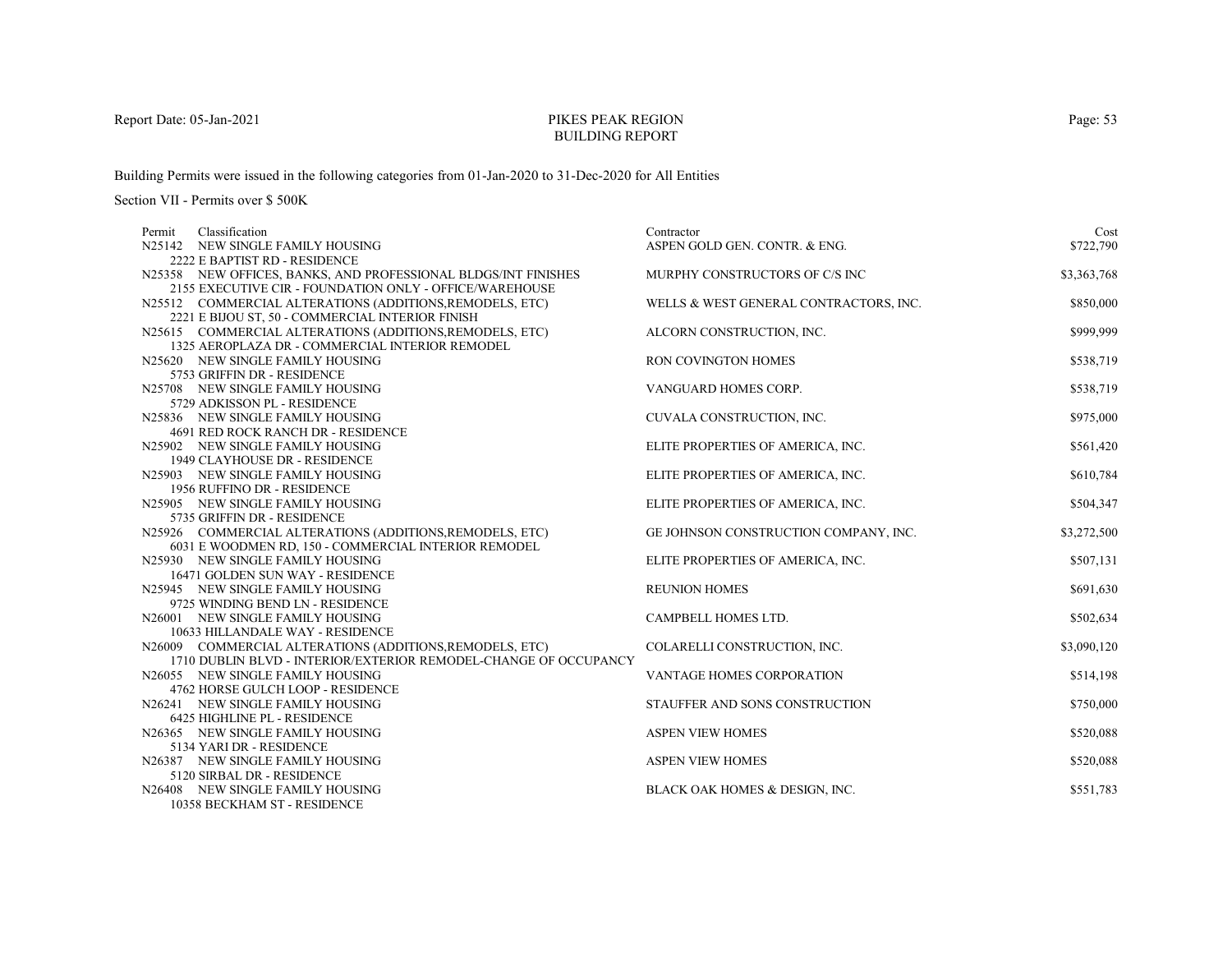Report Date: 05-Jan-2021

# PIKES PEAK REGION
## BUILDING REPORT

Building Permits were issued in the following categories from 01-Jan-2020 to 31-Dec-2020 for All Entities

Section VII - Permits over $ 500K

| Permit | Classification | Contractor | Cost |
|---|---|---|---|
| N25142 | NEW SINGLE FAMILY HOUSING<br>2222 E BAPTIST RD - RESIDENCE | ASPEN GOLD GEN. CONTR. & ENG. | $722,790 |
| N25358 | NEW OFFICES, BANKS, AND PROFESSIONAL BLDGS/INT FINISHES<br>2155 EXECUTIVE CIR - FOUNDATION ONLY - OFFICE/WAREHOUSE | MURPHY CONSTRUCTORS OF C/S INC | $3,363,768 |
| N25512 | COMMERCIAL ALTERATIONS (ADDITIONS,REMODELS, ETC)<br>2221 E BIJOU ST, 50 - COMMERCIAL INTERIOR FINISH | WELLS & WEST GENERAL CONTRACTORS, INC. | $850,000 |
| N25615 | COMMERCIAL ALTERATIONS (ADDITIONS,REMODELS, ETC)<br>1325 AEROPLAZA DR - COMMERCIAL INTERIOR REMODEL | ALCORN CONSTRUCTION, INC. | $999,999 |
| N25620 | NEW SINGLE FAMILY HOUSING<br>5753 GRIFFIN DR - RESIDENCE | RON COVINGTON HOMES | $538,719 |
| N25708 | NEW SINGLE FAMILY HOUSING<br>5729 ADKISSON PL - RESIDENCE | VANGUARD HOMES CORP. | $538,719 |
| N25836 | NEW SINGLE FAMILY HOUSING<br>4691 RED ROCK RANCH DR - RESIDENCE | CUVALA CONSTRUCTION, INC. | $975,000 |
| N25902 | NEW SINGLE FAMILY HOUSING<br>1949 CLAYHOUSE DR - RESIDENCE | ELITE PROPERTIES OF AMERICA, INC. | $561,420 |
| N25903 | NEW SINGLE FAMILY HOUSING<br>1956 RUFFINO DR - RESIDENCE | ELITE PROPERTIES OF AMERICA, INC. | $610,784 |
| N25905 | NEW SINGLE FAMILY HOUSING<br>5735 GRIFFIN DR - RESIDENCE | ELITE PROPERTIES OF AMERICA, INC. | $504,347 |
| N25926 | COMMERCIAL ALTERATIONS (ADDITIONS,REMODELS, ETC)<br>6031 E WOODMEN RD, 150 - COMMERCIAL INTERIOR REMODEL | GE JOHNSON CONSTRUCTION COMPANY, INC. | $3,272,500 |
| N25930 | NEW SINGLE FAMILY HOUSING<br>16471 GOLDEN SUN WAY - RESIDENCE | ELITE PROPERTIES OF AMERICA, INC. | $507,131 |
| N25945 | NEW SINGLE FAMILY HOUSING<br>9725 WINDING BEND LN - RESIDENCE | REUNION HOMES | $691,630 |
| N26001 | NEW SINGLE FAMILY HOUSING<br>10633 HILLANDALE WAY - RESIDENCE | CAMPBELL HOMES LTD. | $502,634 |
| N26009 | COMMERCIAL ALTERATIONS (ADDITIONS,REMODELS, ETC)<br>1710 DUBLIN BLVD - INTERIOR/EXTERIOR REMODEL-CHANGE OF OCCUPANCY | COLARELLI CONSTRUCTION, INC. | $3,090,120 |
| N26055 | NEW SINGLE FAMILY HOUSING<br>4762 HORSE GULCH LOOP - RESIDENCE | VANTAGE HOMES CORPORATION | $514,198 |
| N26241 | NEW SINGLE FAMILY HOUSING<br>6425 HIGHLINE PL - RESIDENCE | STAUFFER AND SONS CONSTRUCTION | $750,000 |
| N26365 | NEW SINGLE FAMILY HOUSING<br>5134 YARI DR - RESIDENCE | ASPEN VIEW HOMES | $520,088 |
| N26387 | NEW SINGLE FAMILY HOUSING<br>5120 SIRBAL DR - RESIDENCE | ASPEN VIEW HOMES | $520,088 |
| N26408 | NEW SINGLE FAMILY HOUSING<br>10358 BECKHAM ST - RESIDENCE | BLACK OAK HOMES & DESIGN, INC. | $551,783 |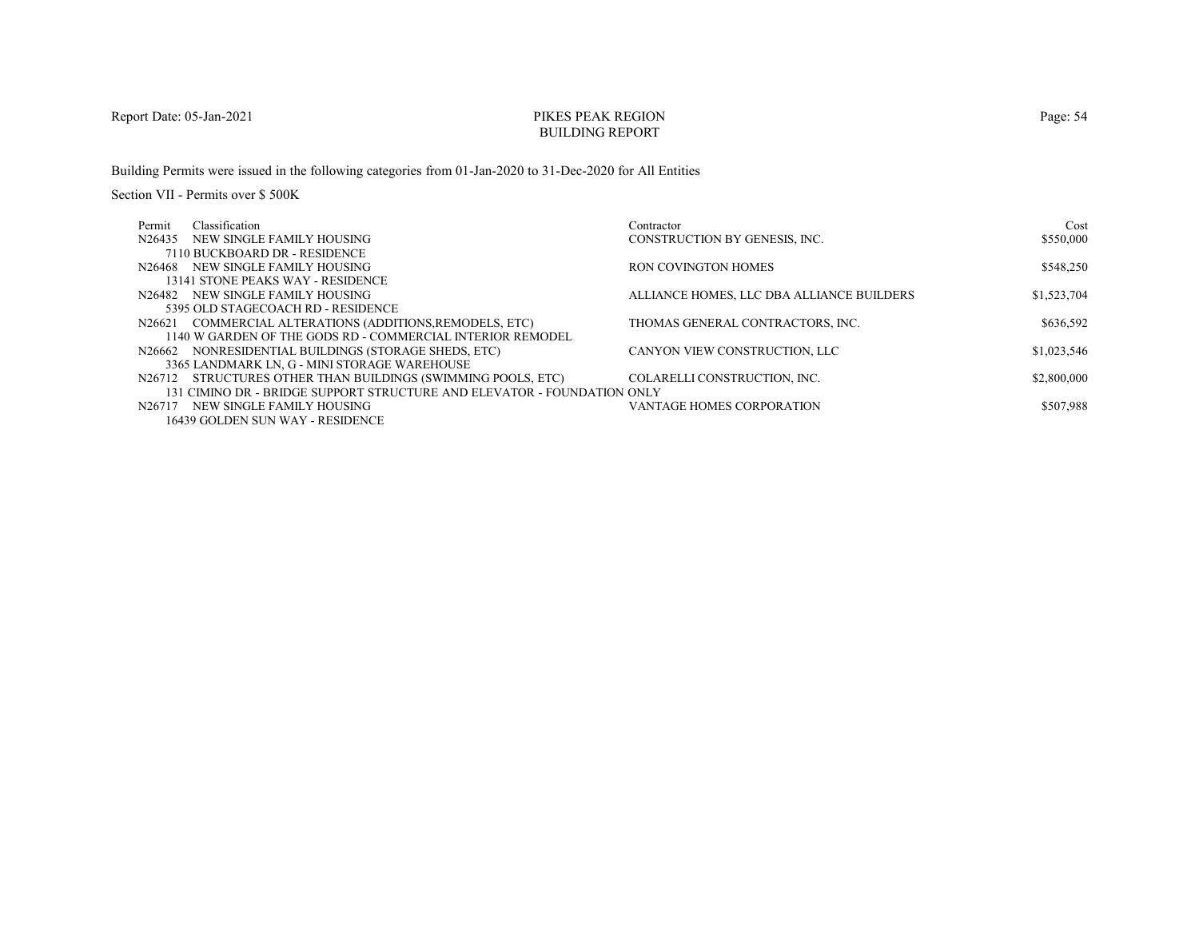Building Permits were issued in the following categories from 01-Jan-2020 to 31-Dec-2020 for All Entities

Section VII - Permits over $ 500K

| Permit | Classification | Contractor | Cost |
|---|---|---|---|
| N26435 | NEW SINGLE FAMILY HOUSING<br>7110 BUCKBOARD DR - RESIDENCE | CONSTRUCTION BY GENESIS, INC. | $550,000 |
| N26468 | NEW SINGLE FAMILY HOUSING<br>13141 STONE PEAKS WAY - RESIDENCE | RON COVINGTON HOMES | $548,250 |
| N26482 | NEW SINGLE FAMILY HOUSING<br>5395 OLD STAGECOACH RD - RESIDENCE | ALLIANCE HOMES, LLC DBA ALLIANCE BUILDERS | $1,523,704 |
| N26621 | COMMERCIAL ALTERATIONS (ADDITIONS,REMODELS, ETC)<br>1140 W GARDEN OF THE GODS RD - COMMERCIAL INTERIOR REMODEL | THOMAS GENERAL CONTRACTORS, INC. | $636,592 |
| N26662 | NONRESIDENTIAL BUILDINGS (STORAGE SHEDS, ETC)<br>3365 LANDMARK LN, G - MINI STORAGE WAREHOUSE | CANYON VIEW CONSTRUCTION, LLC | $1,023,546 |
| N26712 | STRUCTURES OTHER THAN BUILDINGS (SWIMMING POOLS, ETC)<br>131 CIMINO DR - BRIDGE SUPPORT STRUCTURE AND ELEVATOR - FOUNDATION ONLY | COLARELLI CONSTRUCTION, INC. | $2,800,000 |
| N26717 | NEW SINGLE FAMILY HOUSING<br>16439 GOLDEN SUN WAY - RESIDENCE | VANTAGE HOMES CORPORATION | $507,988 |